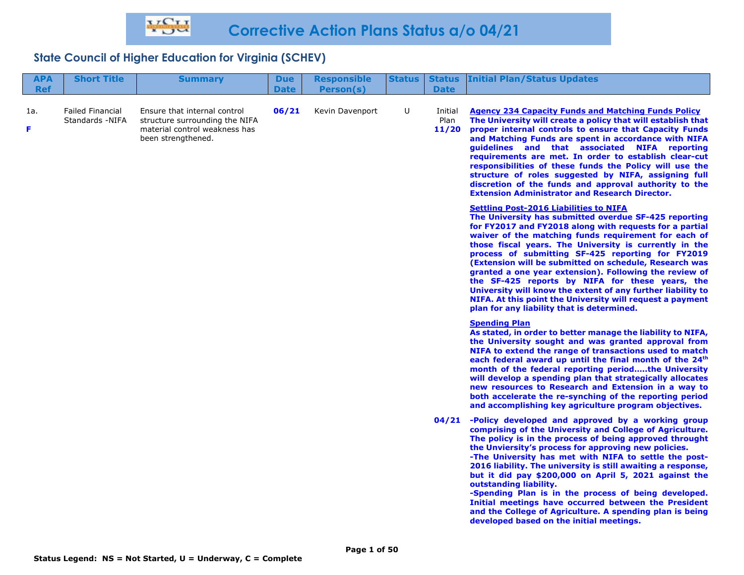# Corrective Action Plans Status a/o 04/21

## State Council of Higher Education for Virginia (SCHEV)

| APA Ref | Short Title | Summary | Due Date | Responsible Person(s) | Status | Status Date | Initial Plan/Status Updates |
|---|---|---|---|---|---|---|---|
| 1a. **F** | Failed Financial Standards -NIFA | Ensure that internal control structure surrounding the NIFA material control weakness has been strengthened. | **06/21** | Kevin Davenport | U | Initial Plan **11/20** | **Agency 234 Capacity Funds and Matching Funds Policy** **The University will create a policy that will establish that proper internal controls to ensure that Capacity Funds and Matching Funds are spent in accordance with NIFA guidelines and that associated NIFA reporting requirements are met. In order to establish clear-cut responsibilities of these funds the Policy will use the structure of roles suggested by NIFA, assigning full discretion of the funds and approval authority to the Extension Administrator and Research Director.** <br><br> **Settling Post-2016 Liabilities to NIFA** **The University has submitted overdue SF-425 reporting for FY2017 and FY2018 along with requests for a partial waiver of the matching funds requirement for each of those fiscal years. The University is currently in the process of submitting SF-425 reporting for FY2019 (Extension will be submitted on schedule, Research was granted a one year extension). Following the review of the SF-425 reports by NIFA for these years, the University will know the extent of any further liability to NIFA. At this point the University will request a payment plan for any liability that is determined.** <br><br> **Spending Plan** **As stated, in order to better manage the liability to NIFA, the University sought and was granted approval from NIFA to extend the range of transactions used to match each federal award up until the final month of the 24th month of the federal reporting period.....the University will develop a spending plan that strategically allocates new resources to Research and Extension in a way to both accelerate the re-synching of the reporting period and accomplishing key agriculture program objectives.** |
| | | | | | | **04/21** | **-Policy developed and approved by a working group comprising of the University and College of Agriculture. The policy is in the process of being approved throught the Unviersity's process for approving new policies.** <br> **-The University has met with NIFA to settle the post-2016 liability. The university is still awaiting a response, but it did pay $200,000 on April 5, 2021 against the outstanding liability.** <br> **-Spending Plan is in the process of being developed. Initial meetings have occurred between the President and the College of Agriculture. A spending plan is being developed based on the initial meetings.** |

**Status Legend: NS = Not Started, U = Underway, C = Complete**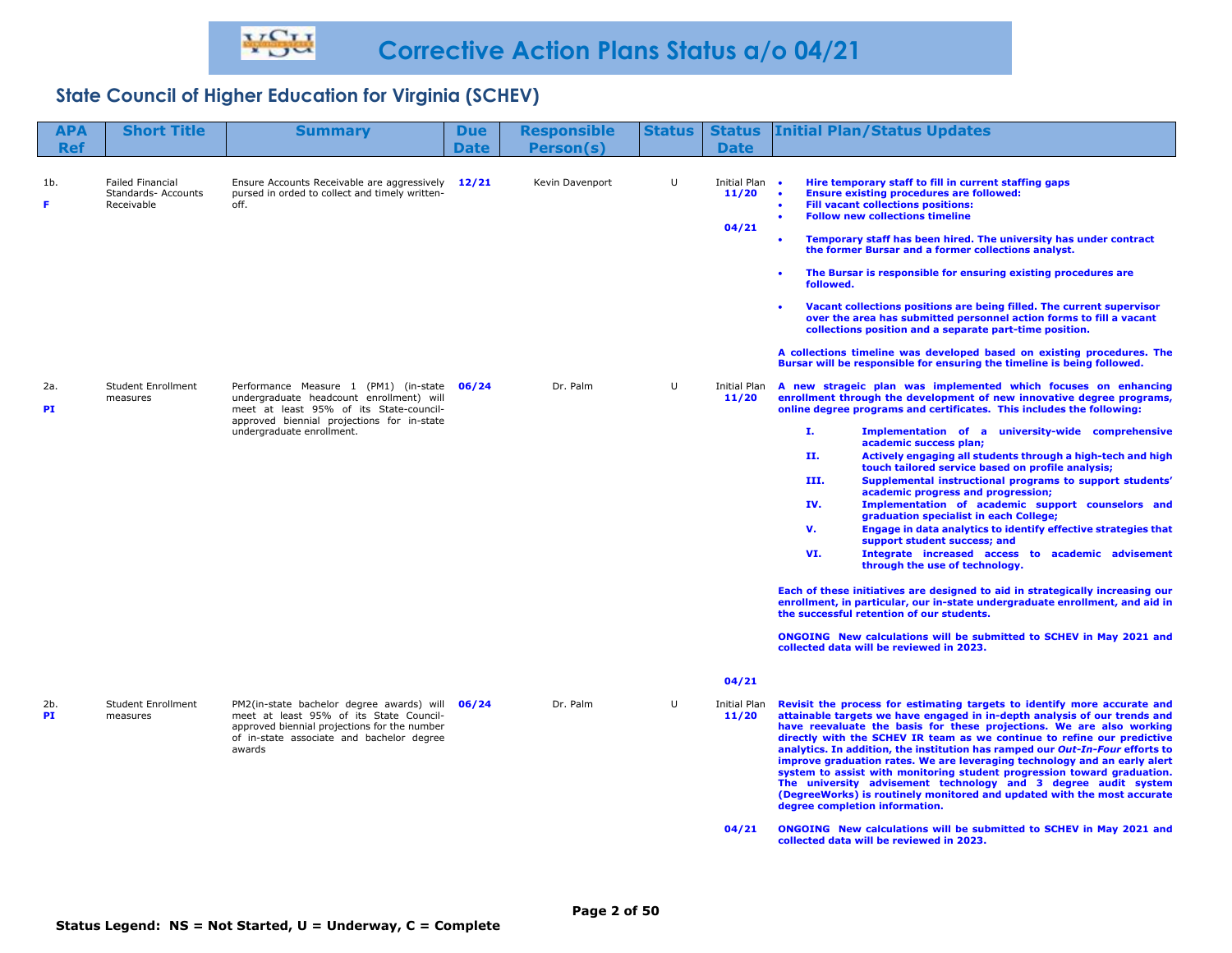# Corrective Action Plans Status a/o 04/21

## State Council of Higher Education for Virginia (SCHEV)

| APA Ref | Short Title | Summary | Due Date | Responsible Person(s) | Status | Status Date | Initial Plan/Status Updates |
|---|---|---|---|---|---|---|---|
| 1b. **F** | Failed Financial Standards- Accounts Receivable | Ensure Accounts Receivable are aggressively pursed in orded to collect and timely written-off. | **12/21** | Kevin Davenport | U | Initial Plan **11/20** | • **Hire temporary staff to fill in current staffing gaps** <br> • **Ensure existing procedures are followed:** <br> • **Fill vacant collections positions:** <br> • **Follow new collections timeline** |
| | | | | | | **04/21** | • **Temporary staff has been hired. The university has under contract the former Bursar and a former collections analyst.** <br> • **The Bursar is responsible for ensuring existing procedures are followed.** <br> • **Vacant collections positions are being filled. The current supervisor over the area has submitted personnel action forms to fill a vacant collections position and a separate part-time position.** <br><br> **A collections timeline was developed based on existing procedures. The Bursar will be responsible for ensuring the timeline is being followed.** |
| 2a. **PI** | Student Enrollment measures | Performance Measure 1 (PM1) (in-state undergraduate headcount enrollment) will meet at least 95% of its State-council-approved biennial projections for in-state undergraduate enrollment. | **06/24** | Dr. Palm | U | Initial Plan **11/20** | **A new strageic plan was implemented which focuses on enhancing enrollment through the development of new innovative degree programs, online degree programs and certificates. This includes the following:** <br> **I. Implementation of a university-wide comprehensive academic success plan;** <br> **II. Actively engaging all students through a high-tech and high touch tailored service based on profile analysis;** <br> **III. Supplemental instructional programs to support students' academic progress and progression;** <br> **IV. Implementation of academic support counselors and graduation specialist in each College;** <br> **V. Engage in data analytics to identify effective strategies that support student success; and** <br> **VI. Integrate increased access to academic advisement through the use of technology.** <br><br> **Each of these initiatives are designed to aid in strategically increasing our enrollment, in particular, our in-state undergraduate enrollment, and aid in the successful retention of our students.** <br><br> **ONGOING New calculations will be submitted to SCHEV in May 2021 and collected data will be reviewed in 2023.** |
| | | | | | | **04/21** | |
| 2b. **PI** | Student Enrollment measures | PM2(in-state bachelor degree awards) will meet at least 95% of its State Council-approved biennial projections for the number of in-state associate and bachelor degree awards | **06/24** | Dr. Palm | U | Initial Plan **11/20** | **Revisit the process for estimating targets to identify more accurate and attainable targets we have engaged in in-depth analysis of our trends and have reevaluate the basis for these projections. We are also working directly with the SCHEV IR team as we continue to refine our predictive analytics. In addition, the institution has ramped our *Out-In-Four* efforts to improve graduation rates. We are leveraging technology and an early alert system to assist with monitoring student progression toward graduation. The university advisement technology and 3 degree audit system (DegreeWorks) is routinely monitored and updated with the most accurate degree completion information.** |
| | | | | | | **04/21** | **ONGOING New calculations will be submitted to SCHEV in May 2021 and collected data will be reviewed in 2023.** |

**Status Legend: NS = Not Started, U = Underway, C = Complete**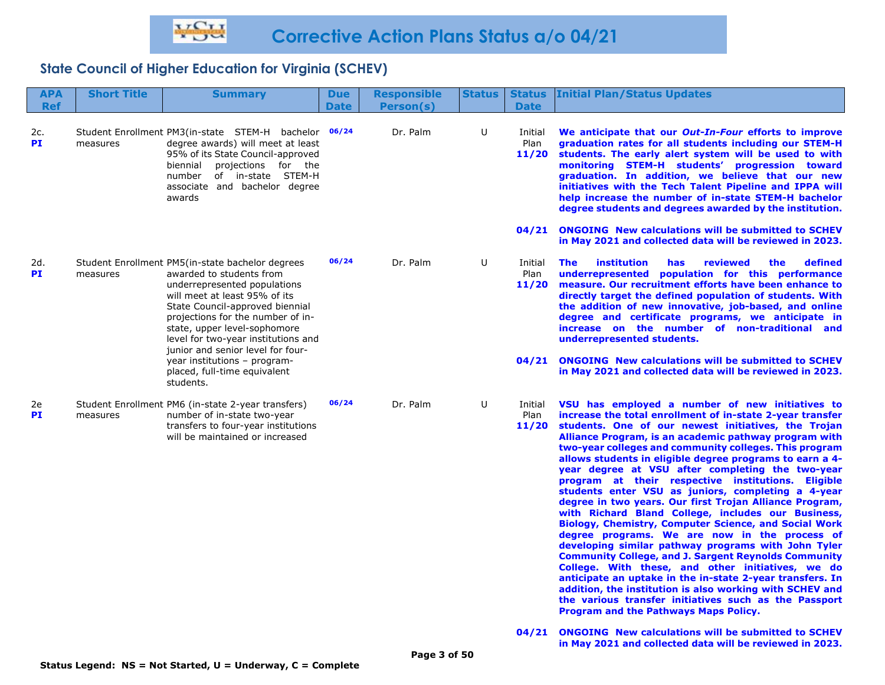# Corrective Action Plans Status a/o 04/21

## State Council of Higher Education for Virginia (SCHEV)

| APA Ref | Short Title | Summary | Due Date | Responsible Person(s) | Status | Status Date | Initial Plan/Status Updates |
|---|---|---|---|---|---|---|---|
| 2c. **PI** | Student Enrollment measures | PM3(in-state STEM-H bachelor degree awards) will meet at least 95% of its State Council-approved biennial projections for the number of in-state STEM-H associate and bachelor degree awards | 06/24 | Dr. Palm | U | Initial Plan **11/20** | **We anticipate that our *Out-In-Four* efforts to improve graduation rates for all students including our STEM-H students. The early alert system will be used to with monitoring STEM-H students' progression toward graduation. In addition, we believe that our new initiatives with the Tech Talent Pipeline and IPPA will help increase the number of in-state STEM-H bachelor degree students and degrees awarded by the institution.** |
| | | | | | | **04/21** | **ONGOING New calculations will be submitted to SCHEV in May 2021 and collected data will be reviewed in 2023.** |
| 2d. **PI** | Student Enrollment measures | PM5(in-state bachelor degrees awarded to students from underrepresented populations will meet at least 95% of its State Council-approved biennial projections for the number of in-state, upper level-sophomore level for two-year institutions and junior and senior level for four-year institutions – program-placed, full-time equivalent students. | 06/24 | Dr. Palm | U | Initial Plan **11/20** | **The institution has reviewed the defined underrepresented population for this performance measure. Our recruitment efforts have been enhance to directly target the defined population of students. With the addition of new innovative, job-based, and online degree and certificate programs, we anticipate in increase on the number of non-traditional and underrepresented students.** |
| | | | | | | **04/21** | **ONGOING New calculations will be submitted to SCHEV in May 2021 and collected data will be reviewed in 2023.** |
| 2e **PI** | Student Enrollment measures | PM6 (in-state 2-year transfers) number of in-state two-year transfers to four-year institutions will be maintained or increased | 06/24 | Dr. Palm | U | Initial Plan **11/20** | **VSU has employed a number of new initiatives to increase the total enrollment of in-state 2-year transfer students. One of our newest initiatives, the Trojan Alliance Program, is an academic pathway program with two-year colleges and community colleges. This program allows students in eligible degree programs to earn a 4-year degree at VSU after completing the two-year program at their respective institutions. Eligible students enter VSU as juniors, completing a 4-year degree in two years. Our first Trojan Alliance Program, with Richard Bland College, includes our Business, Biology, Chemistry, Computer Science, and Social Work degree programs. We are now in the process of developing similar pathway programs with John Tyler Community College, and J. Sargent Reynolds Community College. With these, and other initiatives, we do anticipate an uptake in the in-state 2-year transfers. In addition, the institution is also working with SCHEV and the various transfer initiatives such as the Passport Program and the Pathways Maps Policy.** |
| | | | | | | **04/21** | **ONGOING New calculations will be submitted to SCHEV in May 2021 and collected data will be reviewed in 2023.** |

**Status Legend: NS = Not Started, U = Underway, C = Complete**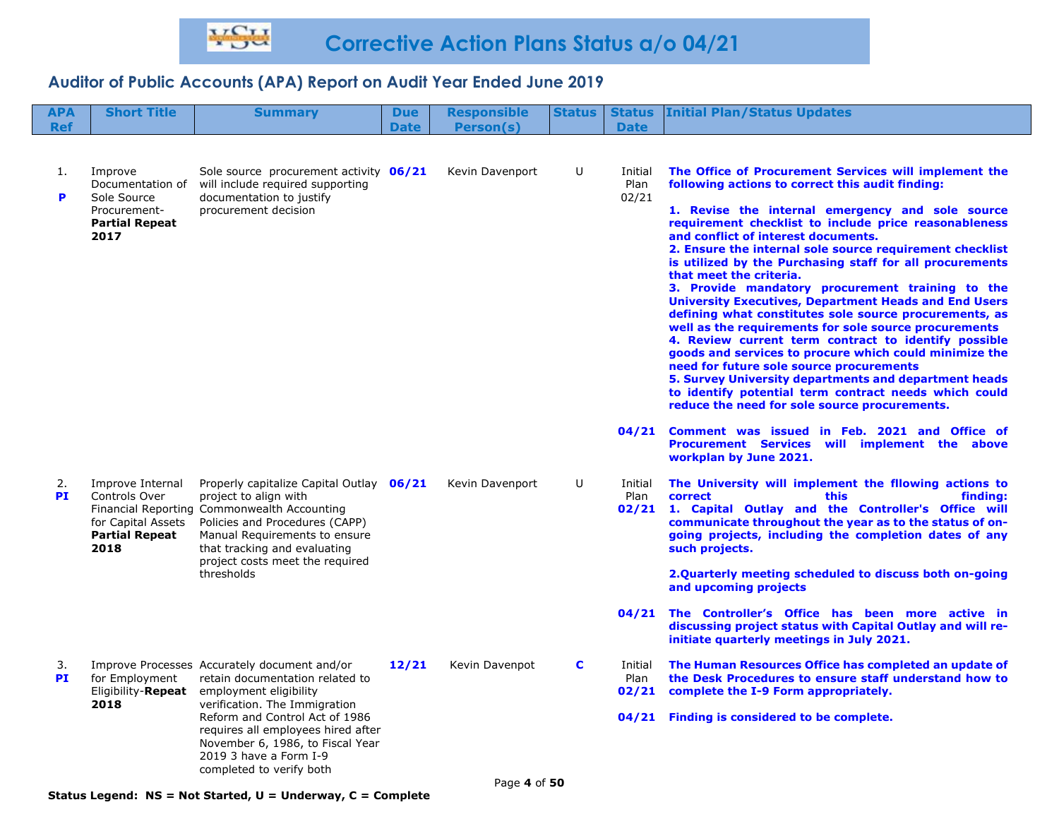# Corrective Action Plans Status a/o 04/21

## Auditor of Public Accounts (APA) Report on Audit Year Ended June 2019

| APA Ref | Short Title | Summary | Due Date | Responsible Person(s) | Status | Status Date | Initial Plan/Status Updates |
|---|---|---|---|---|---|---|---|
| 1. **P** | Improve Documentation of Sole Source Procurement- **Partial Repeat 2017** | Sole source procurement activity will include required supporting documentation to justify procurement decision | **06/21** | Kevin Davenport | U | Initial Plan 02/21 | **The Office of Procurement Services will implement the following actions to correct this audit finding:**<br><br>**1. Revise the internal emergency and sole source requirement checklist to include price reasonableness and conflict of interest documents.**<br>**2. Ensure the internal sole source requirement checklist is utilized by the Purchasing staff for all procurements that meet the criteria.**<br>**3. Provide mandatory procurement training to the University Executives, Department Heads and End Users defining what constitutes sole source procurements, as well as the requirements for sole source procurements**<br>**4. Review current term contract to identify possible goods and services to procure which could minimize the need for future sole source procurements**<br>**5. Survey University departments and department heads to identify potential term contract needs which could reduce the need for sole source procurements.** |
| | | | | | | **04/21** | **Comment was issued in Feb. 2021 and Office of Procurement Services will implement the above workplan by June 2021.** |
| 2. **PI** | Improve Internal Controls Over Financial Reporting for Capital Assets **Partial Repeat 2018** | Properly capitalize Capital Outlay project to align with Commonwealth Accounting Policies and Procedures (CAPP) Manual Requirements to ensure that tracking and evaluating project costs meet the required thresholds | **06/21** | Kevin Davenport | U | Initial Plan **02/21** | **The University will implement the fllowing actions to correct this finding:**<br>**1. Capital Outlay and the Controller's Office will communicate throughout the year as to the status of on-going projects, including the completion dates of any such projects.**<br><br>**2.Quarterly meeting scheduled to discuss both on-going and upcoming projects** |
| | | | | | | **04/21** | **The Controller's Office has been more active in discussing project status with Capital Outlay and will re-initiate quarterly meetings in July 2021.** |
| 3. **PI** | Improve Processes for Employment Eligibility-**Repeat 2018** | Accurately document and/or retain documentation related to employment eligibility verification. The Immigration Reform and Control Act of 1986 requires all employees hired after November 6, 1986, to Fiscal Year 2019 3 have a Form I-9 completed to verify both | **12/21** | Kevin Davenpot | **C** | Initial Plan **02/21** | **The Human Resources Office has completed an update of the Desk Procedures to ensure staff understand how to complete the I-9 Form appropriately.** |
| | | | | | | **04/21** | **Finding is considered to be complete.** |

**Status Legend: NS = Not Started, U = Underway, C = Complete**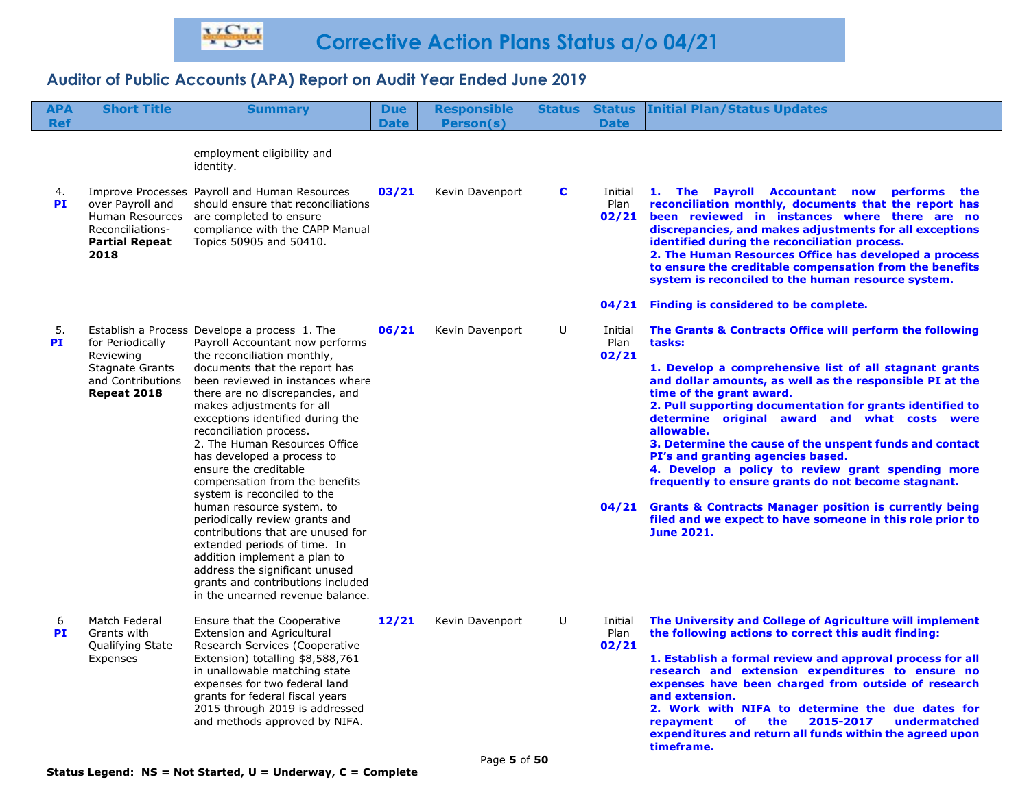# Corrective Action Plans Status a/o 04/21

## Auditor of Public Accounts (APA) Report on Audit Year Ended June 2019

| APA Ref | Short Title | Summary | Due Date | Responsible Person(s) | Status | Status Date | Initial Plan/Status Updates |
|---|---|---|---|---|---|---|---|
| | | employment eligibility and identity. | | | | | |
| 4. PI | Improve Processes over Payroll and Human Resources Reconciliations- **Partial Repeat 2018** | Payroll and Human Resources should ensure that reconciliations are completed to ensure compliance with the CAPP Manual Topics 50905 and 50410. | 03/21 | Kevin Davenport | C | Initial Plan 02/21 | **1. The Payroll Accountant now performs the reconciliation monthly, documents that the report has been reviewed in instances where there are no discrepancies, and makes adjustments for all exceptions identified during the reconciliation process. 2. The Human Resources Office has developed a process to ensure the creditable compensation from the benefits system is reconciled to the human resource system.** |
| | | | | | | 04/21 | **Finding is considered to be complete.** |
| 5. PI | Establish a Process for Periodically Reviewing Stagnate Grants and Contributions **Repeat 2018** | Develope a process 1. The Payroll Accountant now performs the reconciliation monthly, documents that the report has been reviewed in instances where there are no discrepancies, and makes adjustments for all exceptions identified during the reconciliation process. 2. The Human Resources Office has developed a process to ensure the creditable compensation from the benefits system is reconciled to the human resource system. to periodically review grants and contributions that are unused for extended periods of time. In addition implement a plan to address the significant unused grants and contributions included in the unearned revenue balance. | 06/21 | Kevin Davenport | U | Initial Plan 02/21 | **The Grants & Contracts Office will perform the following tasks: 1. Develop a comprehensive list of all stagnant grants and dollar amounts, as well as the responsible PI at the time of the grant award. 2. Pull supporting documentation for grants identified to determine original award and what costs were allowable. 3. Determine the cause of the unspent funds and contact PI's and granting agencies based. 4. Develop a policy to review grant spending more frequently to ensure grants do not become stagnant.** |
| | | | | | | 04/21 | **Grants & Contracts Manager position is currently being filed and we expect to have someone in this role prior to June 2021.** |
| 6 PI | Match Federal Grants with Qualifying State Expenses | Ensure that the Cooperative Extension and Agricultural Research Services (Cooperative Extension) totalling $8,588,761 in unallowable matching state expenses for two federal land grants for federal fiscal years 2015 through 2019 is addressed and methods approved by NIFA. | 12/21 | Kevin Davenport | U | Initial Plan 02/21 | **The University and College of Agriculture will implement the following actions to correct this audit finding: 1. Establish a formal review and approval process for all research and extension expenditures to ensure no expenses have been charged from outside of research and extension. 2. Work with NIFA to determine the due dates for repayment of the 2015-2017 undermatched expenditures and return all funds within the agreed upon timeframe.** |

**Status Legend: NS = Not Started, U = Underway, C = Complete**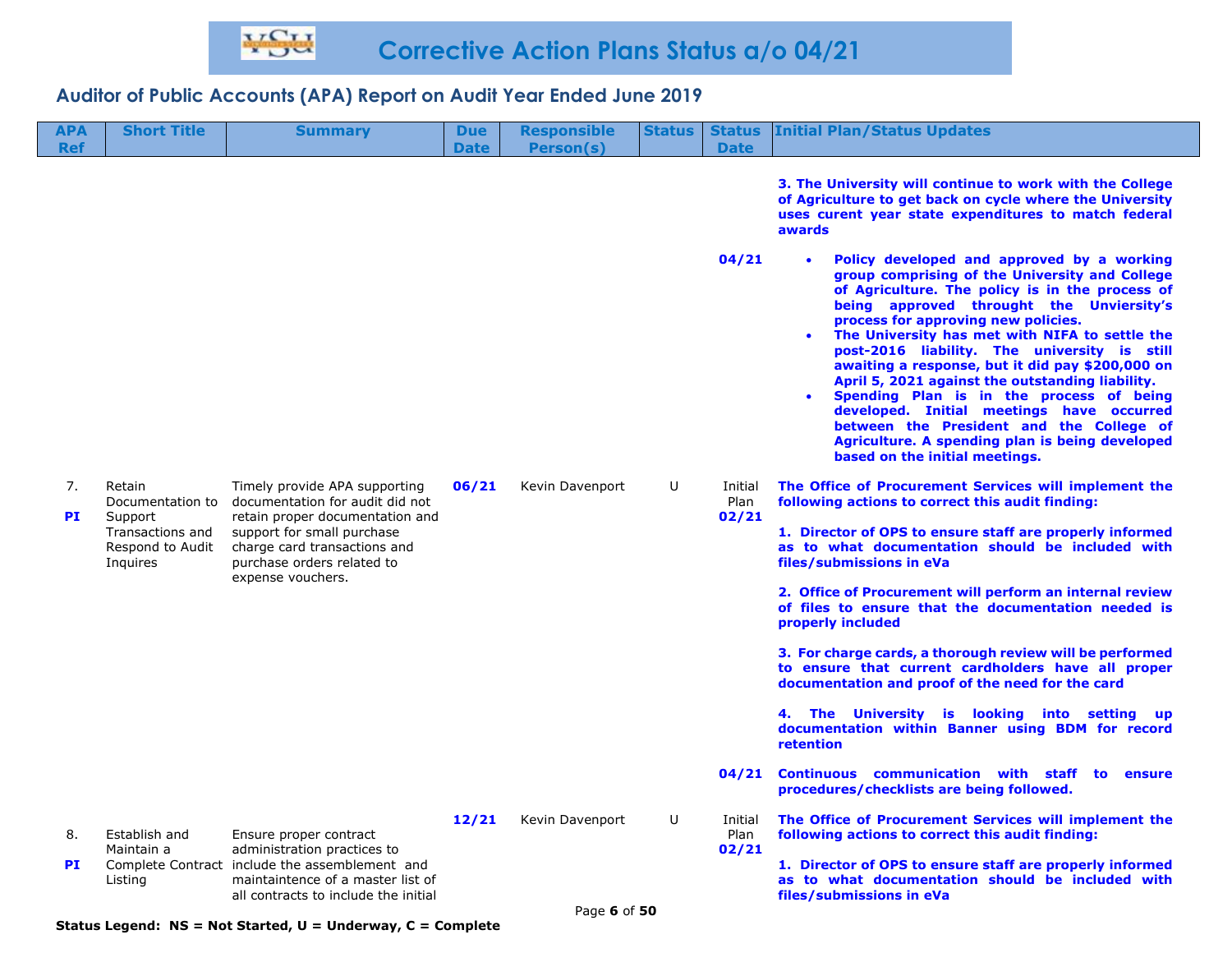# Corrective Action Plans Status a/o 04/21

## Auditor of Public Accounts (APA) Report on Audit Year Ended June 2019

| APA Ref | Short Title | Summary | Due Date | Responsible Person(s) | Status | Status Date | Initial Plan/Status Updates |
|---|---|---|---|---|---|---|---|
| | | | | | | | **3. The University will continue to work with the College of Agriculture to get back on cycle where the University uses curent year state expenditures to match federal awards** |
| | | | | | | **04/21** | • **Policy developed and approved by a working group comprising of the University and College of Agriculture. The policy is in the process of being approved throught the Unviersity's process for approving new policies.**<br>• **The University has met with NIFA to settle the post-2016 liability. The university is still awaiting a response, but it did pay $200,000 on April 5, 2021 against the outstanding liability.**<br>• **Spending Plan is in the process of being developed. Initial meetings have occurred between the President and the College of Agriculture. A spending plan is being developed based on the initial meetings.** |
| 7.<br>**PI** | Retain Documentation to Support Transactions and Respond to Audit Inquires | Timely provide APA supporting documentation for audit did not retain proper documentation and support for small purchase charge card transactions and purchase orders related to expense vouchers. | **06/21** | Kevin Davenport | U | Initial Plan **02/21** | **The Office of Procurement Services will implement the following actions to correct this audit finding:**<br><br>**1. Director of OPS to ensure staff are properly informed as to what documentation should be included with files/submissions in eVa**<br><br>**2. Office of Procurement will perform an internal review of files to ensure that the documentation needed is properly included**<br><br>**3. For charge cards, a thorough review will be performed to ensure that current cardholders have all proper documentation and proof of the need for the card**<br><br>**4. The University is looking into setting up documentation within Banner using BDM for record retention** |
| | | | | | | **04/21** | **Continuous communication with staff to ensure procedures/checklists are being followed.** |
| 8.<br>**PI** | Establish and Maintain a Complete Contract Listing | Ensure proper contract administration practices to include the assemblement and maintaintence of a master list of all contracts to include the initial | **12/21** | Kevin Davenport | U | Initial Plan **02/21** | **The Office of Procurement Services will implement the following actions to correct this audit finding:**<br><br>**1. Director of OPS to ensure staff are properly informed as to what documentation should be included with files/submissions in eVa** |

**Status Legend: NS = Not Started, U = Underway, C = Complete**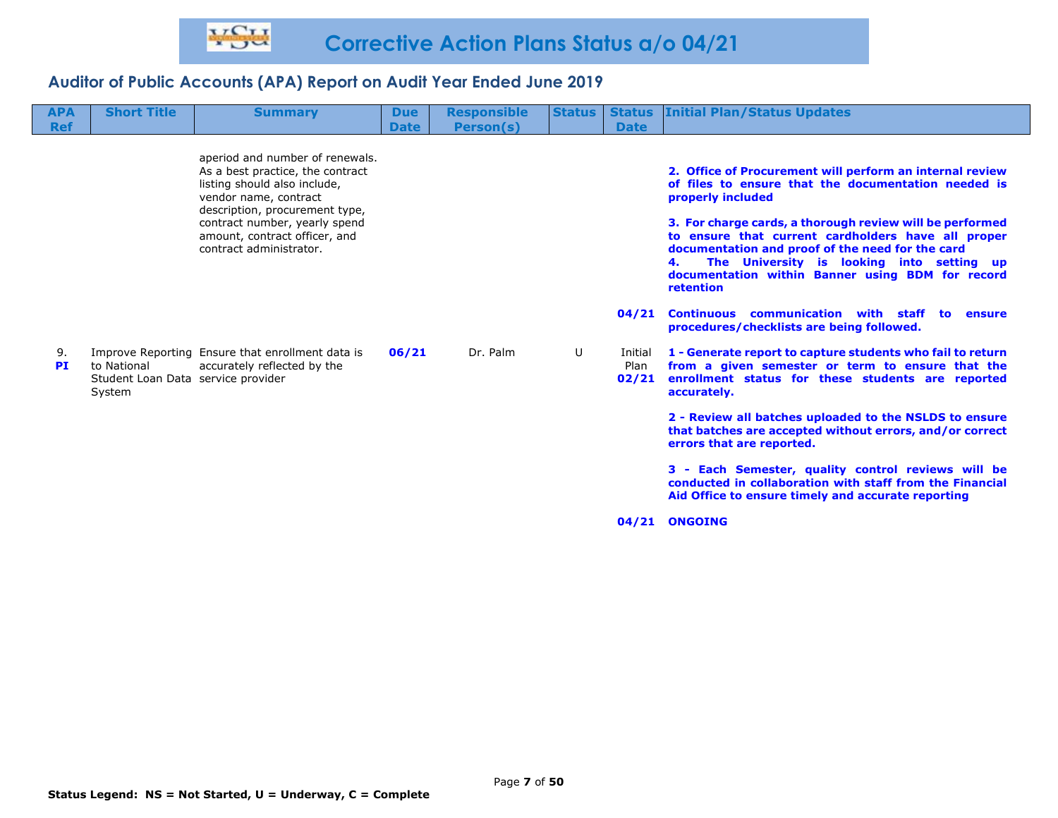# Corrective Action Plans Status a/o 04/21

## Auditor of Public Accounts (APA) Report on Audit Year Ended June 2019

| APA Ref | Short Title | Summary | Due Date | Responsible Person(s) | Status | Status Date | Initial Plan/Status Updates |
|---|---|---|---|---|---|---|---|
| | | aperiod and number of renewals. As a best practice, the contract listing should also include, vendor name, contract description, procurement type, contract number, yearly spend amount, contract officer, and contract administrator. | | | | | **2. Office of Procurement will perform an internal review of files to ensure that the documentation needed is properly included**<br><br>**3. For charge cards, a thorough review will be performed to ensure that current cardholders have all proper documentation and proof of the need for the card**<br>**4. The University is looking into setting up documentation within Banner using BDM for record retention** |
| | | | | | | **04/21** | **Continuous communication with staff to ensure procedures/checklists are being followed.** |
| 9. **PI** | Improve Reporting to National Student Loan Data System | Ensure that enrollment data is accurately reflected by the service provider | **06/21** | Dr. Palm | U | Initial Plan **02/21** | **1 - Generate report to capture students who fail to return from a given semester or term to ensure that the enrollment status for these students are reported accurately.**<br><br>**2 - Review all batches uploaded to the NSLDS to ensure that batches are accepted without errors, and/or correct errors that are reported.**<br><br>**3 - Each Semester, quality control reviews will be conducted in collaboration with staff from the Financial Aid Office to ensure timely and accurate reporting** |
| | | | | | | **04/21** | **ONGOING** |

**Status Legend: NS = Not Started, U = Underway, C = Complete**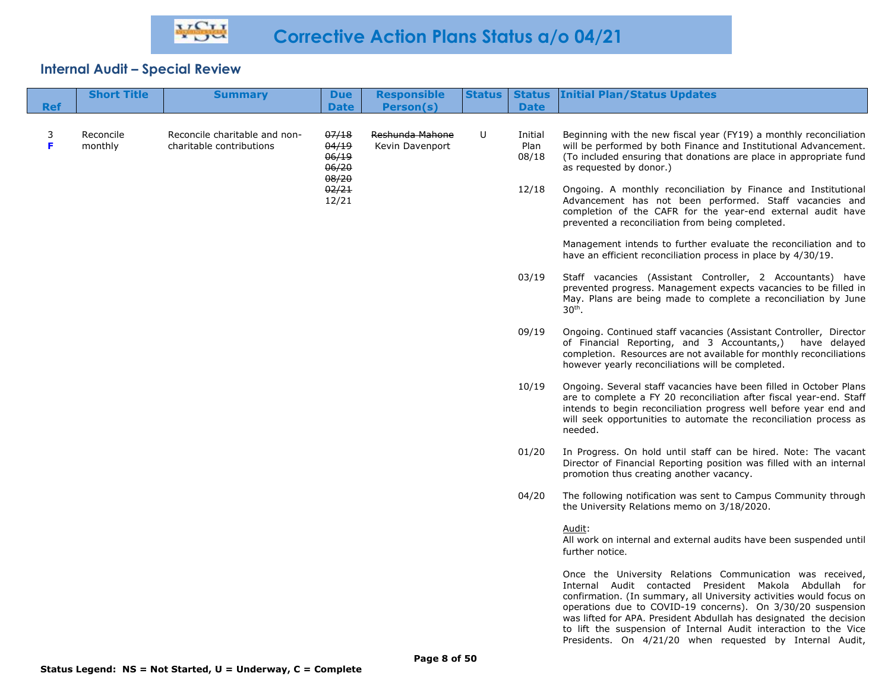# Corrective Action Plans Status a/o 04/21

## Internal Audit – Special Review

| Ref | Short Title | Summary | Due Date | Responsible Person(s) | Status | Status Date | Initial Plan/Status Updates |
|---|---|---|---|---|---|---|---|
| 3 **F** | Reconcile monthly | Reconcile charitable and non-charitable contributions | ~~07/18~~ ~~04/19~~ ~~06/19~~ ~~06/20~~ ~~08/20~~ ~~02/21~~ 12/21 | ~~Reshunda Mahone~~ Kevin Davenport | U | Initial Plan 08/18 | Beginning with the new fiscal year (FY19) a monthly reconciliation will be performed by both Finance and Institutional Advancement. (To included ensuring that donations are place in appropriate fund as requested by donor.) |
| | | | | | | 12/18 | Ongoing. A monthly reconciliation by Finance and Institutional Advancement has not been performed. Staff vacancies and completion of the CAFR for the year-end external audit have prevented a reconciliation from being completed.<br><br>Management intends to further evaluate the reconciliation and to have an efficient reconciliation process in place by 4/30/19. |
| | | | | | | 03/19 | Staff vacancies (Assistant Controller, 2 Accountants) have prevented progress. Management expects vacancies to be filled in May. Plans are being made to complete a reconciliation by June 30th. |
| | | | | | | 09/19 | Ongoing. Continued staff vacancies (Assistant Controller, Director of Financial Reporting, and 3 Accountants,) have delayed completion. Resources are not available for monthly reconciliations however yearly reconciliations will be completed. |
| | | | | | | 10/19 | Ongoing. Several staff vacancies have been filled in October Plans are to complete a FY 20 reconciliation after fiscal year-end. Staff intends to begin reconciliation progress well before year end and will seek opportunities to automate the reconciliation process as needed. |
| | | | | | | 01/20 | In Progress. On hold until staff can be hired. Note: The vacant Director of Financial Reporting position was filled with an internal promotion thus creating another vacancy. |
| | | | | | | 04/20 | The following notification was sent to Campus Community through the University Relations memo on 3/18/2020.<br><br>Audit:<br>All work on internal and external audits have been suspended until further notice.<br><br>Once the University Relations Communication was received, Internal Audit contacted President Makola Abdullah for confirmation. (In summary, all University activities would focus on operations due to COVID-19 concerns). On 3/30/20 suspension was lifted for APA. President Abdullah has designated the decision to lift the suspension of Internal Audit interaction to the Vice Presidents. On 4/21/20 when requested by Internal Audit, |

**Status Legend: NS = Not Started, U = Underway, C = Complete**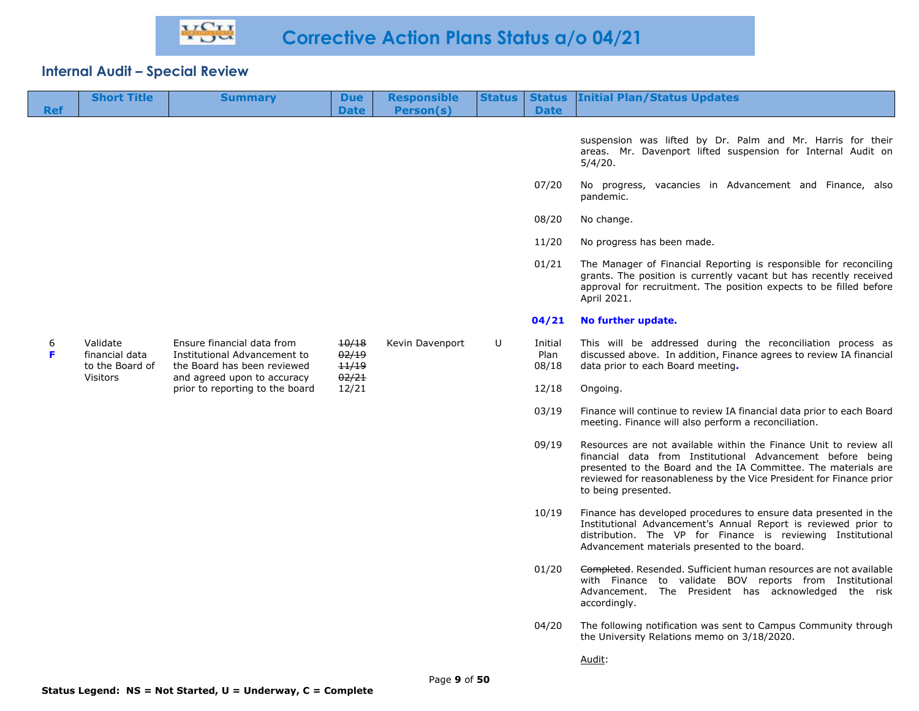# Corrective Action Plans Status a/o 04/21

## Internal Audit – Special Review

| Ref | Short Title | Summary | Due Date | Responsible Person(s) | Status | Status Date | Initial Plan/Status Updates |
|---|---|---|---|---|---|---|---|
| | | | | | | | suspension was lifted by Dr. Palm and Mr. Harris for their areas. Mr. Davenport lifted suspension for Internal Audit on 5/4/20. |
| | | | | | | 07/20 | No progress, vacancies in Advancement and Finance, also pandemic. |
| | | | | | | 08/20 | No change. |
| | | | | | | 11/20 | No progress has been made. |
| | | | | | | 01/21 | The Manager of Financial Reporting is responsible for reconciling grants. The position is currently vacant but has recently received approval for recruitment. The position expects to be filled before April 2021. |
| | | | | | | **04/21** | **No further update.** |
| 6 **F** | Validate financial data to the Board of Visitors | Ensure financial data from Institutional Advancement to the Board has been reviewed and agreed upon to accuracy prior to reporting to the board | ~~10/18~~ ~~02/19~~ ~~11/19~~ ~~02/21~~ 12/21 | Kevin Davenport | U | Initial Plan 08/18 | This will be addressed during the reconciliation process as discussed above. In addition, Finance agrees to review IA financial data prior to each Board meeting**.** |
| | | | | | | 12/18 | Ongoing. |
| | | | | | | 03/19 | Finance will continue to review IA financial data prior to each Board meeting. Finance will also perform a reconciliation. |
| | | | | | | 09/19 | Resources are not available within the Finance Unit to review all financial data from Institutional Advancement before being presented to the Board and the IA Committee. The materials are reviewed for reasonableness by the Vice President for Finance prior to being presented. |
| | | | | | | 10/19 | Finance has developed procedures to ensure data presented in the Institutional Advancement's Annual Report is reviewed prior to distribution. The VP for Finance is reviewing Institutional Advancement materials presented to the board. |
| | | | | | | 01/20 | ~~Completed~~. Resended. Sufficient human resources are not available with Finance to validate BOV reports from Institutional Advancement. The President has acknowledged the risk accordingly. |
| | | | | | | 04/20 | The following notification was sent to Campus Community through the University Relations memo on 3/18/2020. <br><br> Audit: |

**Status Legend: NS = Not Started, U = Underway, C = Complete**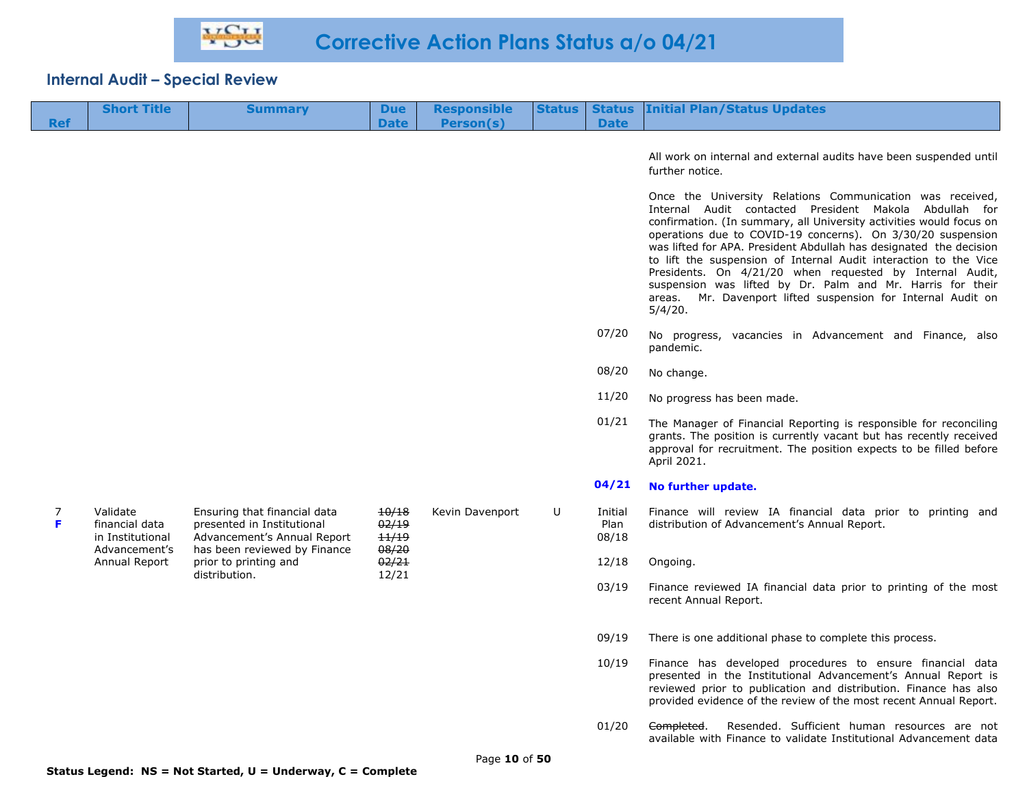# Corrective Action Plans Status a/o 04/21

## Internal Audit – Special Review

| Ref | Short Title | Summary | Due Date | Responsible Person(s) | Status | Status Date | Initial Plan/Status Updates |
|---|---|---|---|---|---|---|---|
| | | | | | | | All work on internal and external audits have been suspended until further notice.<br><br>Once the University Relations Communication was received, Internal Audit contacted President Makola Abdullah for confirmation. (In summary, all University activities would focus on operations due to COVID-19 concerns). On 3/30/20 suspension was lifted for APA. President Abdullah has designated the decision to lift the suspension of Internal Audit interaction to the Vice Presidents. On 4/21/20 when requested by Internal Audit, suspension was lifted by Dr. Palm and Mr. Harris for their areas. Mr. Davenport lifted suspension for Internal Audit on 5/4/20. |
| | | | | | | 07/20 | No progress, vacancies in Advancement and Finance, also pandemic. |
| | | | | | | 08/20 | No change. |
| | | | | | | 11/20 | No progress has been made. |
| | | | | | | 01/21 | The Manager of Financial Reporting is responsible for reconciling grants. The position is currently vacant but has recently received approval for recruitment. The position expects to be filled before April 2021. |
| | | | | | | **04/21** | **No further update.** |
| 7 **F** | Validate financial data in Institutional Advancement's Annual Report | Ensuring that financial data presented in Institutional Advancement's Annual Report has been reviewed by Finance prior to printing and distribution. | ~~10/18~~ ~~02/19~~ ~~11/19~~ ~~08/20~~ ~~02/21~~ 12/21 | Kevin Davenport | U | Initial Plan 08/18 | Finance will review IA financial data prior to printing and distribution of Advancement's Annual Report. |
| | | | | | | 12/18 | Ongoing. |
| | | | | | | 03/19 | Finance reviewed IA financial data prior to printing of the most recent Annual Report. |
| | | | | | | 09/19 | There is one additional phase to complete this process. |
| | | | | | | 10/19 | Finance has developed procedures to ensure financial data presented in the Institutional Advancement's Annual Report is reviewed prior to publication and distribution. Finance has also provided evidence of the review of the most recent Annual Report. |
| | | | | | | 01/20 | ~~Completed~~. Resended. Sufficient human resources are not available with Finance to validate Institutional Advancement data |

**Status Legend: NS = Not Started, U = Underway, C = Complete**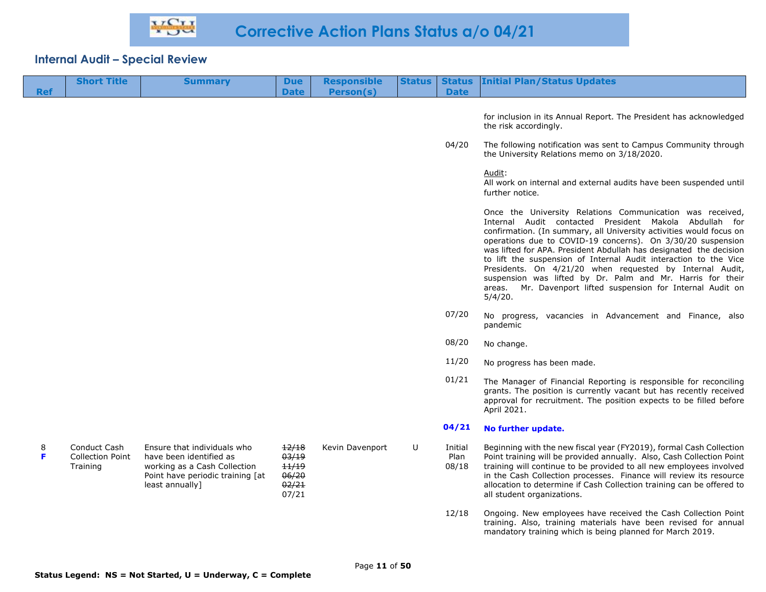# Corrective Action Plans Status a/o 04/21

## Internal Audit – Special Review

| Ref | Short Title | Summary | Due Date | Responsible Person(s) | Status | Status Date | Initial Plan/Status Updates |
|---|---|---|---|---|---|---|---|
| | | | | | | | for inclusion in its Annual Report. The President has acknowledged the risk accordingly. |
| | | | | | | 04/20 | The following notification was sent to Campus Community through the University Relations memo on 3/18/2020.<br><br>Audit:<br>All work on internal and external audits have been suspended until further notice.<br><br>Once the University Relations Communication was received, Internal Audit contacted President Makola Abdullah for confirmation. (In summary, all University activities would focus on operations due to COVID-19 concerns). On 3/30/20 suspension was lifted for APA. President Abdullah has designated the decision to lift the suspension of Internal Audit interaction to the Vice Presidents. On 4/21/20 when requested by Internal Audit, suspension was lifted by Dr. Palm and Mr. Harris for their areas. Mr. Davenport lifted suspension for Internal Audit on 5/4/20. |
| | | | | | | 07/20 | No progress, vacancies in Advancement and Finance, also pandemic |
| | | | | | | 08/20 | No change. |
| | | | | | | 11/20 | No progress has been made. |
| | | | | | | 01/21 | The Manager of Financial Reporting is responsible for reconciling grants. The position is currently vacant but has recently received approval for recruitment. The position expects to be filled before April 2021. |
| | | | | | | **04/21** | **No further update.** |
| 8<br>**F** | Conduct Cash Collection Point Training | Ensure that individuals who have been identified as working as a Cash Collection Point have periodic training [at least annually] | ~~12/18~~<br>~~03/19~~<br>~~11/19~~<br>~~06/20~~<br>~~02/21~~<br>07/21 | Kevin Davenport | U | Initial Plan 08/18 | Beginning with the new fiscal year (FY2019), formal Cash Collection Point training will be provided annually. Also, Cash Collection Point training will continue to be provided to all new employees involved in the Cash Collection processes. Finance will review its resource allocation to determine if Cash Collection training can be offered to all student organizations. |
| | | | | | | 12/18 | Ongoing. New employees have received the Cash Collection Point training. Also, training materials have been revised for annual mandatory training which is being planned for March 2019. |

**Status Legend: NS = Not Started, U = Underway, C = Complete**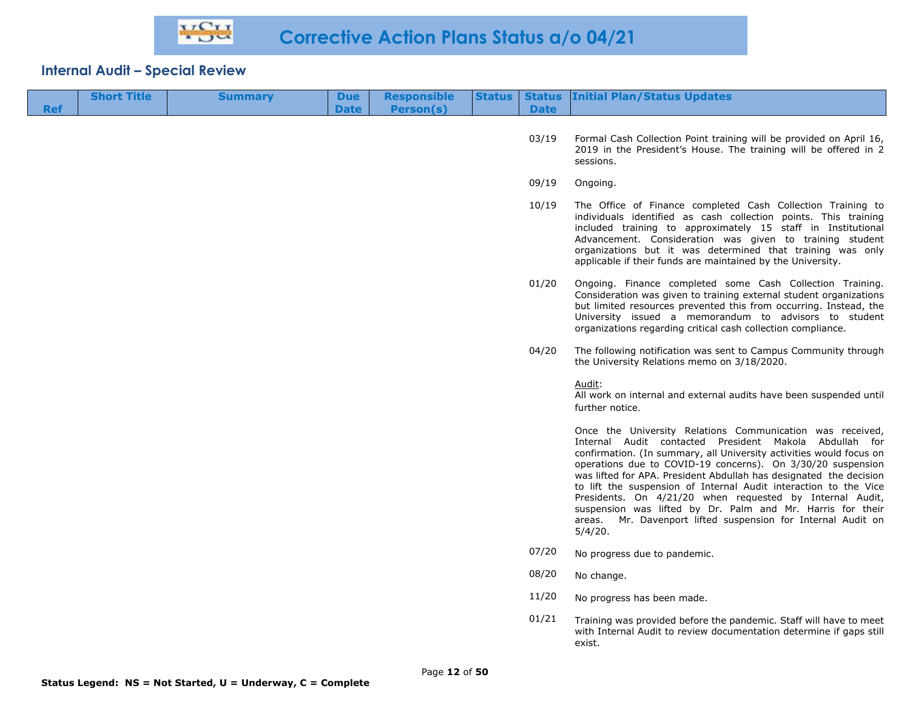# Corrective Action Plans Status a/o 04/21

## Internal Audit – Special Review

| Ref | Short Title | Summary | Due Date | Responsible Person(s) | Status | Status Date | Initial Plan/Status Updates |
|---|---|---|---|---|---|---|---|
| | | | | | | 03/19 | Formal Cash Collection Point training will be provided on April 16, 2019 in the President's House. The training will be offered in 2 sessions. |
| | | | | | | 09/19 | Ongoing. |
| | | | | | | 10/19 | The Office of Finance completed Cash Collection Training to individuals identified as cash collection points. This training included training to approximately 15 staff in Institutional Advancement. Consideration was given to training student organizations but it was determined that training was only applicable if their funds are maintained by the University. |
| | | | | | | 01/20 | Ongoing. Finance completed some Cash Collection Training. Consideration was given to training external student organizations but limited resources prevented this from occurring. Instead, the University issued a memorandum to advisors to student organizations regarding critical cash collection compliance. |
| | | | | | | 04/20 | The following notification was sent to Campus Community through the University Relations memo on 3/18/2020.<br><br><u>Audit</u>:<br>All work on internal and external audits have been suspended until further notice.<br><br>Once the University Relations Communication was received, Internal Audit contacted President Makola Abdullah for confirmation. (In summary, all University activities would focus on operations due to COVID-19 concerns). On 3/30/20 suspension was lifted for APA. President Abdullah has designated the decision to lift the suspension of Internal Audit interaction to the Vice Presidents. On 4/21/20 when requested by Internal Audit, suspension was lifted by Dr. Palm and Mr. Harris for their areas. Mr. Davenport lifted suspension for Internal Audit on 5/4/20. |
| | | | | | | 07/20 | No progress due to pandemic. |
| | | | | | | 08/20 | No change. |
| | | | | | | 11/20 | No progress has been made. |
| | | | | | | 01/21 | Training was provided before the pandemic. Staff will have to meet with Internal Audit to review documentation determine if gaps still exist. |

**Status Legend: NS = Not Started, U = Underway, C = Complete**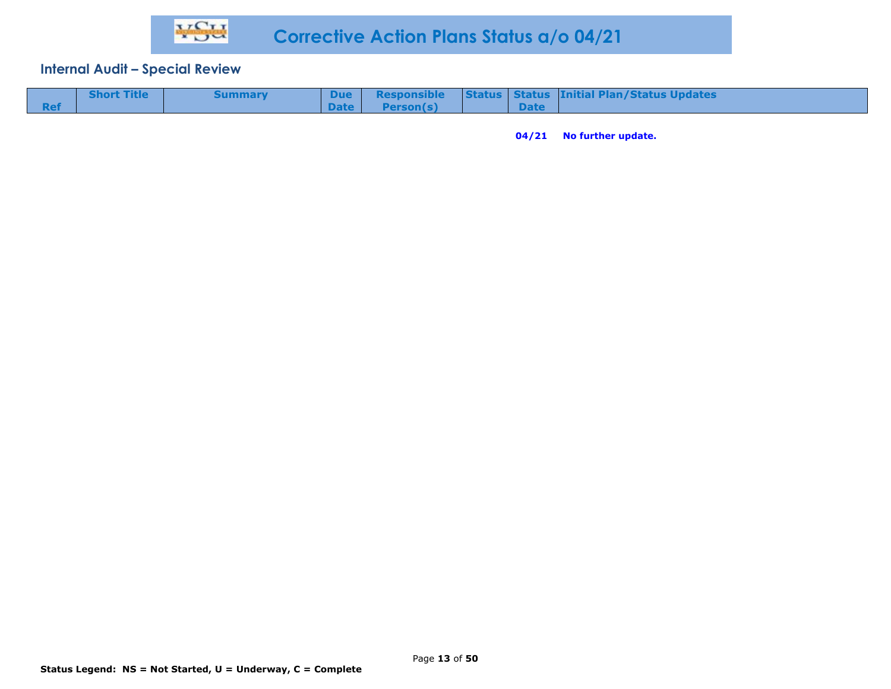# Corrective Action Plans Status a/o 04/21

## Internal Audit – Special Review

| Ref | Short Title | Summary | Due Date | Responsible Person(s) | Status | Status Date | Initial Plan/Status Updates |
|---|---|---|---|---|---|---|---|
| | | | | | | **04/21** | **No further update.** |

**Status Legend: NS = Not Started, U = Underway, C = Complete**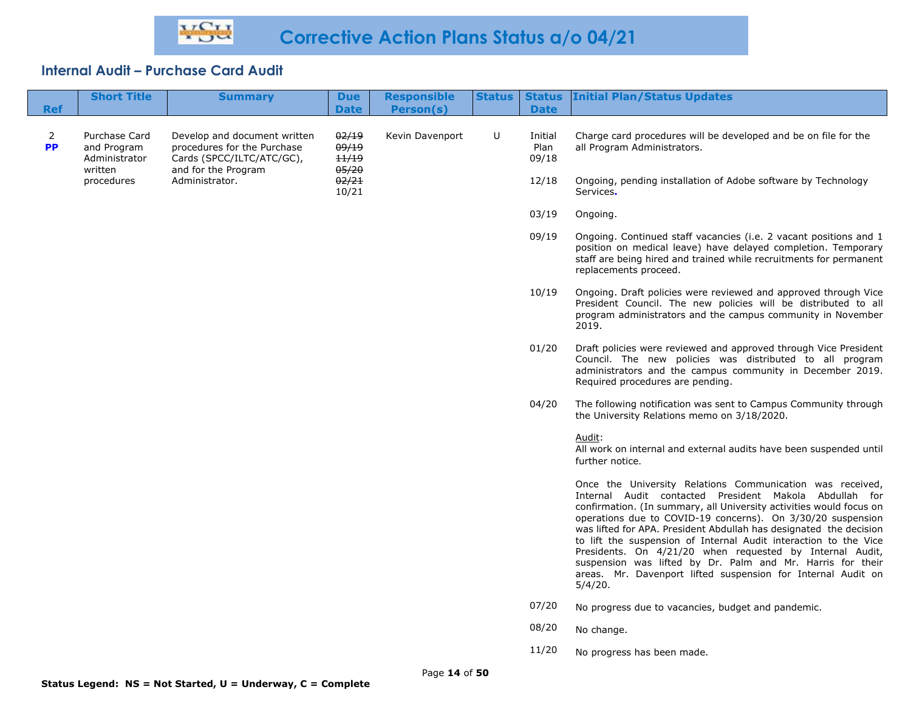# Corrective Action Plans Status a/o 04/21

## Internal Audit – Purchase Card Audit

| Ref | Short Title | Summary | Due Date | Responsible Person(s) | Status | Status Date | Initial Plan/Status Updates |
|---|---|---|---|---|---|---|---|
| 2 **PP** | Purchase Card and Program Administrator written procedures | Develop and document written procedures for the Purchase Cards (SPCC/ILTC/ATC/GC), and for the Program Administrator. | ~~02/19~~ ~~09/19~~ ~~11/19~~ ~~05/20~~ ~~02/21~~ 10/21 | Kevin Davenport | U | Initial Plan 09/18 | Charge card procedures will be developed and be on file for the all Program Administrators. |
| | | | | | | 12/18 | Ongoing, pending installation of Adobe software by Technology Services. |
| | | | | | | 03/19 | Ongoing. |
| | | | | | | 09/19 | Ongoing. Continued staff vacancies (i.e. 2 vacant positions and 1 position on medical leave) have delayed completion. Temporary staff are being hired and trained while recruitments for permanent replacements proceed. |
| | | | | | | 10/19 | Ongoing. Draft policies were reviewed and approved through Vice President Council. The new policies will be distributed to all program administrators and the campus community in November 2019. |
| | | | | | | 01/20 | Draft policies were reviewed and approved through Vice President Council. The new policies was distributed to all program administrators and the campus community in December 2019. Required procedures are pending. |
| | | | | | | 04/20 | The following notification was sent to Campus Community through the University Relations memo on 3/18/2020.<br><br><u>Audit</u>:<br>All work on internal and external audits have been suspended until further notice.<br><br>Once the University Relations Communication was received, Internal Audit contacted President Makola Abdullah for confirmation. (In summary, all University activities would focus on operations due to COVID-19 concerns). On 3/30/20 suspension was lifted for APA. President Abdullah has designated the decision to lift the suspension of Internal Audit interaction to the Vice Presidents. On 4/21/20 when requested by Internal Audit, suspension was lifted by Dr. Palm and Mr. Harris for their areas. Mr. Davenport lifted suspension for Internal Audit on 5/4/20. |
| | | | | | | 07/20 | No progress due to vacancies, budget and pandemic. |
| | | | | | | 08/20 | No change. |
| | | | | | | 11/20 | No progress has been made. |

**Status Legend: NS = Not Started, U = Underway, C = Complete**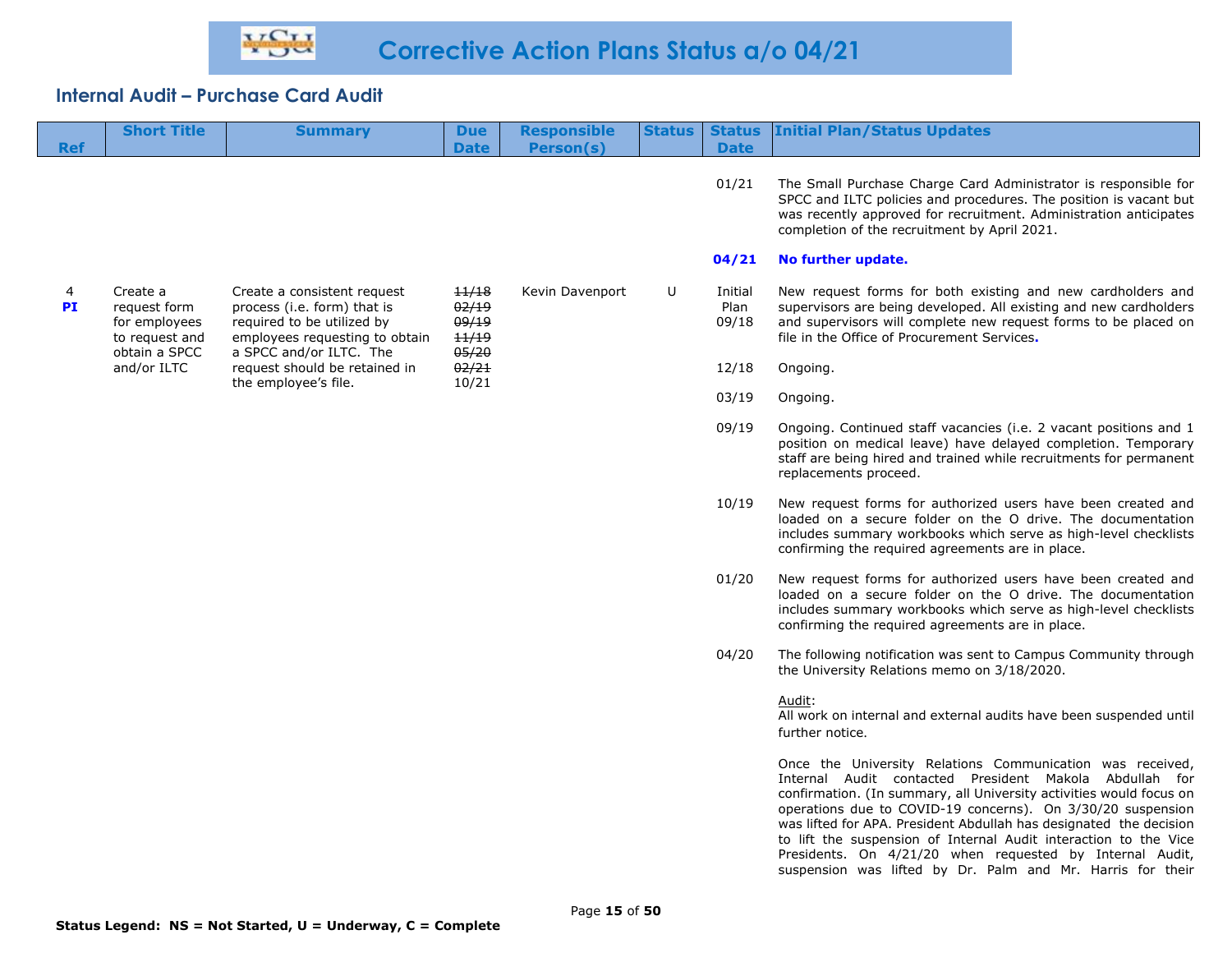# Corrective Action Plans Status a/o 04/21

## Internal Audit – Purchase Card Audit

| Ref | Short Title | Summary | Due Date | Responsible Person(s) | Status | Status Date | Initial Plan/Status Updates |
|---|---|---|---|---|---|---|---|
| | | | | | | 01/21 | The Small Purchase Charge Card Administrator is responsible for SPCC and ILTC policies and procedures. The position is vacant but was recently approved for recruitment. Administration anticipates completion of the recruitment by April 2021. |
| | | | | | | **04/21** | **No further update.** |
| 4 **PI** | Create a request form for employees to request and obtain a SPCC and/or ILTC | Create a consistent request process (i.e. form) that is required to be utilized by employees requesting to obtain a SPCC and/or ILTC. The request should be retained in the employee's file. | ~~11/18~~ ~~02/19~~ ~~09/19~~ ~~11/19~~ ~~05/20~~ ~~02/21~~ 10/21 | Kevin Davenport | U | Initial Plan 09/18 | New request forms for both existing and new cardholders and supervisors are being developed. All existing and new cardholders and supervisors will complete new request forms to be placed on file in the Office of Procurement Services. |
| | | | | | | 12/18 | Ongoing. |
| | | | | | | 03/19 | Ongoing. |
| | | | | | | 09/19 | Ongoing. Continued staff vacancies (i.e. 2 vacant positions and 1 position on medical leave) have delayed completion. Temporary staff are being hired and trained while recruitments for permanent replacements proceed. |
| | | | | | | 10/19 | New request forms for authorized users have been created and loaded on a secure folder on the O drive. The documentation includes summary workbooks which serve as high-level checklists confirming the required agreements are in place. |
| | | | | | | 01/20 | New request forms for authorized users have been created and loaded on a secure folder on the O drive. The documentation includes summary workbooks which serve as high-level checklists confirming the required agreements are in place. |
| | | | | | | 04/20 | The following notification was sent to Campus Community through the University Relations memo on 3/18/2020.<br><br>Audit:<br>All work on internal and external audits have been suspended until further notice.<br><br>Once the University Relations Communication was received, Internal Audit contacted President Makola Abdullah for confirmation. (In summary, all University activities would focus on operations due to COVID-19 concerns). On 3/30/20 suspension was lifted for APA. President Abdullah has designated the decision to lift the suspension of Internal Audit interaction to the Vice Presidents. On 4/21/20 when requested by Internal Audit, suspension was lifted by Dr. Palm and Mr. Harris for their |

**Status Legend: NS = Not Started, U = Underway, C = Complete**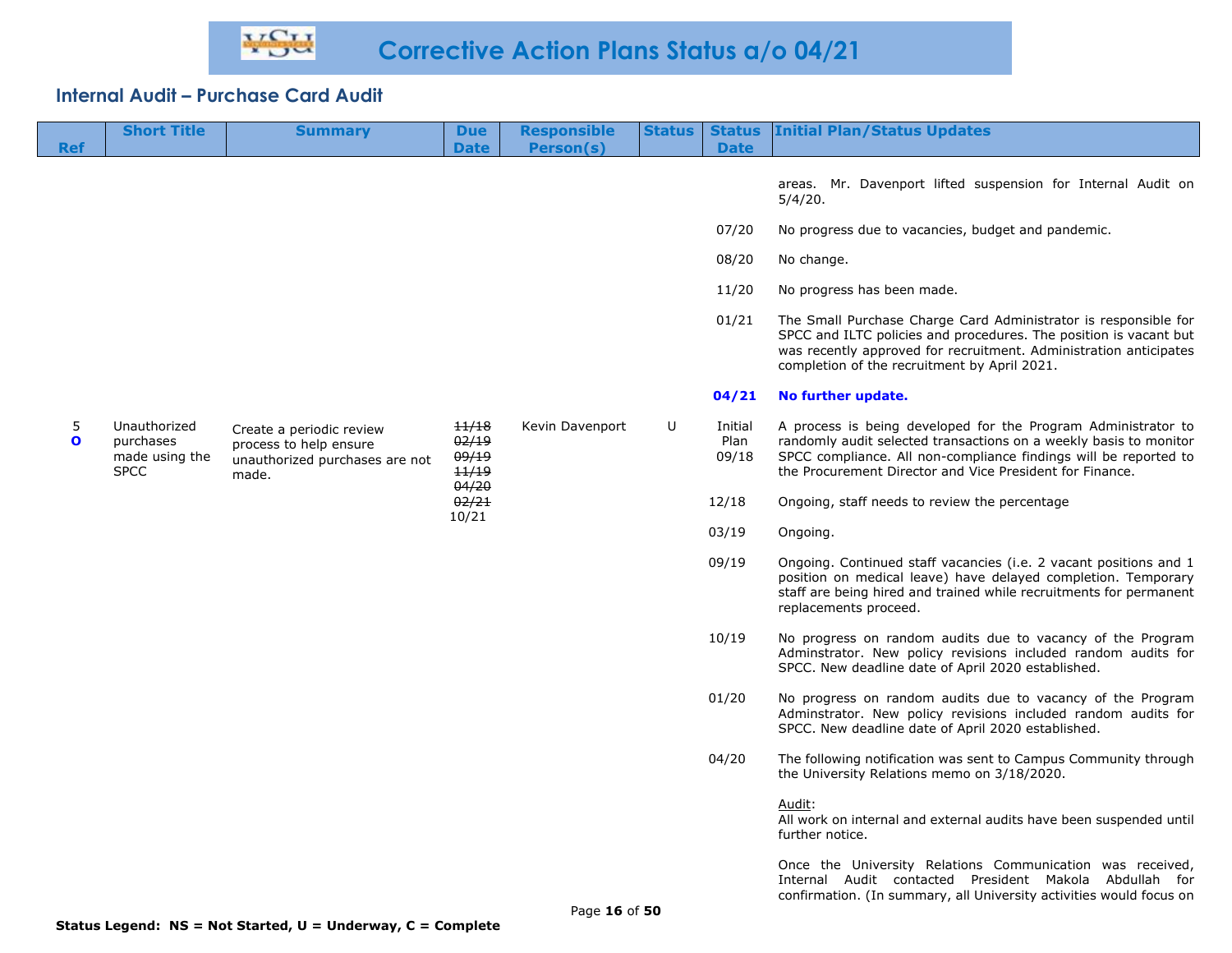# Corrective Action Plans Status a/o 04/21

## Internal Audit – Purchase Card Audit

| Ref | Short Title | Summary | Due Date | Responsible Person(s) | Status | Status Date | Initial Plan/Status Updates |
|---|---|---|---|---|---|---|---|
| | | | | | | | areas. Mr. Davenport lifted suspension for Internal Audit on 5/4/20. |
| | | | | | | 07/20 | No progress due to vacancies, budget and pandemic. |
| | | | | | | 08/20 | No change. |
| | | | | | | 11/20 | No progress has been made. |
| | | | | | | 01/21 | The Small Purchase Charge Card Administrator is responsible for SPCC and ILTC policies and procedures. The position is vacant but was recently approved for recruitment. Administration anticipates completion of the recruitment by April 2021. |
| | | | | | | **04/21** | **No further update.** |
| 5 **O** | Unauthorized purchases made using the SPCC | Create a periodic review process to help ensure unauthorized purchases are not made. | ~~11/18~~ ~~02/19~~ ~~09/19~~ ~~11/19~~ ~~04/20~~ ~~02/21~~ 10/21 | Kevin Davenport | U | Initial Plan 09/18 | A process is being developed for the Program Administrator to randomly audit selected transactions on a weekly basis to monitor SPCC compliance. All non-compliance findings will be reported to the Procurement Director and Vice President for Finance. |
| | | | | | | 12/18 | Ongoing, staff needs to review the percentage |
| | | | | | | 03/19 | Ongoing. |
| | | | | | | 09/19 | Ongoing. Continued staff vacancies (i.e. 2 vacant positions and 1 position on medical leave) have delayed completion. Temporary staff are being hired and trained while recruitments for permanent replacements proceed. |
| | | | | | | 10/19 | No progress on random audits due to vacancy of the Program Adminstrator. New policy revisions included random audits for SPCC. New deadline date of April 2020 established. |
| | | | | | | 01/20 | No progress on random audits due to vacancy of the Program Adminstrator. New policy revisions included random audits for SPCC. New deadline date of April 2020 established. |
| | | | | | | 04/20 | The following notification was sent to Campus Community through the University Relations memo on 3/18/2020.<br><br><u>Audit</u>:<br>All work on internal and external audits have been suspended until further notice.<br><br>Once the University Relations Communication was received, Internal Audit contacted President Makola Abdullah for confirmation. (In summary, all University activities would focus on |

**Status Legend: NS = Not Started, U = Underway, C = Complete**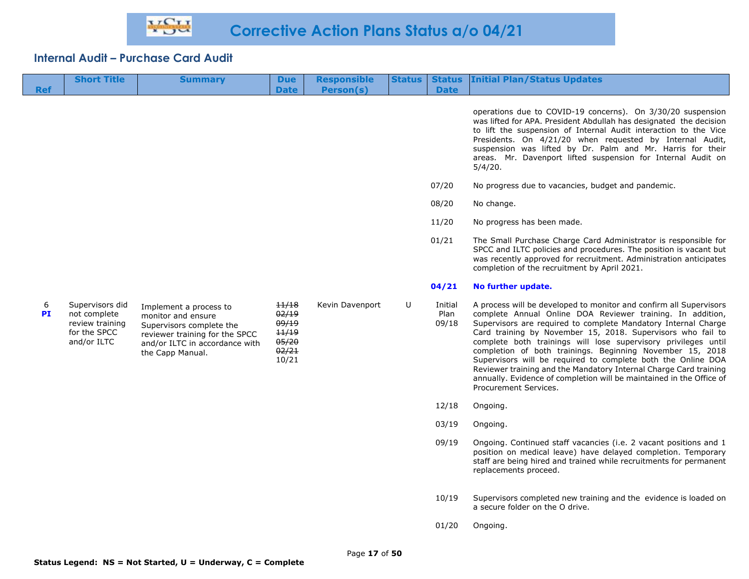# Corrective Action Plans Status a/o 04/21

## Internal Audit – Purchase Card Audit

| Ref | Short Title | Summary | Due Date | Responsible Person(s) | Status | Status Date | Initial Plan/Status Updates |
|---|---|---|---|---|---|---|---|
| | | | | | | | operations due to COVID-19 concerns). On 3/30/20 suspension was lifted for APA. President Abdullah has designated the decision to lift the suspension of Internal Audit interaction to the Vice Presidents. On 4/21/20 when requested by Internal Audit, suspension was lifted by Dr. Palm and Mr. Harris for their areas. Mr. Davenport lifted suspension for Internal Audit on 5/4/20. |
| | | | | | | 07/20 | No progress due to vacancies, budget and pandemic. |
| | | | | | | 08/20 | No change. |
| | | | | | | 11/20 | No progress has been made. |
| | | | | | | 01/21 | The Small Purchase Charge Card Administrator is responsible for SPCC and ILTC policies and procedures. The position is vacant but was recently approved for recruitment. Administration anticipates completion of the recruitment by April 2021. |
| | | | | | | **04/21** | **No further update.** |
| 6 **PI** | Supervisors did not complete review training for the SPCC and/or ILTC | Implement a process to monitor and ensure Supervisors complete the reviewer training for the SPCC and/or ILTC in accordance with the Capp Manual. | ~~11/18~~ ~~02/19~~ ~~09/19~~ ~~11/19~~ ~~05/20~~ ~~02/21~~ 10/21 | Kevin Davenport | U | Initial Plan 09/18 | A process will be developed to monitor and confirm all Supervisors complete Annual Online DOA Reviewer training. In addition, Supervisors are required to complete Mandatory Internal Charge Card training by November 15, 2018. Supervisors who fail to complete both trainings will lose supervisory privileges until completion of both trainings. Beginning November 15, 2018 Supervisors will be required to complete both the Online DOA Reviewer training and the Mandatory Internal Charge Card training annually. Evidence of completion will be maintained in the Office of Procurement Services. |
| | | | | | | 12/18 | Ongoing. |
| | | | | | | 03/19 | Ongoing. |
| | | | | | | 09/19 | Ongoing. Continued staff vacancies (i.e. 2 vacant positions and 1 position on medical leave) have delayed completion. Temporary staff are being hired and trained while recruitments for permanent replacements proceed. |
| | | | | | | 10/19 | Supervisors completed new training and the evidence is loaded on a secure folder on the O drive. |
| | | | | | | 01/20 | Ongoing. |

**Status Legend: NS = Not Started, U = Underway, C = Complete**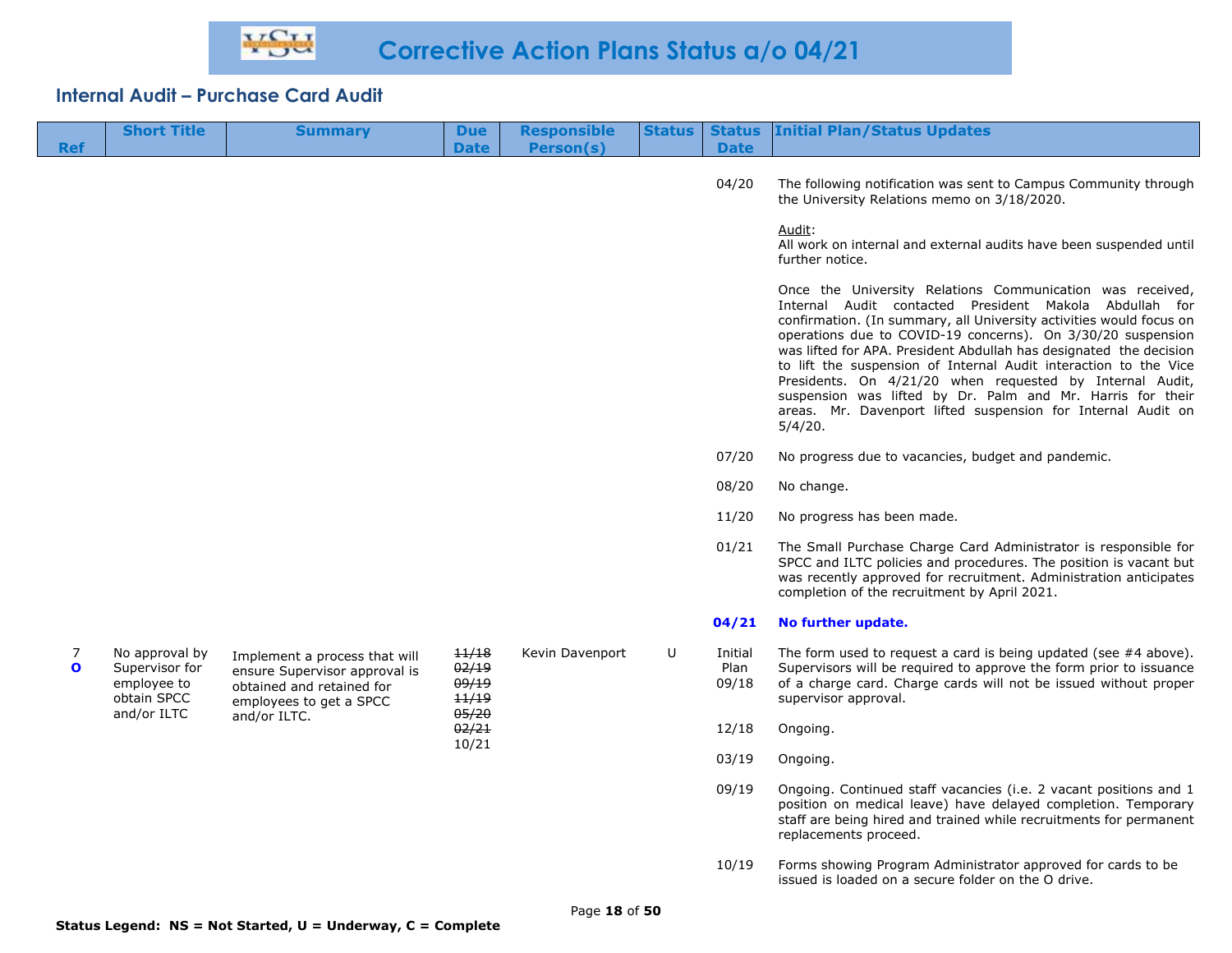# Corrective Action Plans Status a/o 04/21

## Internal Audit – Purchase Card Audit

| Ref | Short Title | Summary | Due Date | Responsible Person(s) | Status | Status Date | Initial Plan/Status Updates |
|---|---|---|---|---|---|---|---|
| | | | | | | 04/20 | The following notification was sent to Campus Community through the University Relations memo on 3/18/2020.<br><br>Audit:<br>All work on internal and external audits have been suspended until further notice.<br><br>Once the University Relations Communication was received, Internal Audit contacted President Makola Abdullah for confirmation. (In summary, all University activities would focus on operations due to COVID-19 concerns). On 3/30/20 suspension was lifted for APA. President Abdullah has designated the decision to lift the suspension of Internal Audit interaction to the Vice Presidents. On 4/21/20 when requested by Internal Audit, suspension was lifted by Dr. Palm and Mr. Harris for their areas. Mr. Davenport lifted suspension for Internal Audit on 5/4/20. |
| | | | | | | 07/20 | No progress due to vacancies, budget and pandemic. |
| | | | | | | 08/20 | No change. |
| | | | | | | 11/20 | No progress has been made. |
| | | | | | | 01/21 | The Small Purchase Charge Card Administrator is responsible for SPCC and ILTC policies and procedures. The position is vacant but was recently approved for recruitment. Administration anticipates completion of the recruitment by April 2021. |
| | | | | | | **04/21** | **No further update.** |
| 7<br>**O** | No approval by Supervisor for employee to obtain SPCC and/or ILTC | Implement a process that will ensure Supervisor approval is obtained and retained for employees to get a SPCC and/or ILTC. | ~~11/18~~<br>~~02/19~~<br>~~09/19~~<br>~~11/19~~<br>~~05/20~~<br>~~02/21~~<br>10/21 | Kevin Davenport | U | Initial Plan 09/18 | The form used to request a card is being updated (see #4 above). Supervisors will be required to approve the form prior to issuance of a charge card. Charge cards will not be issued without proper supervisor approval. |
| | | | | | | 12/18 | Ongoing. |
| | | | | | | 03/19 | Ongoing. |
| | | | | | | 09/19 | Ongoing. Continued staff vacancies (i.e. 2 vacant positions and 1 position on medical leave) have delayed completion. Temporary staff are being hired and trained while recruitments for permanent replacements proceed. |
| | | | | | | 10/19 | Forms showing Program Administrator approved for cards to be issued is loaded on a secure folder on the O drive. |

**Status Legend: NS = Not Started, U = Underway, C = Complete**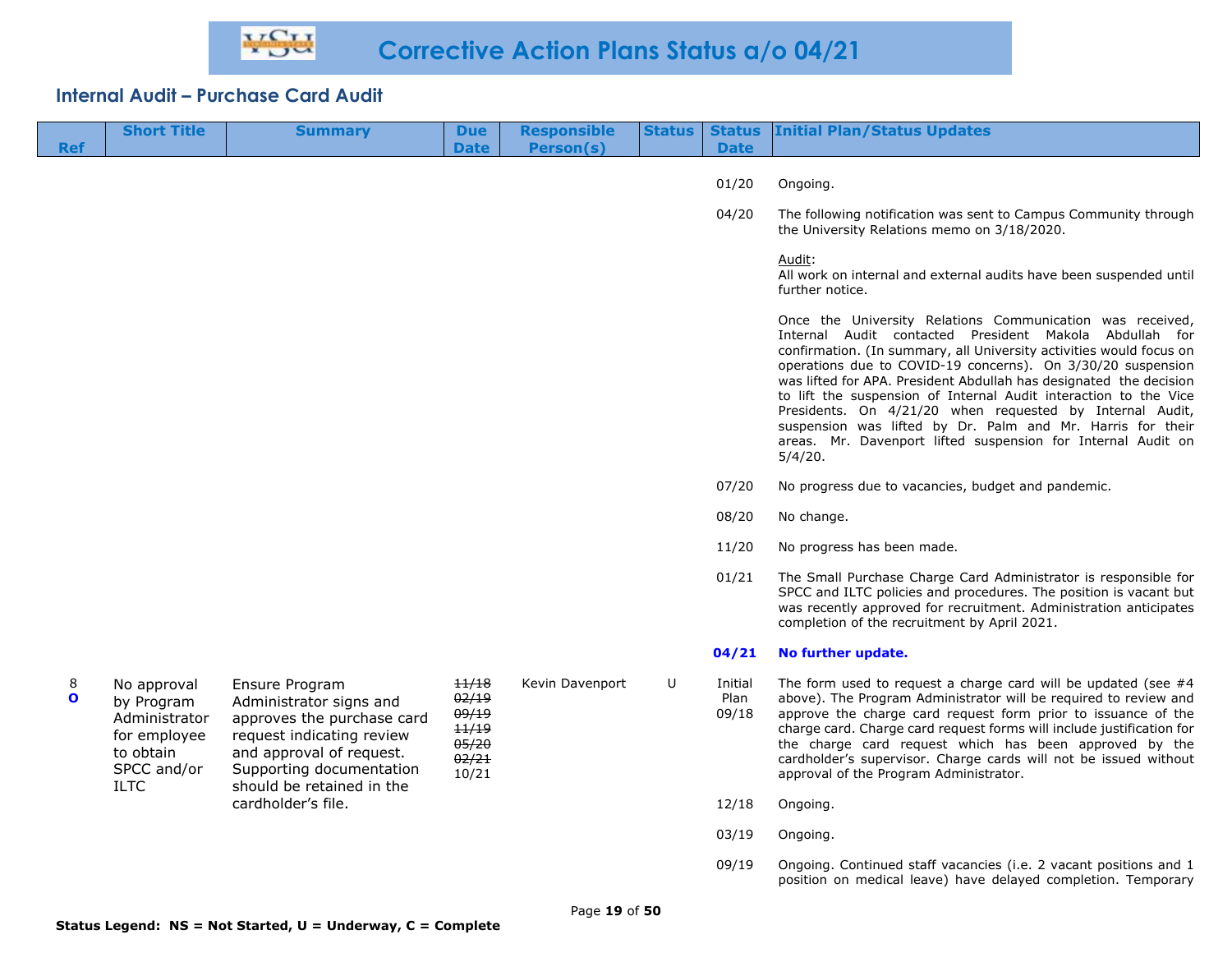# Corrective Action Plans Status a/o 04/21

## Internal Audit – Purchase Card Audit

| Ref | Short Title | Summary | Due Date | Responsible Person(s) | Status | Status Date | Initial Plan/Status Updates |
|---|---|---|---|---|---|---|---|
| | | | | | | 01/20 | Ongoing. |
| | | | | | | 04/20 | The following notification was sent to Campus Community through the University Relations memo on 3/18/2020.<br><br>Audit:<br>All work on internal and external audits have been suspended until further notice.<br><br>Once the University Relations Communication was received, Internal Audit contacted President Makola Abdullah for confirmation. (In summary, all University activities would focus on operations due to COVID-19 concerns). On 3/30/20 suspension was lifted for APA. President Abdullah has designated the decision to lift the suspension of Internal Audit interaction to the Vice Presidents. On 4/21/20 when requested by Internal Audit, suspension was lifted by Dr. Palm and Mr. Harris for their areas. Mr. Davenport lifted suspension for Internal Audit on 5/4/20. |
| | | | | | | 07/20 | No progress due to vacancies, budget and pandemic. |
| | | | | | | 08/20 | No change. |
| | | | | | | 11/20 | No progress has been made. |
| | | | | | | 01/21 | The Small Purchase Charge Card Administrator is responsible for SPCC and ILTC policies and procedures. The position is vacant but was recently approved for recruitment. Administration anticipates completion of the recruitment by April 2021. |
| | | | | | | **04/21** | **No further update.** |
| 8<br>**O** | No approval by Program Administrator for employee to obtain SPCC and/or ILTC | Ensure Program Administrator signs and approves the purchase card request indicating review and approval of request. Supporting documentation should be retained in the cardholder's file. | ~~11/18~~<br>~~02/19~~<br>~~09/19~~<br>~~11/19~~<br>~~05/20~~<br>~~02/21~~<br>10/21 | Kevin Davenport | U | Initial Plan<br>09/18 | The form used to request a charge card will be updated (see #4 above). The Program Administrator will be required to review and approve the charge card request form prior to issuance of the charge card. Charge card request forms will include justification for the charge card request which has been approved by the cardholder's supervisor. Charge cards will not be issued without approval of the Program Administrator. |
| | | | | | | 12/18 | Ongoing. |
| | | | | | | 03/19 | Ongoing. |
| | | | | | | 09/19 | Ongoing. Continued staff vacancies (i.e. 2 vacant positions and 1 position on medical leave) have delayed completion. Temporary |

**Status Legend: NS = Not Started, U = Underway, C = Complete**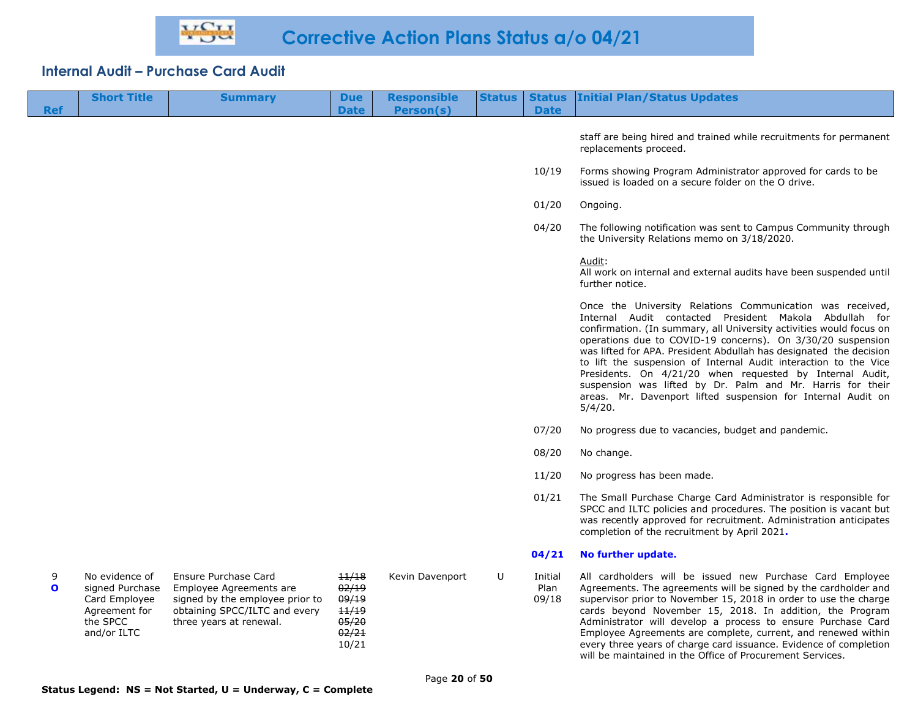# Corrective Action Plans Status a/o 04/21

## Internal Audit – Purchase Card Audit

| Ref | Short Title | Summary | Due Date | Responsible Person(s) | Status | Status Date | Initial Plan/Status Updates |
|---|---|---|---|---|---|---|---|
| | | | | | | | staff are being hired and trained while recruitments for permanent replacements proceed. |
| | | | | | | 10/19 | Forms showing Program Administrator approved for cards to be issued is loaded on a secure folder on the O drive. |
| | | | | | | 01/20 | Ongoing. |
| | | | | | | 04/20 | The following notification was sent to Campus Community through the University Relations memo on 3/18/2020.<br><br>Audit:<br>All work on internal and external audits have been suspended until further notice.<br><br>Once the University Relations Communication was received, Internal Audit contacted President Makola Abdullah for confirmation. (In summary, all University activities would focus on operations due to COVID-19 concerns). On 3/30/20 suspension was lifted for APA. President Abdullah has designated the decision to lift the suspension of Internal Audit interaction to the Vice Presidents. On 4/21/20 when requested by Internal Audit, suspension was lifted by Dr. Palm and Mr. Harris for their areas. Mr. Davenport lifted suspension for Internal Audit on 5/4/20. |
| | | | | | | 07/20 | No progress due to vacancies, budget and pandemic. |
| | | | | | | 08/20 | No change. |
| | | | | | | 11/20 | No progress has been made. |
| | | | | | | 01/21 | The Small Purchase Charge Card Administrator is responsible for SPCC and ILTC policies and procedures. The position is vacant but was recently approved for recruitment. Administration anticipates completion of the recruitment by April 2021. |
| | | | | | | **04/21** | **No further update.** |
| 9<br>**O** | No evidence of signed Purchase Card Employee Agreement for the SPCC and/or ILTC | Ensure Purchase Card Employee Agreements are signed by the employee prior to obtaining SPCC/ILTC and every three years at renewal. | ~~11/18~~<br>~~02/19~~<br>~~09/19~~<br>~~11/19~~<br>~~05/20~~<br>~~02/21~~<br>10/21 | Kevin Davenport | U | Initial Plan 09/18 | All cardholders will be issued new Purchase Card Employee Agreements. The agreements will be signed by the cardholder and supervisor prior to November 15, 2018 in order to use the charge cards beyond November 15, 2018. In addition, the Program Administrator will develop a process to ensure Purchase Card Employee Agreements are complete, current, and renewed within every three years of charge card issuance. Evidence of completion will be maintained in the Office of Procurement Services. |

**Status Legend: NS = Not Started, U = Underway, C = Complete**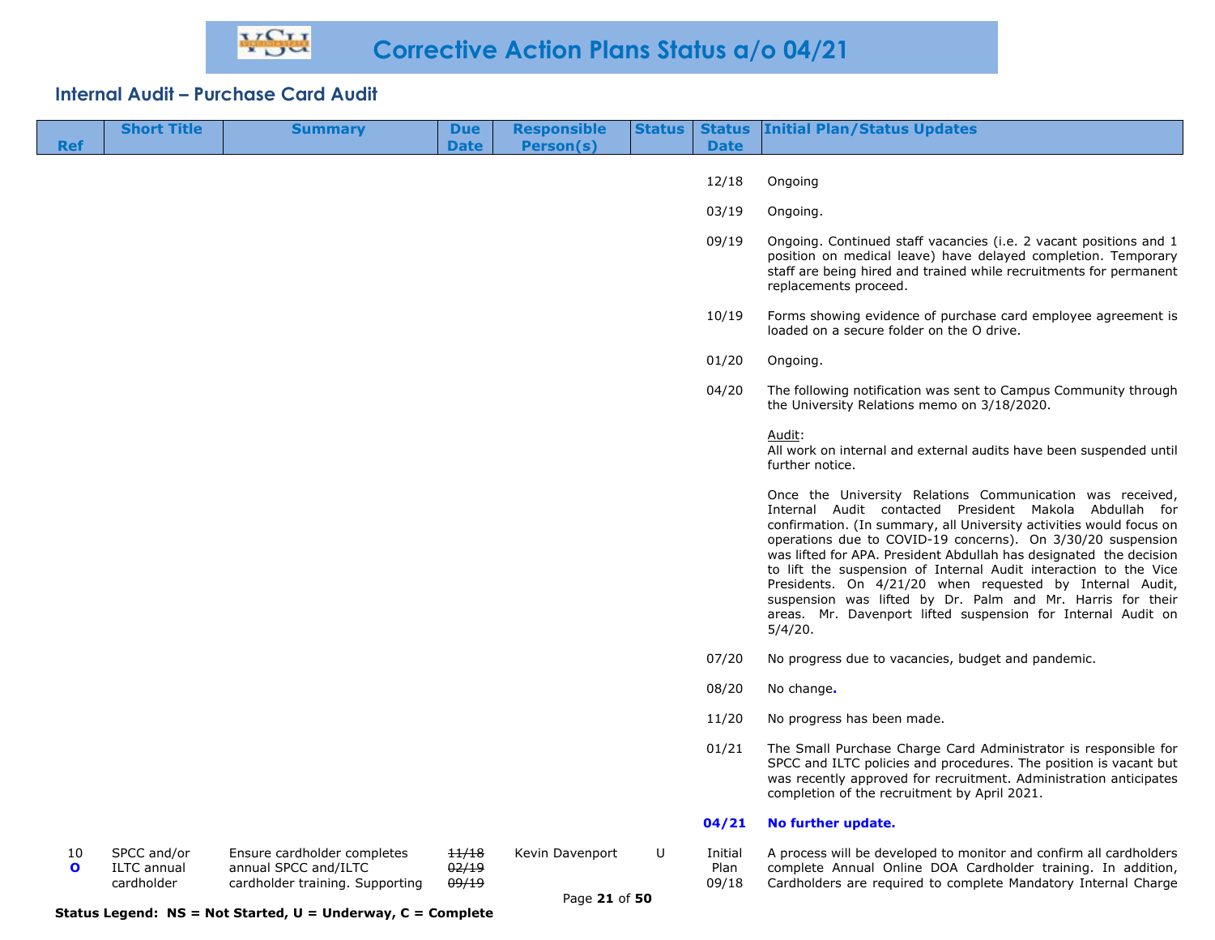# Corrective Action Plans Status a/o 04/21

## Internal Audit – Purchase Card Audit

| Ref | Short Title | Summary | Due Date | Responsible Person(s) | Status | Status Date | Initial Plan/Status Updates |
|---|---|---|---|---|---|---|---|
| | | | | | | 12/18 | Ongoing |
| | | | | | | 03/19 | Ongoing. |
| | | | | | | 09/19 | Ongoing. Continued staff vacancies (i.e. 2 vacant positions and 1 position on medical leave) have delayed completion. Temporary staff are being hired and trained while recruitments for permanent replacements proceed. |
| | | | | | | 10/19 | Forms showing evidence of purchase card employee agreement is loaded on a secure folder on the O drive. |
| | | | | | | 01/20 | Ongoing. |
| | | | | | | 04/20 | The following notification was sent to Campus Community through the University Relations memo on 3/18/2020.<br><br>Audit:<br>All work on internal and external audits have been suspended until further notice.<br><br>Once the University Relations Communication was received, Internal Audit contacted President Makola Abdullah for confirmation. (In summary, all University activities would focus on operations due to COVID-19 concerns). On 3/30/20 suspension was lifted for APA. President Abdullah has designated the decision to lift the suspension of Internal Audit interaction to the Vice Presidents. On 4/21/20 when requested by Internal Audit, suspension was lifted by Dr. Palm and Mr. Harris for their areas. Mr. Davenport lifted suspension for Internal Audit on 5/4/20. |
| | | | | | | 07/20 | No progress due to vacancies, budget and pandemic. |
| | | | | | | 08/20 | No change. |
| | | | | | | 11/20 | No progress has been made. |
| | | | | | | 01/21 | The Small Purchase Charge Card Administrator is responsible for SPCC and ILTC policies and procedures. The position is vacant but was recently approved for recruitment. Administration anticipates completion of the recruitment by April 2021. |
| | | | | | | **04/21** | **No further update.** |
| 10<br>**O** | SPCC and/or ILTC annual cardholder | Ensure cardholder completes annual SPCC and/ILTC cardholder training. Supporting | ~~11/18~~<br>~~02/19~~<br>~~09/19~~ | Kevin Davenport | U | Initial Plan<br>09/18 | A process will be developed to monitor and confirm all cardholders complete Annual Online DOA Cardholder training. In addition, Cardholders are required to complete Mandatory Internal Charge |

**Status Legend: NS = Not Started, U = Underway, C = Complete**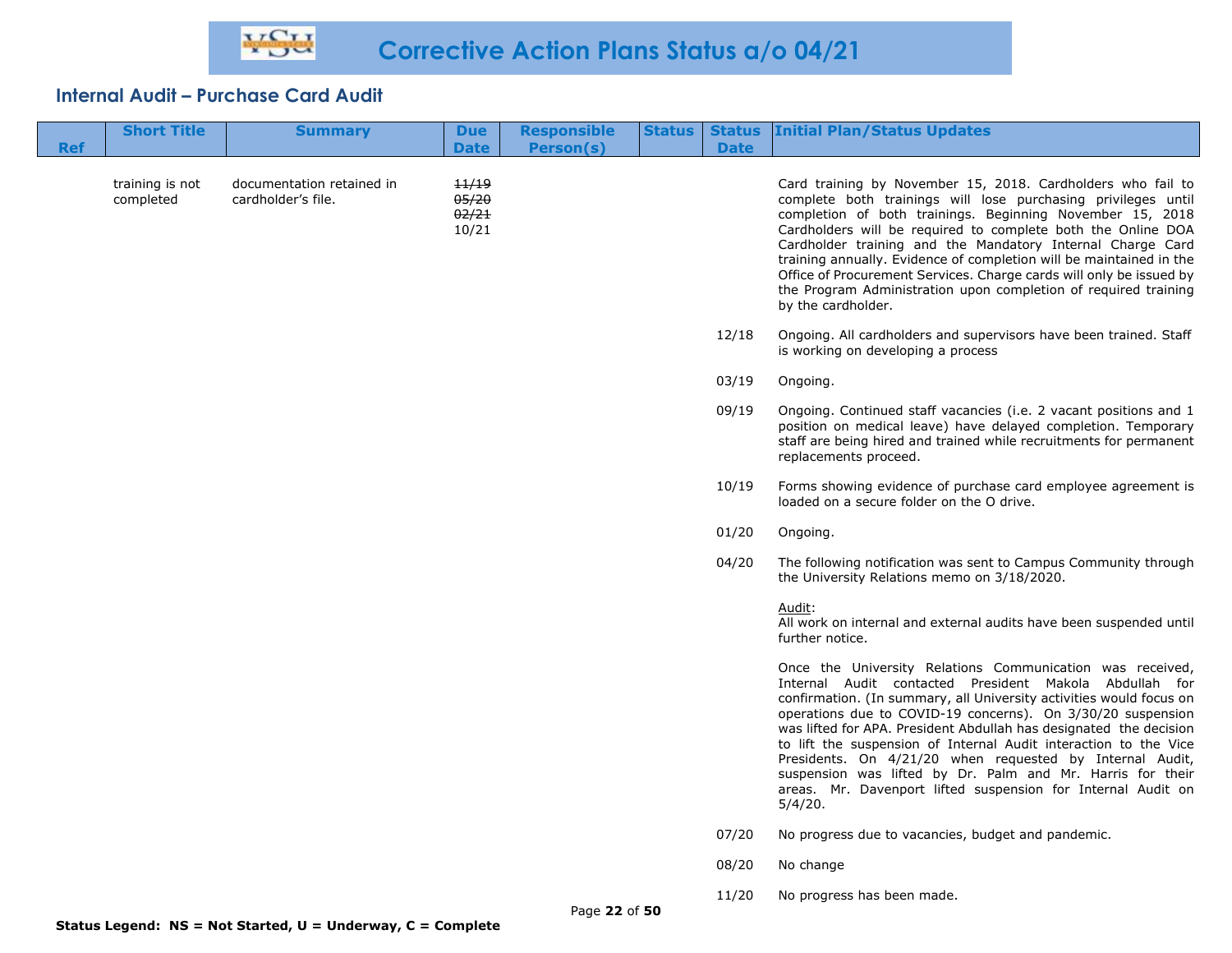# Corrective Action Plans Status a/o 04/21

## Internal Audit – Purchase Card Audit

| Ref | Short Title | Summary | Due Date | Responsible Person(s) | Status | Status Date | Initial Plan/Status Updates |
|---|---|---|---|---|---|---|---|
| | training is not completed | documentation retained in cardholder's file. | ~~11/19~~ ~~05/20~~ ~~02/21~~ 10/21 | | | | Card training by November 15, 2018. Cardholders who fail to complete both trainings will lose purchasing privileges until completion of both trainings. Beginning November 15, 2018 Cardholders will be required to complete both the Online DOA Cardholder training and the Mandatory Internal Charge Card training annually. Evidence of completion will be maintained in the Office of Procurement Services. Charge cards will only be issued by the Program Administration upon completion of required training by the cardholder. |
| | | | | | | 12/18 | Ongoing. All cardholders and supervisors have been trained. Staff is working on developing a process |
| | | | | | | 03/19 | Ongoing. |
| | | | | | | 09/19 | Ongoing. Continued staff vacancies (i.e. 2 vacant positions and 1 position on medical leave) have delayed completion. Temporary staff are being hired and trained while recruitments for permanent replacements proceed. |
| | | | | | | 10/19 | Forms showing evidence of purchase card employee agreement is loaded on a secure folder on the O drive. |
| | | | | | | 01/20 | Ongoing. |
| | | | | | | 04/20 | The following notification was sent to Campus Community through the University Relations memo on 3/18/2020. <br><br> Audit: <br> All work on internal and external audits have been suspended until further notice. <br><br> Once the University Relations Communication was received, Internal Audit contacted President Makola Abdullah for confirmation. (In summary, all University activities would focus on operations due to COVID-19 concerns). On 3/30/20 suspension was lifted for APA. President Abdullah has designated the decision to lift the suspension of Internal Audit interaction to the Vice Presidents. On 4/21/20 when requested by Internal Audit, suspension was lifted by Dr. Palm and Mr. Harris for their areas. Mr. Davenport lifted suspension for Internal Audit on 5/4/20. |
| | | | | | | 07/20 | No progress due to vacancies, budget and pandemic. |
| | | | | | | 08/20 | No change |
| | | | | | | 11/20 | No progress has been made. |

**Status Legend: NS = Not Started, U = Underway, C = Complete**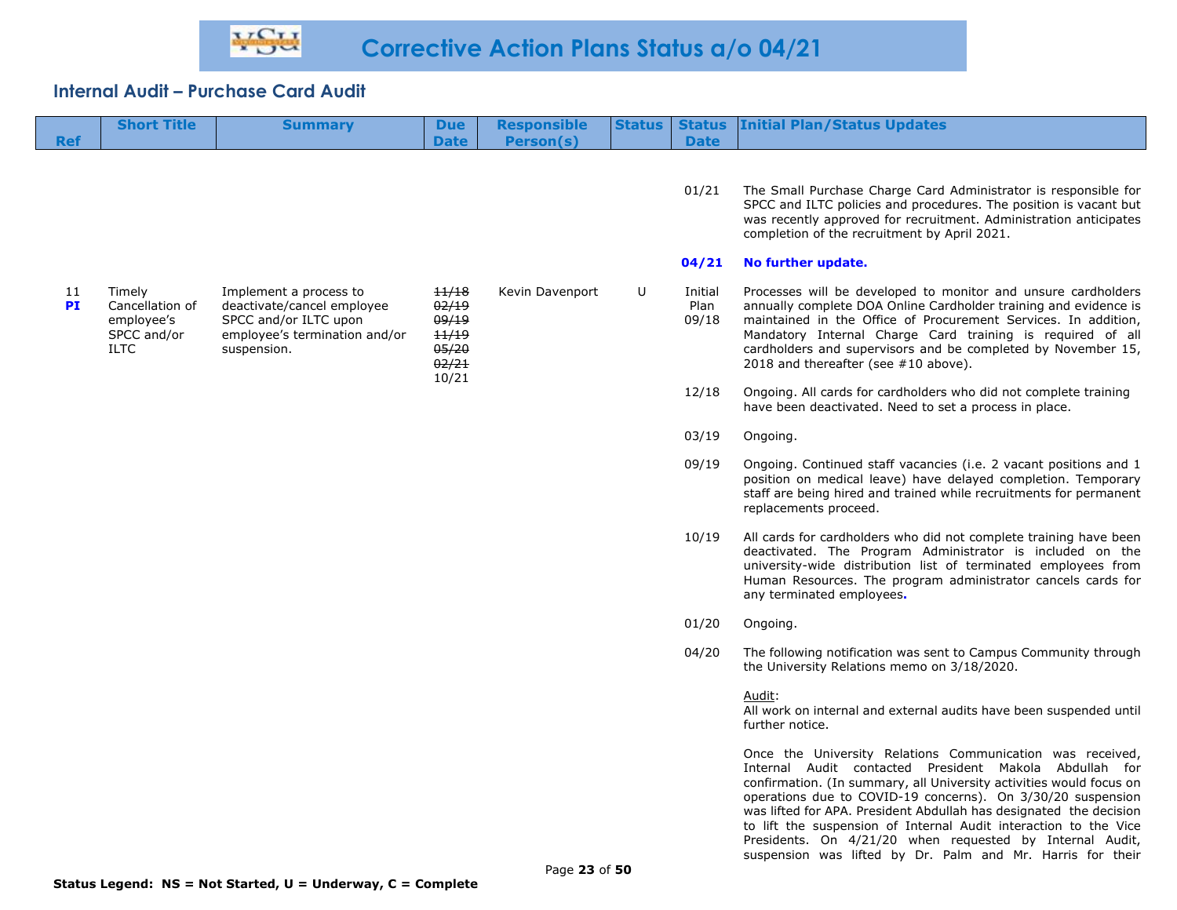# Corrective Action Plans Status a/o 04/21

## Internal Audit – Purchase Card Audit

| Ref | Short Title | Summary | Due Date | Responsible Person(s) | Status | Status Date | Initial Plan/Status Updates |
|---|---|---|---|---|---|---|---|
| | | | | | | 01/21 | The Small Purchase Charge Card Administrator is responsible for SPCC and ILTC policies and procedures. The position is vacant but was recently approved for recruitment. Administration anticipates completion of the recruitment by April 2021. |
| | | | | | | **04/21** | **No further update.** |
| 11 **PI** | Timely Cancellation of employee's SPCC and/or ILTC | Implement a process to deactivate/cancel employee SPCC and/or ILTC upon employee's termination and/or suspension. | ~~11/18~~ ~~02/19~~ ~~09/19~~ ~~11/19~~ ~~05/20~~ ~~02/21~~ 10/21 | Kevin Davenport | U | Initial Plan 09/18 | Processes will be developed to monitor and unsure cardholders annually complete DOA Online Cardholder training and evidence is maintained in the Office of Procurement Services. In addition, Mandatory Internal Charge Card training is required of all cardholders and supervisors and be completed by November 15, 2018 and thereafter (see #10 above). |
| | | | | | | 12/18 | Ongoing. All cards for cardholders who did not complete training have been deactivated. Need to set a process in place. |
| | | | | | | 03/19 | Ongoing. |
| | | | | | | 09/19 | Ongoing. Continued staff vacancies (i.e. 2 vacant positions and 1 position on medical leave) have delayed completion. Temporary staff are being hired and trained while recruitments for permanent replacements proceed. |
| | | | | | | 10/19 | All cards for cardholders who did not complete training have been deactivated. The Program Administrator is included on the university-wide distribution list of terminated employees from Human Resources. The program administrator cancels cards for any terminated employees. |
| | | | | | | 01/20 | Ongoing. |
| | | | | | | 04/20 | The following notification was sent to Campus Community through the University Relations memo on 3/18/2020.<br><br><u>Audit</u>:<br>All work on internal and external audits have been suspended until further notice.<br><br>Once the University Relations Communication was received, Internal Audit contacted President Makola Abdullah for confirmation. (In summary, all University activities would focus on operations due to COVID-19 concerns). On 3/30/20 suspension was lifted for APA. President Abdullah has designated the decision to lift the suspension of Internal Audit interaction to the Vice Presidents. On 4/21/20 when requested by Internal Audit, suspension was lifted by Dr. Palm and Mr. Harris for their |

**Status Legend: NS = Not Started, U = Underway, C = Complete**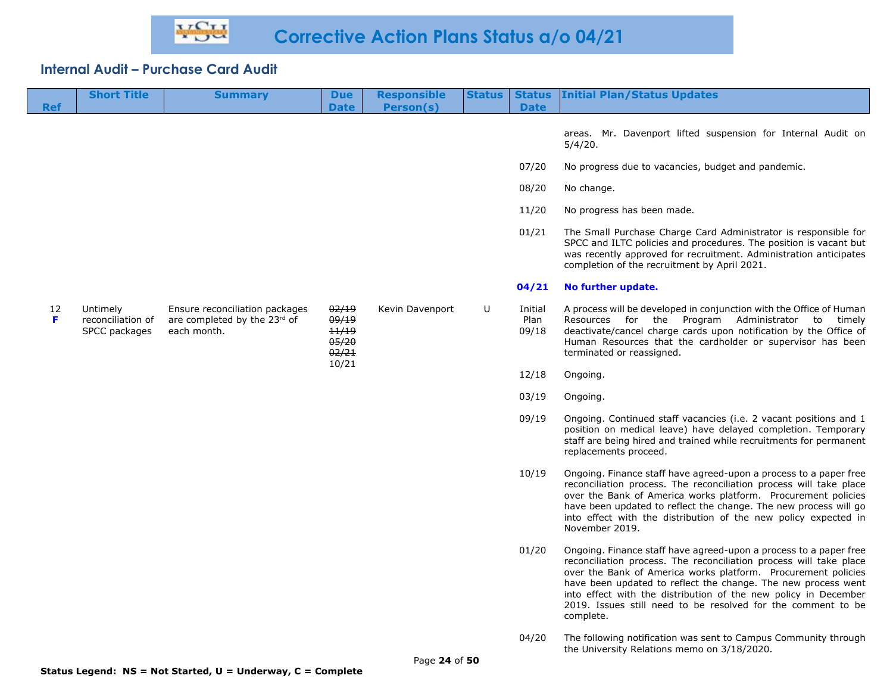# Corrective Action Plans Status a/o 04/21

## Internal Audit – Purchase Card Audit

| Ref | Short Title | Summary | Due Date | Responsible Person(s) | Status | Status Date | Initial Plan/Status Updates |
|---|---|---|---|---|---|---|---|
| | | | | | | | areas. Mr. Davenport lifted suspension for Internal Audit on 5/4/20. |
| | | | | | | 07/20 | No progress due to vacancies, budget and pandemic. |
| | | | | | | 08/20 | No change. |
| | | | | | | 11/20 | No progress has been made. |
| | | | | | | 01/21 | The Small Purchase Charge Card Administrator is responsible for SPCC and ILTC policies and procedures. The position is vacant but was recently approved for recruitment. Administration anticipates completion of the recruitment by April 2021. |
| | | | | | | **04/21** | **No further update.** |
| 12 **F** | Untimely reconciliation of SPCC packages | Ensure reconciliation packages are completed by the 23rd of each month. | ~~02/19~~ ~~09/19~~ ~~11/19~~ ~~05/20~~ ~~02/21~~ 10/21 | Kevin Davenport | U | Initial Plan 09/18 | A process will be developed in conjunction with the Office of Human Resources for the Program Administrator to timely deactivate/cancel charge cards upon notification by the Office of Human Resources that the cardholder or supervisor has been terminated or reassigned. |
| | | | | | | 12/18 | Ongoing. |
| | | | | | | 03/19 | Ongoing. |
| | | | | | | 09/19 | Ongoing. Continued staff vacancies (i.e. 2 vacant positions and 1 position on medical leave) have delayed completion. Temporary staff are being hired and trained while recruitments for permanent replacements proceed. |
| | | | | | | 10/19 | Ongoing. Finance staff have agreed-upon a process to a paper free reconciliation process. The reconciliation process will take place over the Bank of America works platform. Procurement policies have been updated to reflect the change. The new process will go into effect with the distribution of the new policy expected in November 2019. |
| | | | | | | 01/20 | Ongoing. Finance staff have agreed-upon a process to a paper free reconciliation process. The reconciliation process will take place over the Bank of America works platform. Procurement policies have been updated to reflect the change. The new process went into effect with the distribution of the new policy in December 2019. Issues still need to be resolved for the comment to be complete. |
| | | | | | | 04/20 | The following notification was sent to Campus Community through the University Relations memo on 3/18/2020. |

**Status Legend: NS = Not Started, U = Underway, C = Complete**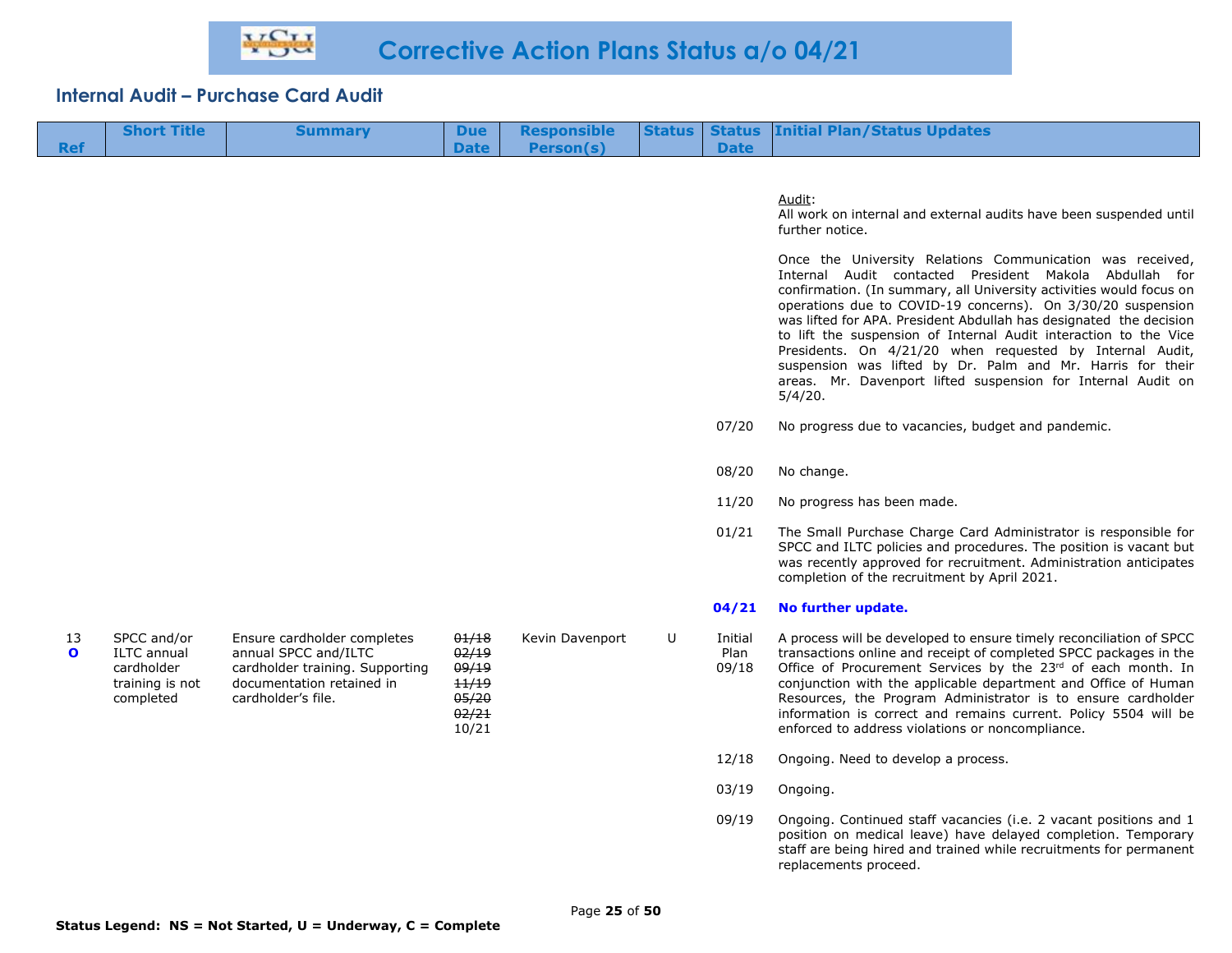# Corrective Action Plans Status a/o 04/21

## Internal Audit – Purchase Card Audit

| Ref | Short Title | Summary | Due Date | Responsible Person(s) | Status | Status Date | Initial Plan/Status Updates |
|---|---|---|---|---|---|---|---|
| | | | | | | | Audit:<br>All work on internal and external audits have been suspended until further notice.<br><br>Once the University Relations Communication was received, Internal Audit contacted President Makola Abdullah for confirmation. (In summary, all University activities would focus on operations due to COVID-19 concerns). On 3/30/20 suspension was lifted for APA. President Abdullah has designated the decision to lift the suspension of Internal Audit interaction to the Vice Presidents. On 4/21/20 when requested by Internal Audit, suspension was lifted by Dr. Palm and Mr. Harris for their areas. Mr. Davenport lifted suspension for Internal Audit on 5/4/20. |
| | | | | | | 07/20 | No progress due to vacancies, budget and pandemic. |
| | | | | | | 08/20 | No change. |
| | | | | | | 11/20 | No progress has been made. |
| | | | | | | 01/21 | The Small Purchase Charge Card Administrator is responsible for SPCC and ILTC policies and procedures. The position is vacant but was recently approved for recruitment. Administration anticipates completion of the recruitment by April 2021. |
| | | | | | | **04/21** | **No further update.** |
| 13<br>**O** | SPCC and/or ILTC annual cardholder training is not completed | Ensure cardholder completes annual SPCC and/ILTC cardholder training. Supporting documentation retained in cardholder's file. | ~~01/18~~<br>~~02/19~~<br>~~09/19~~<br>~~11/19~~<br>~~05/20~~<br>~~02/21~~<br>10/21 | Kevin Davenport | U | Initial Plan<br>09/18 | A process will be developed to ensure timely reconciliation of SPCC transactions online and receipt of completed SPCC packages in the Office of Procurement Services by the 23rd of each month. In conjunction with the applicable department and Office of Human Resources, the Program Administrator is to ensure cardholder information is correct and remains current. Policy 5504 will be enforced to address violations or noncompliance. |
| | | | | | | 12/18 | Ongoing. Need to develop a process. |
| | | | | | | 03/19 | Ongoing. |
| | | | | | | 09/19 | Ongoing. Continued staff vacancies (i.e. 2 vacant positions and 1 position on medical leave) have delayed completion. Temporary staff are being hired and trained while recruitments for permanent replacements proceed. |

**Status Legend: NS = Not Started, U = Underway, C = Complete**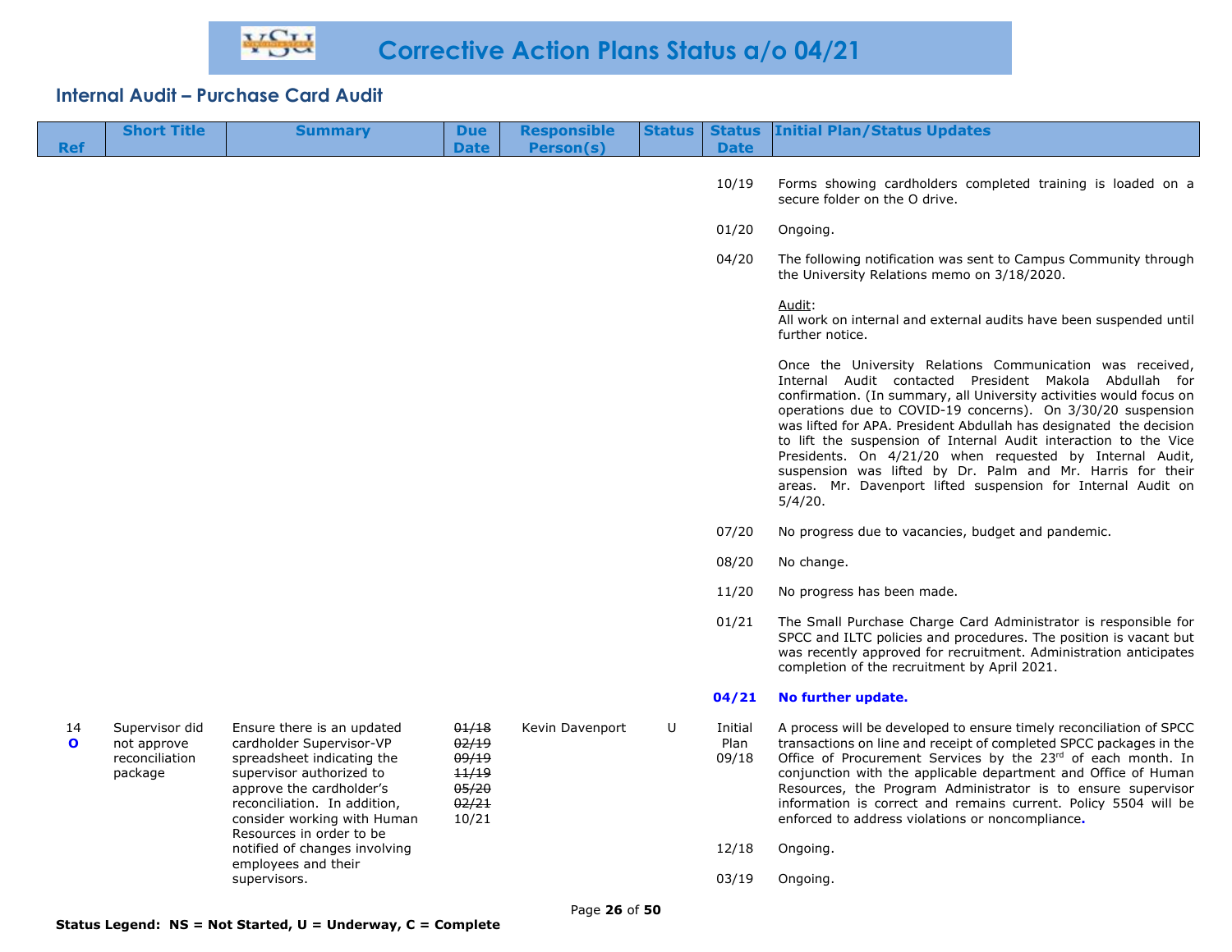# Corrective Action Plans Status a/o 04/21

## Internal Audit – Purchase Card Audit

| Ref | Short Title | Summary | Due Date | Responsible Person(s) | Status | Status Date | Initial Plan/Status Updates |
|---|---|---|---|---|---|---|---|
| | | | | | | 10/19 | Forms showing cardholders completed training is loaded on a secure folder on the O drive. |
| | | | | | | 01/20 | Ongoing. |
| | | | | | | 04/20 | The following notification was sent to Campus Community through the University Relations memo on 3/18/2020.<br><br>Audit:<br>All work on internal and external audits have been suspended until further notice.<br><br>Once the University Relations Communication was received, Internal Audit contacted President Makola Abdullah for confirmation. (In summary, all University activities would focus on operations due to COVID-19 concerns). On 3/30/20 suspension was lifted for APA. President Abdullah has designated the decision to lift the suspension of Internal Audit interaction to the Vice Presidents. On 4/21/20 when requested by Internal Audit, suspension was lifted by Dr. Palm and Mr. Harris for their areas. Mr. Davenport lifted suspension for Internal Audit on 5/4/20. |
| | | | | | | 07/20 | No progress due to vacancies, budget and pandemic. |
| | | | | | | 08/20 | No change. |
| | | | | | | 11/20 | No progress has been made. |
| | | | | | | 01/21 | The Small Purchase Charge Card Administrator is responsible for SPCC and ILTC policies and procedures. The position is vacant but was recently approved for recruitment. Administration anticipates completion of the recruitment by April 2021. |
| | | | | | | **04/21** | **No further update.** |
| 14 **O** | Supervisor did not approve reconciliation package | Ensure there is an updated cardholder Supervisor-VP spreadsheet indicating the supervisor authorized to approve the cardholder's reconciliation. In addition, consider working with Human Resources in order to be notified of changes involving employees and their supervisors. | ~~01/18~~ ~~02/19~~ ~~09/19~~ ~~11/19~~ ~~05/20~~ ~~02/21~~ 10/21 | Kevin Davenport | U | Initial Plan 09/18 | A process will be developed to ensure timely reconciliation of SPCC transactions on line and receipt of completed SPCC packages in the Office of Procurement Services by the 23rd of each month. In conjunction with the applicable department and Office of Human Resources, the Program Administrator is to ensure supervisor information is correct and remains current. Policy 5504 will be enforced to address violations or noncompliance. |
| | | | | | | 12/18 | Ongoing. |
| | | | | | | 03/19 | Ongoing. |

**Status Legend: NS = Not Started, U = Underway, C = Complete**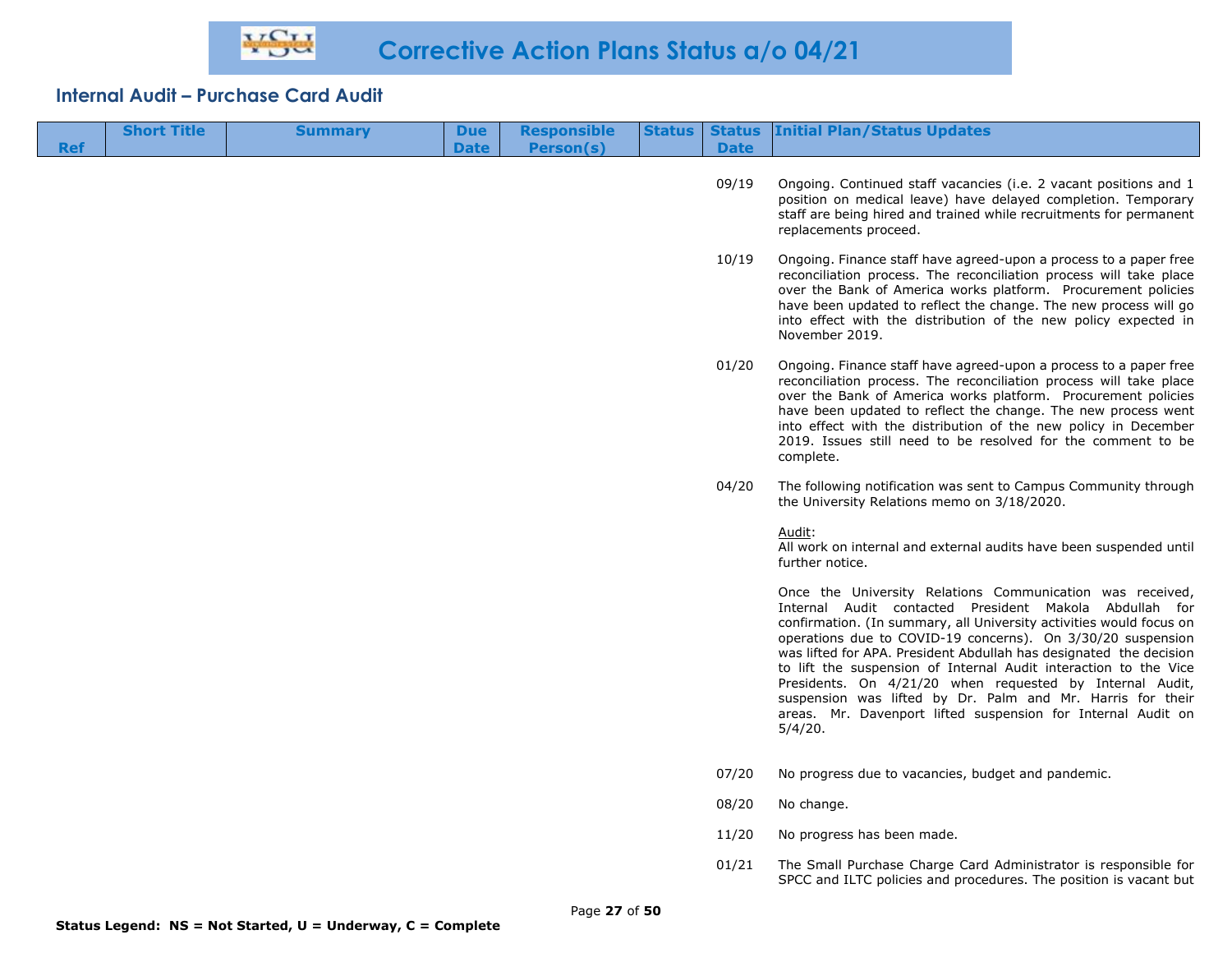# Corrective Action Plans Status a/o 04/21

## Internal Audit – Purchase Card Audit

| Ref | Short Title | Summary | Due Date | Responsible Person(s) | Status | Status Date | Initial Plan/Status Updates |
|---|---|---|---|---|---|---|---|
| | | | | | | 09/19 | Ongoing. Continued staff vacancies (i.e. 2 vacant positions and 1 position on medical leave) have delayed completion. Temporary staff are being hired and trained while recruitments for permanent replacements proceed. |
| | | | | | | 10/19 | Ongoing. Finance staff have agreed-upon a process to a paper free reconciliation process. The reconciliation process will take place over the Bank of America works platform. Procurement policies have been updated to reflect the change. The new process will go into effect with the distribution of the new policy expected in November 2019. |
| | | | | | | 01/20 | Ongoing. Finance staff have agreed-upon a process to a paper free reconciliation process. The reconciliation process will take place over the Bank of America works platform. Procurement policies have been updated to reflect the change. The new process went into effect with the distribution of the new policy in December 2019. Issues still need to be resolved for the comment to be complete. |
| | | | | | | 04/20 | The following notification was sent to Campus Community through the University Relations memo on 3/18/2020.<br><br>Audit:<br>All work on internal and external audits have been suspended until further notice.<br><br>Once the University Relations Communication was received, Internal Audit contacted President Makola Abdullah for confirmation. (In summary, all University activities would focus on operations due to COVID-19 concerns). On 3/30/20 suspension was lifted for APA. President Abdullah has designated the decision to lift the suspension of Internal Audit interaction to the Vice Presidents. On 4/21/20 when requested by Internal Audit, suspension was lifted by Dr. Palm and Mr. Harris for their areas. Mr. Davenport lifted suspension for Internal Audit on 5/4/20. |
| | | | | | | 07/20 | No progress due to vacancies, budget and pandemic. |
| | | | | | | 08/20 | No change. |
| | | | | | | 11/20 | No progress has been made. |
| | | | | | | 01/21 | The Small Purchase Charge Card Administrator is responsible for SPCC and ILTC policies and procedures. The position is vacant but |

**Status Legend: NS = Not Started, U = Underway, C = Complete**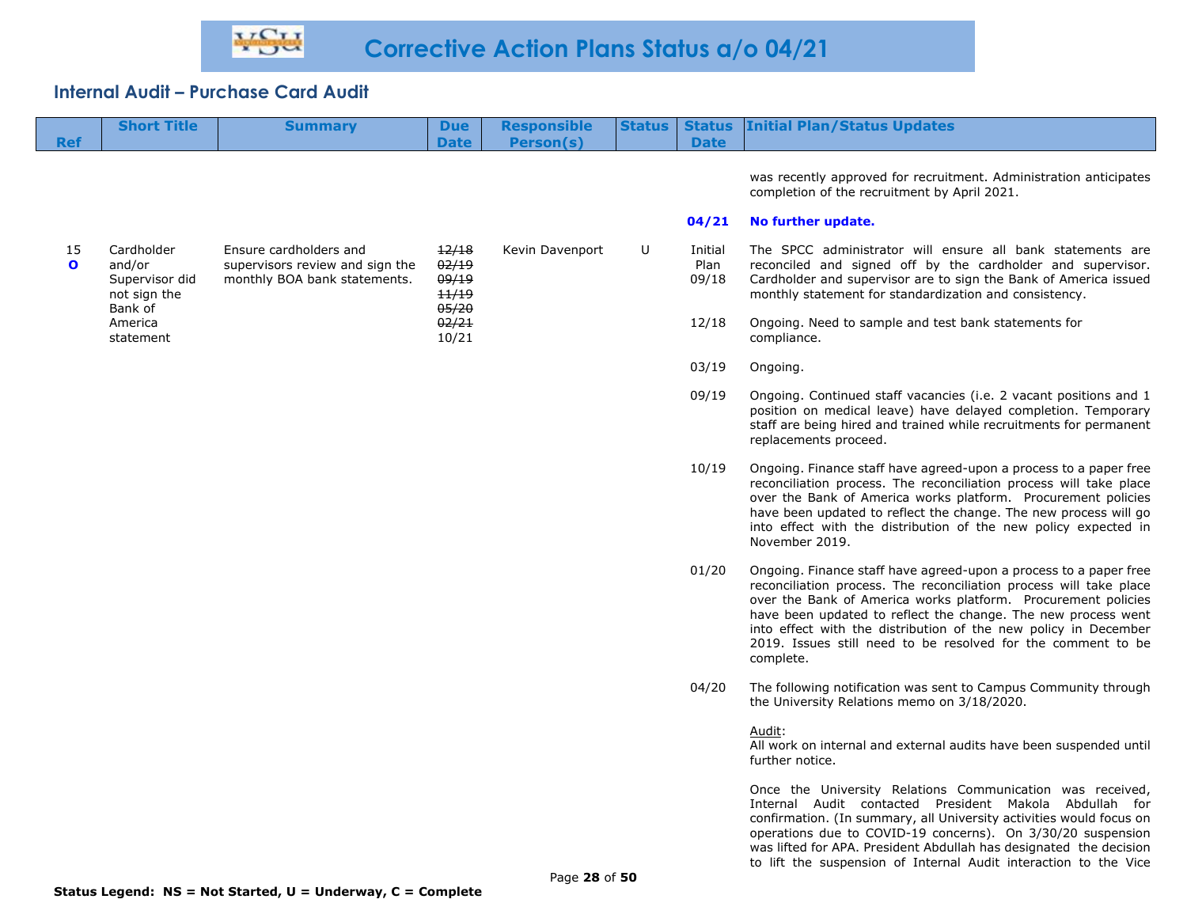# Corrective Action Plans Status a/o 04/21

## Internal Audit – Purchase Card Audit

| Ref | Short Title | Summary | Due Date | Responsible Person(s) | Status | Status Date | Initial Plan/Status Updates |
|---|---|---|---|---|---|---|---|
| | | | | | | | was recently approved for recruitment. Administration anticipates completion of the recruitment by April 2021. |
| | | | | | | **04/21** | **No further update.** |
| 15 **O** | Cardholder and/or Supervisor did not sign the Bank of America statement | Ensure cardholders and supervisors review and sign the monthly BOA bank statements. | ~~12/18~~ ~~02/19~~ ~~09/19~~ ~~11/19~~ ~~05/20~~ ~~02/21~~ 10/21 | Kevin Davenport | U | Initial Plan 09/18 | The SPCC administrator will ensure all bank statements are reconciled and signed off by the cardholder and supervisor. Cardholder and supervisor are to sign the Bank of America issued monthly statement for standardization and consistency. |
| | | | | | | 12/18 | Ongoing. Need to sample and test bank statements for compliance. |
| | | | | | | 03/19 | Ongoing. |
| | | | | | | 09/19 | Ongoing. Continued staff vacancies (i.e. 2 vacant positions and 1 position on medical leave) have delayed completion. Temporary staff are being hired and trained while recruitments for permanent replacements proceed. |
| | | | | | | 10/19 | Ongoing. Finance staff have agreed-upon a process to a paper free reconciliation process. The reconciliation process will take place over the Bank of America works platform. Procurement policies have been updated to reflect the change. The new process will go into effect with the distribution of the new policy expected in November 2019. |
| | | | | | | 01/20 | Ongoing. Finance staff have agreed-upon a process to a paper free reconciliation process. The reconciliation process will take place over the Bank of America works platform. Procurement policies have been updated to reflect the change. The new process went into effect with the distribution of the new policy in December 2019. Issues still need to be resolved for the comment to be complete. |
| | | | | | | 04/20 | The following notification was sent to Campus Community through the University Relations memo on 3/18/2020.<br><br><u>Audit</u>:<br>All work on internal and external audits have been suspended until further notice.<br><br>Once the University Relations Communication was received, Internal Audit contacted President Makola Abdullah for confirmation. (In summary, all University activities would focus on operations due to COVID-19 concerns). On 3/30/20 suspension was lifted for APA. President Abdullah has designated the decision to lift the suspension of Internal Audit interaction to the Vice |

**Status Legend: NS = Not Started, U = Underway, C = Complete**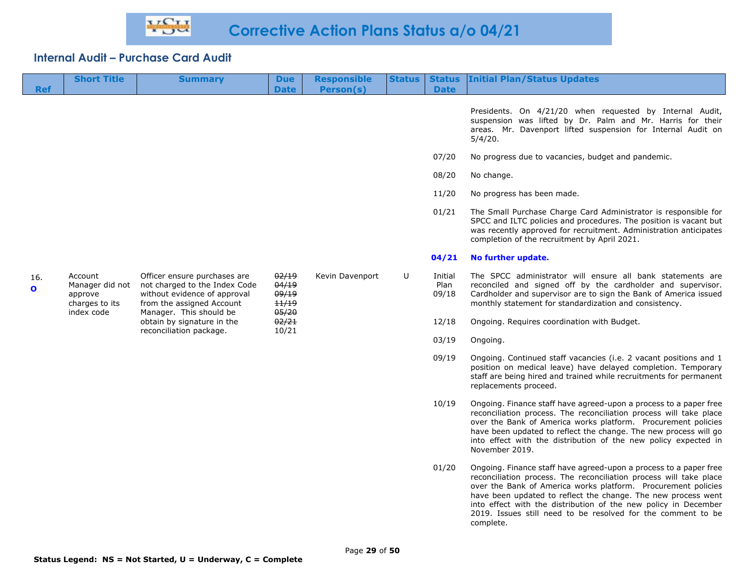# Corrective Action Plans Status a/o 04/21

## Internal Audit – Purchase Card Audit

| Ref | Short Title | Summary | Due Date | Responsible Person(s) | Status | Status Date | Initial Plan/Status Updates |
|---|---|---|---|---|---|---|---|
| | | | | | | | Presidents. On 4/21/20 when requested by Internal Audit, suspension was lifted by Dr. Palm and Mr. Harris for their areas. Mr. Davenport lifted suspension for Internal Audit on 5/4/20. |
| | | | | | | 07/20 | No progress due to vacancies, budget and pandemic. |
| | | | | | | 08/20 | No change. |
| | | | | | | 11/20 | No progress has been made. |
| | | | | | | 01/21 | The Small Purchase Charge Card Administrator is responsible for SPCC and ILTC policies and procedures. The position is vacant but was recently approved for recruitment. Administration anticipates completion of the recruitment by April 2021. |
| | | | | | | **04/21** | **No further update.** |
| 16. **O** | Account Manager did not approve charges to its index code | Officer ensure purchases are not charged to the Index Code without evidence of approval from the assigned Account Manager. This should be obtain by signature in the reconciliation package. | ~~02/19~~ ~~04/19~~ ~~09/19~~ ~~11/19~~ ~~05/20~~ ~~02/21~~ 10/21 | Kevin Davenport | U | Initial Plan 09/18 | The SPCC administrator will ensure all bank statements are reconciled and signed off by the cardholder and supervisor. Cardholder and supervisor are to sign the Bank of America issued monthly statement for standardization and consistency. |
| | | | | | | 12/18 | Ongoing. Requires coordination with Budget. |
| | | | | | | 03/19 | Ongoing. |
| | | | | | | 09/19 | Ongoing. Continued staff vacancies (i.e. 2 vacant positions and 1 position on medical leave) have delayed completion. Temporary staff are being hired and trained while recruitments for permanent replacements proceed. |
| | | | | | | 10/19 | Ongoing. Finance staff have agreed-upon a process to a paper free reconciliation process. The reconciliation process will take place over the Bank of America works platform. Procurement policies have been updated to reflect the change. The new process will go into effect with the distribution of the new policy expected in November 2019. |
| | | | | | | 01/20 | Ongoing. Finance staff have agreed-upon a process to a paper free reconciliation process. The reconciliation process will take place over the Bank of America works platform. Procurement policies have been updated to reflect the change. The new process went into effect with the distribution of the new policy in December 2019. Issues still need to be resolved for the comment to be complete. |

**Status Legend: NS = Not Started, U = Underway, C = Complete**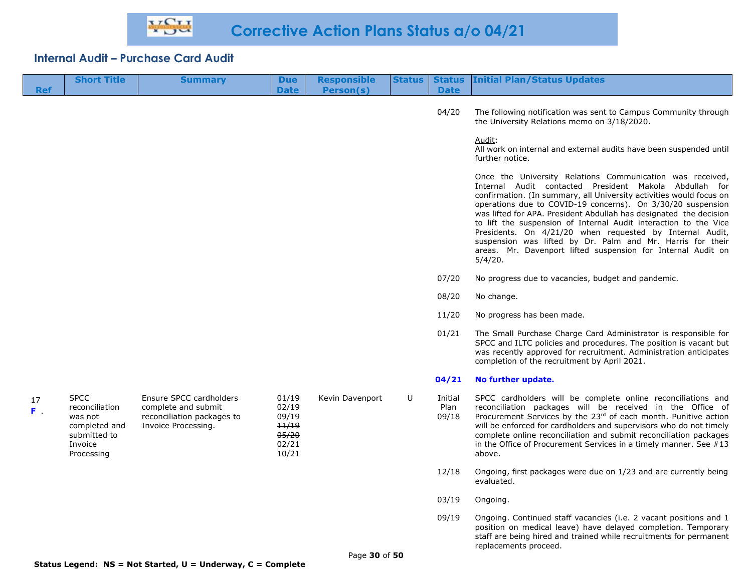# Corrective Action Plans Status a/o 04/21

## Internal Audit – Purchase Card Audit

| Ref | Short Title | Summary | Due Date | Responsible Person(s) | Status | Status Date | Initial Plan/Status Updates |
|---|---|---|---|---|---|---|---|
| | | | | | | 04/20 | The following notification was sent to Campus Community through the University Relations memo on 3/18/2020.<br><br>Audit:<br>All work on internal and external audits have been suspended until further notice.<br><br>Once the University Relations Communication was received, Internal Audit contacted President Makola Abdullah for confirmation. (In summary, all University activities would focus on operations due to COVID-19 concerns). On 3/30/20 suspension was lifted for APA. President Abdullah has designated the decision to lift the suspension of Internal Audit interaction to the Vice Presidents. On 4/21/20 when requested by Internal Audit, suspension was lifted by Dr. Palm and Mr. Harris for their areas. Mr. Davenport lifted suspension for Internal Audit on 5/4/20. |
| | | | | | | 07/20 | No progress due to vacancies, budget and pandemic. |
| | | | | | | 08/20 | No change. |
| | | | | | | 11/20 | No progress has been made. |
| | | | | | | 01/21 | The Small Purchase Charge Card Administrator is responsible for SPCC and ILTC policies and procedures. The position is vacant but was recently approved for recruitment. Administration anticipates completion of the recruitment by April 2021. |
| | | | | | | **04/21** | **No further update.** |
| 17<br>**F** . | SPCC reconciliation was not completed and submitted to Invoice Processing | Ensure SPCC cardholders complete and submit reconciliation packages to Invoice Processing. | ~~01/19~~<br>~~02/19~~<br>~~09/19~~<br>~~11/19~~<br>~~05/20~~<br>~~02/21~~<br>10/21 | Kevin Davenport | U | Initial Plan 09/18 | SPCC cardholders will be complete online reconciliations and reconciliation packages will be received in the Office of Procurement Services by the 23rd of each month. Punitive action will be enforced for cardholders and supervisors who do not timely complete online reconciliation and submit reconciliation packages in the Office of Procurement Services in a timely manner. See #13 above. |
| | | | | | | 12/18 | Ongoing, first packages were due on 1/23 and are currently being evaluated. |
| | | | | | | 03/19 | Ongoing. |
| | | | | | | 09/19 | Ongoing. Continued staff vacancies (i.e. 2 vacant positions and 1 position on medical leave) have delayed completion. Temporary staff are being hired and trained while recruitments for permanent replacements proceed. |

**Status Legend: NS = Not Started, U = Underway, C = Complete**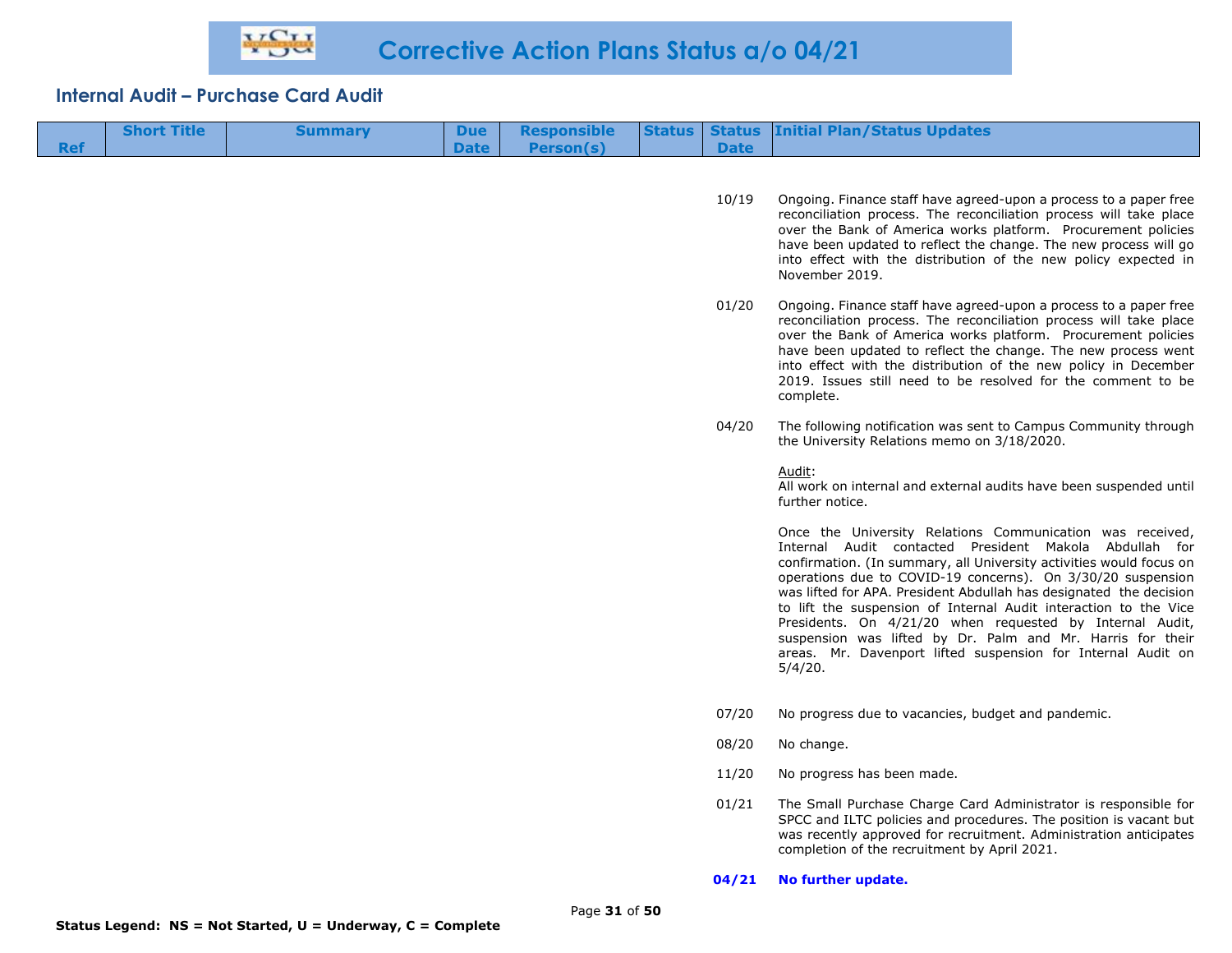# Corrective Action Plans Status a/o 04/21

## Internal Audit – Purchase Card Audit

| Ref | Short Title | Summary | Due Date | Responsible Person(s) | Status | Status Date | Initial Plan/Status Updates |
|---|---|---|---|---|---|---|---|
| | | | | | | 10/19 | Ongoing. Finance staff have agreed-upon a process to a paper free reconciliation process. The reconciliation process will take place over the Bank of America works platform. Procurement policies have been updated to reflect the change. The new process will go into effect with the distribution of the new policy expected in November 2019. |
| | | | | | | 01/20 | Ongoing. Finance staff have agreed-upon a process to a paper free reconciliation process. The reconciliation process will take place over the Bank of America works platform. Procurement policies have been updated to reflect the change. The new process went into effect with the distribution of the new policy in December 2019. Issues still need to be resolved for the comment to be complete. |
| | | | | | | 04/20 | The following notification was sent to Campus Community through the University Relations memo on 3/18/2020.<br><br>Audit:<br>All work on internal and external audits have been suspended until further notice.<br><br>Once the University Relations Communication was received, Internal Audit contacted President Makola Abdullah for confirmation. (In summary, all University activities would focus on operations due to COVID-19 concerns). On 3/30/20 suspension was lifted for APA. President Abdullah has designated the decision to lift the suspension of Internal Audit interaction to the Vice Presidents. On 4/21/20 when requested by Internal Audit, suspension was lifted by Dr. Palm and Mr. Harris for their areas. Mr. Davenport lifted suspension for Internal Audit on 5/4/20. |
| | | | | | | 07/20 | No progress due to vacancies, budget and pandemic. |
| | | | | | | 08/20 | No change. |
| | | | | | | 11/20 | No progress has been made. |
| | | | | | | 01/21 | The Small Purchase Charge Card Administrator is responsible for SPCC and ILTC policies and procedures. The position is vacant but was recently approved for recruitment. Administration anticipates completion of the recruitment by April 2021. |
| | | | | | | **04/21** | **No further update.** |

**Status Legend: NS = Not Started, U = Underway, C = Complete**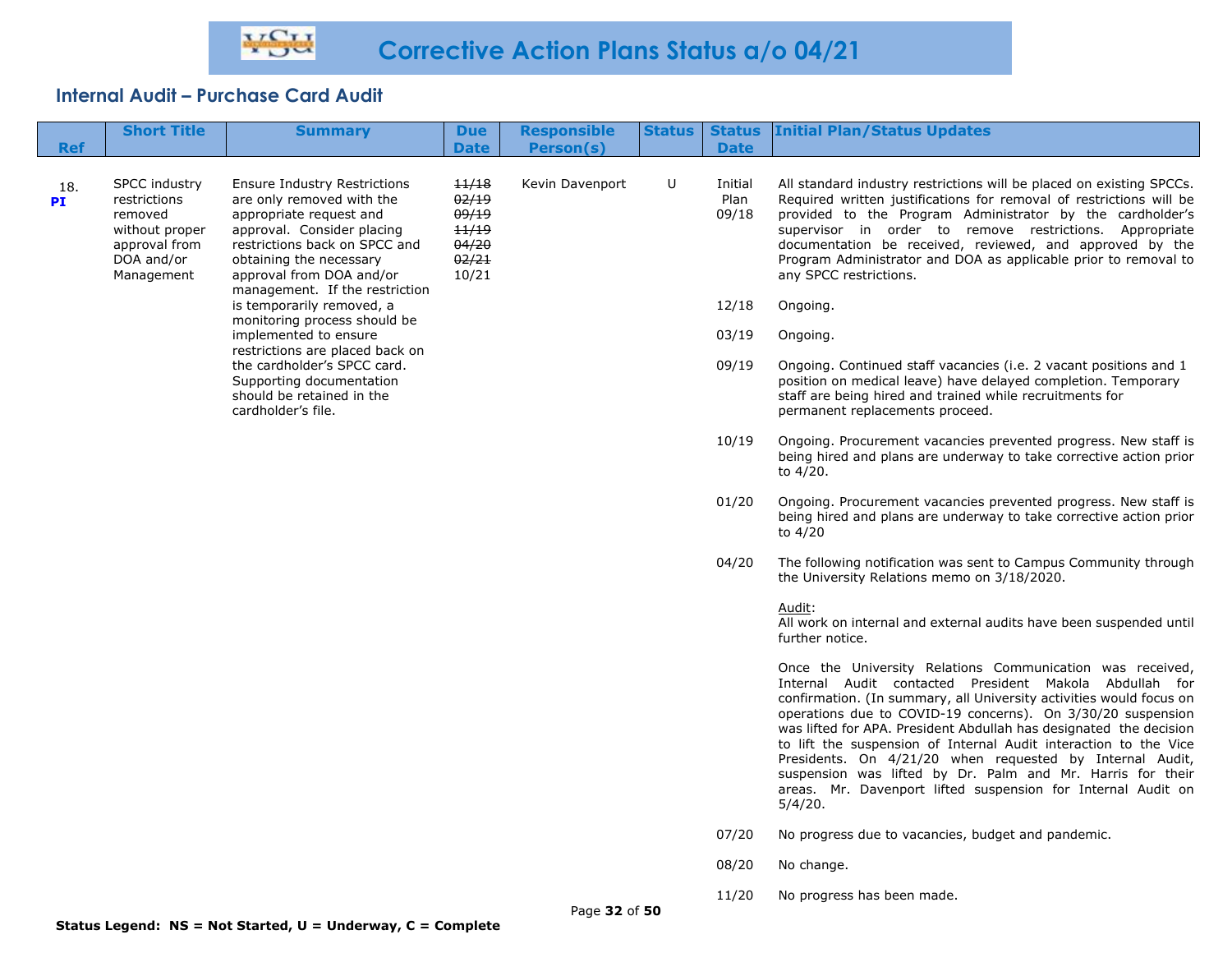# Corrective Action Plans Status a/o 04/21

## Internal Audit – Purchase Card Audit

| Ref | Short Title | Summary | Due Date | Responsible Person(s) | Status | Status Date | Initial Plan/Status Updates |
|---|---|---|---|---|---|---|---|
| 18. **PI** | SPCC industry restrictions removed without proper approval from DOA and/or Management | Ensure Industry Restrictions are only removed with the appropriate request and approval. Consider placing restrictions back on SPCC and obtaining the necessary approval from DOA and/or management. If the restriction is temporarily removed, a monitoring process should be implemented to ensure restrictions are placed back on the cardholder's SPCC card. Supporting documentation should be retained in the cardholder's file. | ~~11/18~~ ~~02/19~~ ~~09/19~~ ~~11/19~~ ~~04/20~~ ~~02/21~~ 10/21 | Kevin Davenport | U | Initial Plan 09/18 | All standard industry restrictions will be placed on existing SPCCs. Required written justifications for removal of restrictions will be provided to the Program Administrator by the cardholder's supervisor in order to remove restrictions. Appropriate documentation be received, reviewed, and approved by the Program Administrator and DOA as applicable prior to removal to any SPCC restrictions. |
| | | | | | | 12/18 | Ongoing. |
| | | | | | | 03/19 | Ongoing. |
| | | | | | | 09/19 | Ongoing. Continued staff vacancies (i.e. 2 vacant positions and 1 position on medical leave) have delayed completion. Temporary staff are being hired and trained while recruitments for permanent replacements proceed. |
| | | | | | | 10/19 | Ongoing. Procurement vacancies prevented progress. New staff is being hired and plans are underway to take corrective action prior to 4/20. |
| | | | | | | 01/20 | Ongoing. Procurement vacancies prevented progress. New staff is being hired and plans are underway to take corrective action prior to 4/20 |
| | | | | | | 04/20 | The following notification was sent to Campus Community through the University Relations memo on 3/18/2020. <br><br> Audit: <br> All work on internal and external audits have been suspended until further notice. <br><br> Once the University Relations Communication was received, Internal Audit contacted President Makola Abdullah for confirmation. (In summary, all University activities would focus on operations due to COVID-19 concerns). On 3/30/20 suspension was lifted for APA. President Abdullah has designated the decision to lift the suspension of Internal Audit interaction to the Vice Presidents. On 4/21/20 when requested by Internal Audit, suspension was lifted by Dr. Palm and Mr. Harris for their areas. Mr. Davenport lifted suspension for Internal Audit on 5/4/20. |
| | | | | | | 07/20 | No progress due to vacancies, budget and pandemic. |
| | | | | | | 08/20 | No change. |
| | | | | | | 11/20 | No progress has been made. |

**Status Legend: NS = Not Started, U = Underway, C = Complete**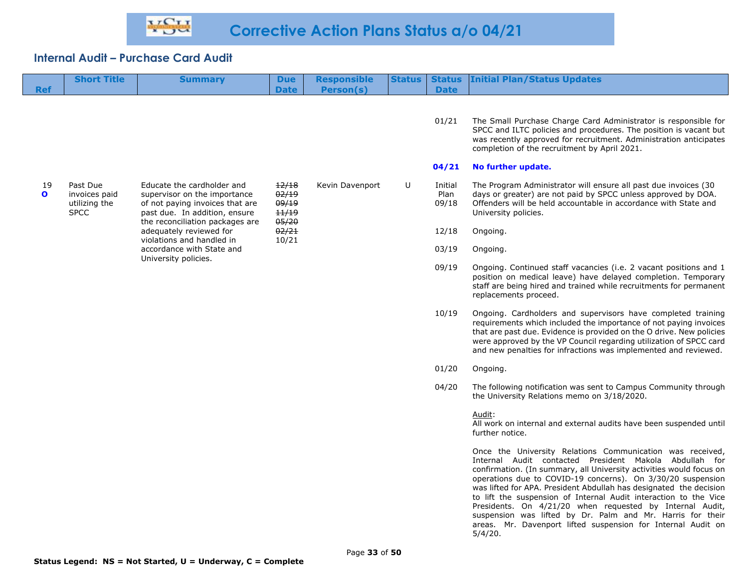# Corrective Action Plans Status a/o 04/21

## Internal Audit – Purchase Card Audit

| Ref | Short Title | Summary | Due Date | Responsible Person(s) | Status | Status Date | Initial Plan/Status Updates |
|---|---|---|---|---|---|---|---|
| | | | | | | 01/21 | The Small Purchase Charge Card Administrator is responsible for SPCC and ILTC policies and procedures. The position is vacant but was recently approved for recruitment. Administration anticipates completion of the recruitment by April 2021. |
| | | | | | | **04/21** | **No further update.** |
| 19 **O** | Past Due invoices paid utilizing the SPCC | Educate the cardholder and supervisor on the importance of not paying invoices that are past due. In addition, ensure the reconciliation packages are adequately reviewed for violations and handled in accordance with State and University policies. | ~~12/18~~ ~~02/19~~ ~~09/19~~ ~~11/19~~ ~~05/20~~ ~~02/21~~ 10/21 | Kevin Davenport | U | Initial Plan 09/18 | The Program Administrator will ensure all past due invoices (30 days or greater) are not paid by SPCC unless approved by DOA. Offenders will be held accountable in accordance with State and University policies. |
| | | | | | | 12/18 | Ongoing. |
| | | | | | | 03/19 | Ongoing. |
| | | | | | | 09/19 | Ongoing. Continued staff vacancies (i.e. 2 vacant positions and 1 position on medical leave) have delayed completion. Temporary staff are being hired and trained while recruitments for permanent replacements proceed. |
| | | | | | | 10/19 | Ongoing. Cardholders and supervisors have completed training requirements which included the importance of not paying invoices that are past due. Evidence is provided on the O drive. New policies were approved by the VP Council regarding utilization of SPCC card and new penalties for infractions was implemented and reviewed. |
| | | | | | | 01/20 | Ongoing. |
| | | | | | | 04/20 | The following notification was sent to Campus Community through the University Relations memo on 3/18/2020.<br><br><u>Audit</u>:<br>All work on internal and external audits have been suspended until further notice.<br><br>Once the University Relations Communication was received, Internal Audit contacted President Makola Abdullah for confirmation. (In summary, all University activities would focus on operations due to COVID-19 concerns). On 3/30/20 suspension was lifted for APA. President Abdullah has designated the decision to lift the suspension of Internal Audit interaction to the Vice Presidents. On 4/21/20 when requested by Internal Audit, suspension was lifted by Dr. Palm and Mr. Harris for their areas. Mr. Davenport lifted suspension for Internal Audit on 5/4/20. |

**Status Legend: NS = Not Started, U = Underway, C = Complete**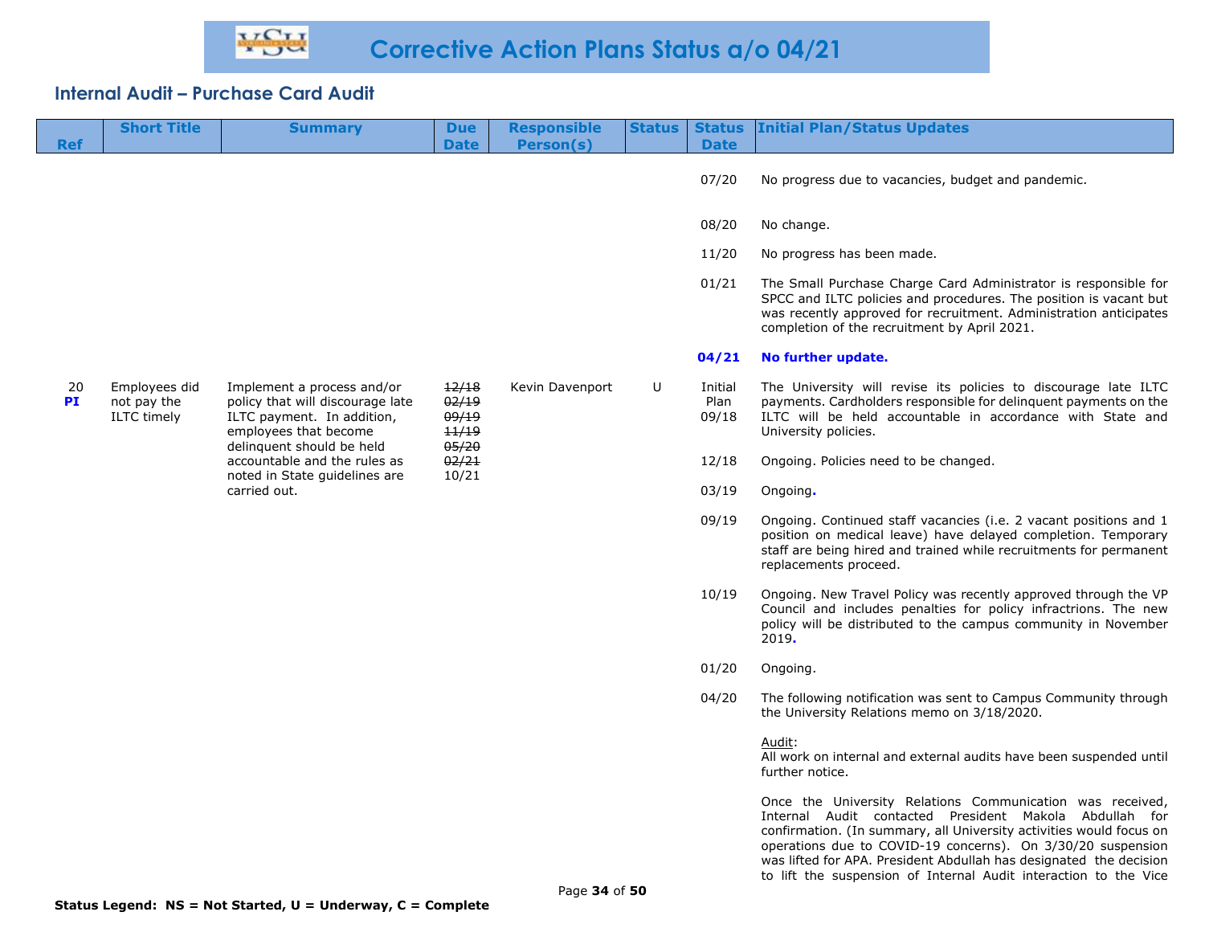# Corrective Action Plans Status a/o 04/21

## Internal Audit – Purchase Card Audit

| Ref | Short Title | Summary | Due Date | Responsible Person(s) | Status | Status Date | Initial Plan/Status Updates |
|---|---|---|---|---|---|---|---|
| | | | | | | 07/20 | No progress due to vacancies, budget and pandemic. |
| | | | | | | 08/20 | No change. |
| | | | | | | 11/20 | No progress has been made. |
| | | | | | | 01/21 | The Small Purchase Charge Card Administrator is responsible for SPCC and ILTC policies and procedures. The position is vacant but was recently approved for recruitment. Administration anticipates completion of the recruitment by April 2021. |
| | | | | | | **04/21** | **No further update.** |
| 20 **PI** | Employees did not pay the ILTC timely | Implement a process and/or policy that will discourage late ILTC payment. In addition, employees that become delinquent should be held accountable and the rules as noted in State guidelines are carried out. | ~~12/18~~ ~~02/19~~ ~~09/19~~ ~~11/19~~ ~~05/20~~ ~~02/21~~ 10/21 | Kevin Davenport | U | Initial Plan 09/18 | The University will revise its policies to discourage late ILTC payments. Cardholders responsible for delinquent payments on the ILTC will be held accountable in accordance with State and University policies. |
| | | | | | | 12/18 | Ongoing. Policies need to be changed. |
| | | | | | | 03/19 | Ongoing. |
| | | | | | | 09/19 | Ongoing. Continued staff vacancies (i.e. 2 vacant positions and 1 position on medical leave) have delayed completion. Temporary staff are being hired and trained while recruitments for permanent replacements proceed. |
| | | | | | | 10/19 | Ongoing. New Travel Policy was recently approved through the VP Council and includes penalties for policy infractrions. The new policy will be distributed to the campus community in November 2019. |
| | | | | | | 01/20 | Ongoing. |
| | | | | | | 04/20 | The following notification was sent to Campus Community through the University Relations memo on 3/18/2020.<br><br>Audit:<br>All work on internal and external audits have been suspended until further notice.<br><br>Once the University Relations Communication was received, Internal Audit contacted President Makola Abdullah for confirmation. (In summary, all University activities would focus on operations due to COVID-19 concerns). On 3/30/20 suspension was lifted for APA. President Abdullah has designated the decision to lift the suspension of Internal Audit interaction to the Vice |

**Status Legend: NS = Not Started, U = Underway, C = Complete**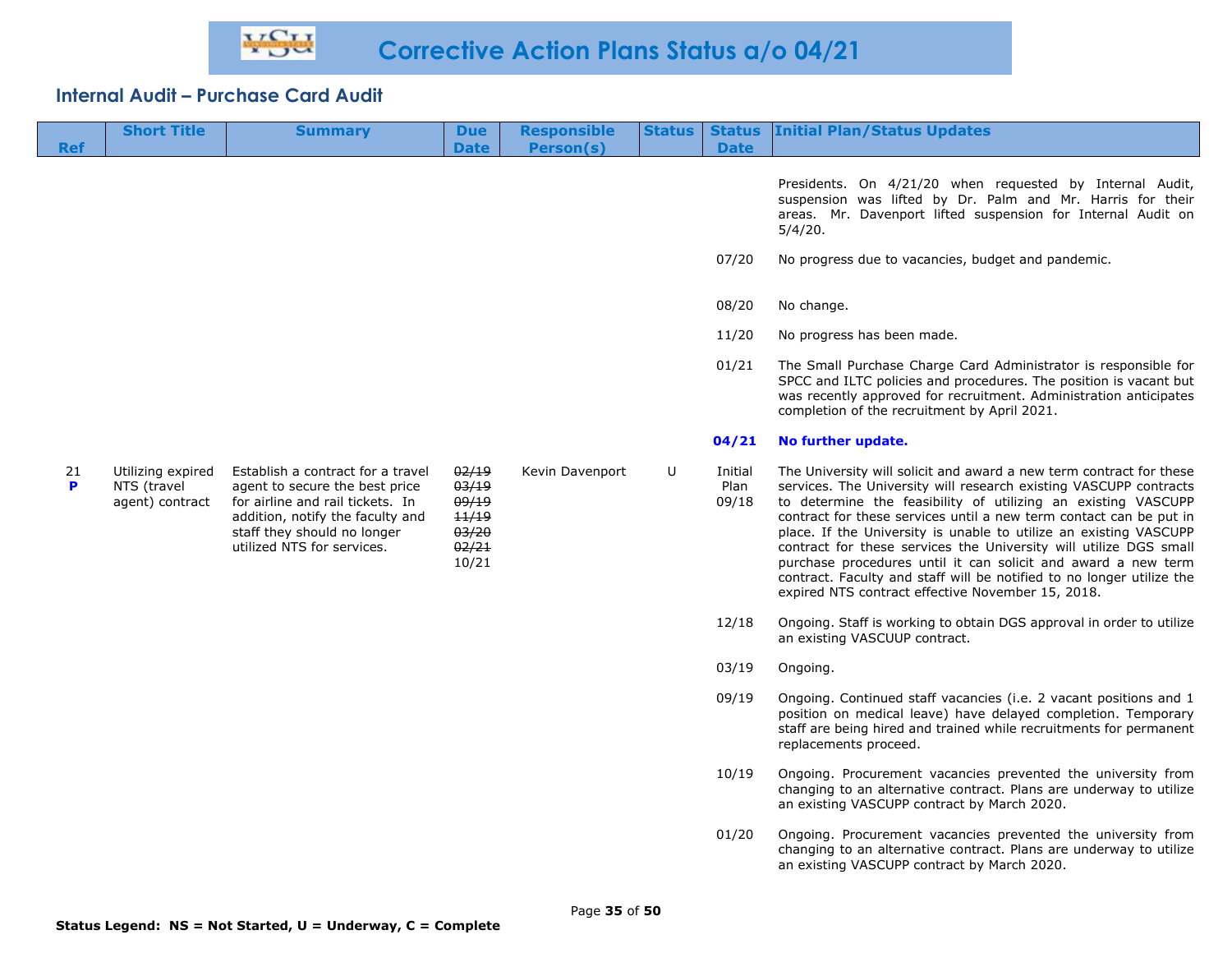# Corrective Action Plans Status a/o 04/21

## Internal Audit – Purchase Card Audit

| Ref | Short Title | Summary | Due Date | Responsible Person(s) | Status | Status Date | Initial Plan/Status Updates |
|---|---|---|---|---|---|---|---|
| | | | | | | | Presidents. On 4/21/20 when requested by Internal Audit, suspension was lifted by Dr. Palm and Mr. Harris for their areas. Mr. Davenport lifted suspension for Internal Audit on 5/4/20. |
| | | | | | | 07/20 | No progress due to vacancies, budget and pandemic. |
| | | | | | | 08/20 | No change. |
| | | | | | | 11/20 | No progress has been made. |
| | | | | | | 01/21 | The Small Purchase Charge Card Administrator is responsible for SPCC and ILTC policies and procedures. The position is vacant but was recently approved for recruitment. Administration anticipates completion of the recruitment by April 2021. |
| | | | | | | **04/21** | **No further update.** |
| 21 **P** | Utilizing expired NTS (travel agent) contract | Establish a contract for a travel agent to secure the best price for airline and rail tickets. In addition, notify the faculty and staff they should no longer utilized NTS for services. | ~~02/19~~ ~~03/19~~ ~~09/19~~ ~~11/19~~ ~~03/20~~ ~~02/21~~ 10/21 | Kevin Davenport | U | Initial Plan 09/18 | The University will solicit and award a new term contract for these services. The University will research existing VASCUPP contracts to determine the feasibility of utilizing an existing VASCUPP contract for these services until a new term contact can be put in place. If the University is unable to utilize an existing VASCUPP contract for these services the University will utilize DGS small purchase procedures until it can solicit and award a new term contract. Faculty and staff will be notified to no longer utilize the expired NTS contract effective November 15, 2018. |
| | | | | | | 12/18 | Ongoing. Staff is working to obtain DGS approval in order to utilize an existing VASCUUP contract. |
| | | | | | | 03/19 | Ongoing. |
| | | | | | | 09/19 | Ongoing. Continued staff vacancies (i.e. 2 vacant positions and 1 position on medical leave) have delayed completion. Temporary staff are being hired and trained while recruitments for permanent replacements proceed. |
| | | | | | | 10/19 | Ongoing. Procurement vacancies prevented the university from changing to an alternative contract. Plans are underway to utilize an existing VASCUPP contract by March 2020. |
| | | | | | | 01/20 | Ongoing. Procurement vacancies prevented the university from changing to an alternative contract. Plans are underway to utilize an existing VASCUPP contract by March 2020. |

**Status Legend: NS = Not Started, U = Underway, C = Complete**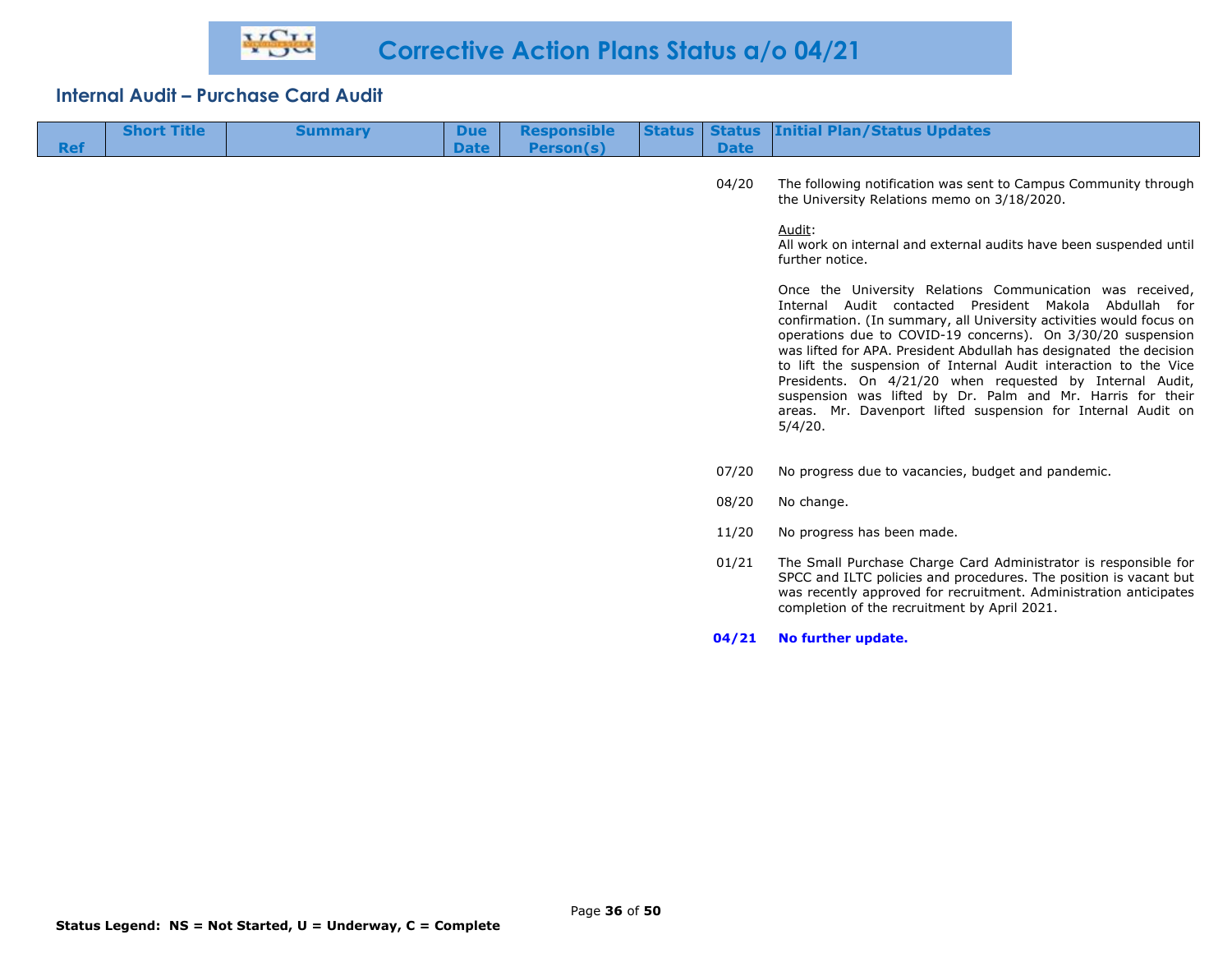# Corrective Action Plans Status a/o 04/21

## Internal Audit – Purchase Card Audit

| Ref | Short Title | Summary | Due Date | Responsible Person(s) | Status | Status Date | Initial Plan/Status Updates |
|---|---|---|---|---|---|---|---|
| | | | | | | 04/20 | The following notification was sent to Campus Community through the University Relations memo on 3/18/2020.<br><br>Audit:<br>All work on internal and external audits have been suspended until further notice.<br><br>Once the University Relations Communication was received, Internal Audit contacted President Makola Abdullah for confirmation. (In summary, all University activities would focus on operations due to COVID-19 concerns). On 3/30/20 suspension was lifted for APA. President Abdullah has designated the decision to lift the suspension of Internal Audit interaction to the Vice Presidents. On 4/21/20 when requested by Internal Audit, suspension was lifted by Dr. Palm and Mr. Harris for their areas. Mr. Davenport lifted suspension for Internal Audit on 5/4/20. |
| | | | | | | 07/20 | No progress due to vacancies, budget and pandemic. |
| | | | | | | 08/20 | No change. |
| | | | | | | 11/20 | No progress has been made. |
| | | | | | | 01/21 | The Small Purchase Charge Card Administrator is responsible for SPCC and ILTC policies and procedures. The position is vacant but was recently approved for recruitment. Administration anticipates completion of the recruitment by April 2021. |
| | | | | | | **04/21** | **No further update.** |

**Status Legend: NS = Not Started, U = Underway, C = Complete**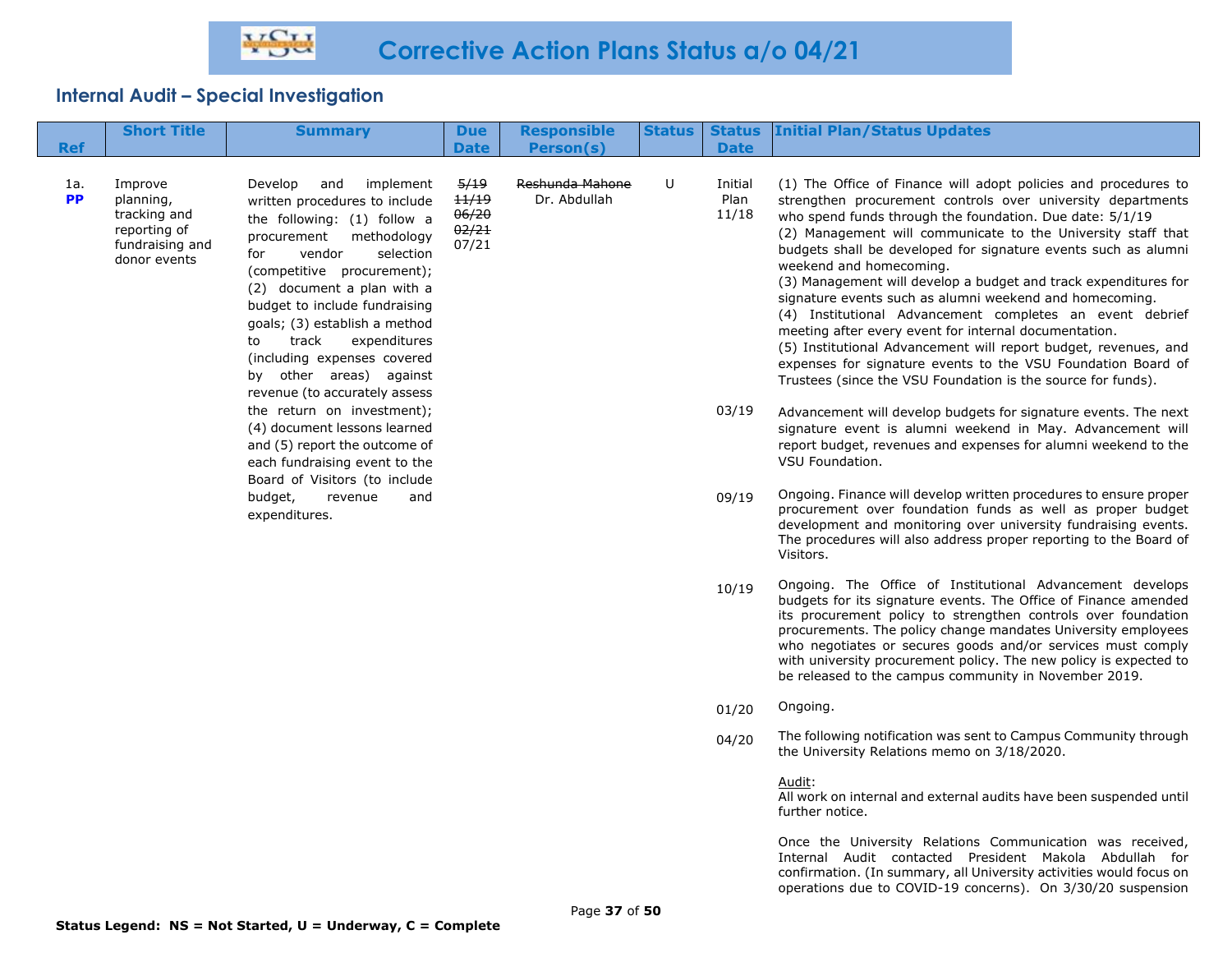# Corrective Action Plans Status a/o 04/21

## Internal Audit – Special Investigation

| Ref | Short Title | Summary | Due Date | Responsible Person(s) | Status | Status Date | Initial Plan/Status Updates |
|---|---|---|---|---|---|---|---|
| 1a. **PP** | Improve planning, tracking and reporting of fundraising and donor events | Develop and implement written procedures to include the following: (1) follow a procurement methodology for vendor selection (competitive procurement); (2) document a plan with a budget to include fundraising goals; (3) establish a method to track expenditures (including expenses covered by other areas) against revenue (to accurately assess the return on investment); (4) document lessons learned and (5) report the outcome of each fundraising event to the Board of Visitors (to include budget, revenue and expenditures. | ~~5/19~~ ~~11/19~~ ~~06/20~~ ~~02/21~~ 07/21 | ~~Reshunda Mahone~~ Dr. Abdullah | U | Initial Plan 11/18 | (1) The Office of Finance will adopt policies and procedures to strengthen procurement controls over university departments who spend funds through the foundation. Due date: 5/1/19<br>(2) Management will communicate to the University staff that budgets shall be developed for signature events such as alumni weekend and homecoming.<br>(3) Management will develop a budget and track expenditures for signature events such as alumni weekend and homecoming.<br>(4) Institutional Advancement completes an event debrief meeting after every event for internal documentation.<br>(5) Institutional Advancement will report budget, revenues, and expenses for signature events to the VSU Foundation Board of Trustees (since the VSU Foundation is the source for funds). |
| | | | | | | 03/19 | Advancement will develop budgets for signature events. The next signature event is alumni weekend in May. Advancement will report budget, revenues and expenses for alumni weekend to the VSU Foundation. |
| | | | | | | 09/19 | Ongoing. Finance will develop written procedures to ensure proper procurement over foundation funds as well as proper budget development and monitoring over university fundraising events. The procedures will also address proper reporting to the Board of Visitors. |
| | | | | | | 10/19 | Ongoing. The Office of Institutional Advancement develops budgets for its signature events. The Office of Finance amended its procurement policy to strengthen controls over foundation procurements. The policy change mandates University employees who negotiates or secures goods and/or services must comply with university procurement policy. The new policy is expected to be released to the campus community in November 2019. |
| | | | | | | 01/20 | Ongoing. |
| | | | | | | 04/20 | The following notification was sent to Campus Community through the University Relations memo on 3/18/2020.<br><br><u>Audit</u>:<br>All work on internal and external audits have been suspended until further notice.<br><br>Once the University Relations Communication was received, Internal Audit contacted President Makola Abdullah for confirmation. (In summary, all University activities would focus on operations due to COVID-19 concerns). On 3/30/20 suspension |

**Status Legend: NS = Not Started, U = Underway, C = Complete**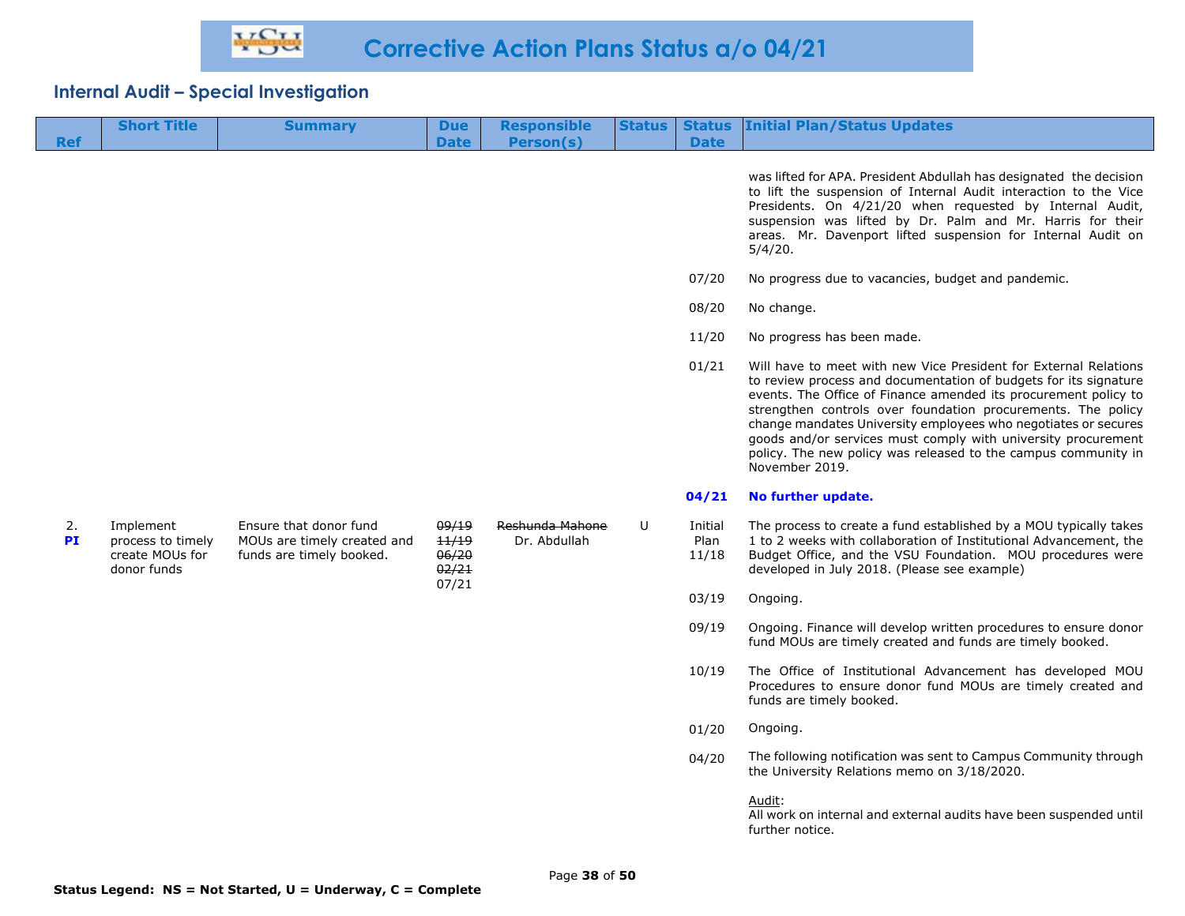# Corrective Action Plans Status a/o 04/21

## Internal Audit – Special Investigation

| Ref | Short Title | Summary | Due Date | Responsible Person(s) | Status | Status Date | Initial Plan/Status Updates |
|---|---|---|---|---|---|---|---|
| | | | | | | | was lifted for APA. President Abdullah has designated the decision to lift the suspension of Internal Audit interaction to the Vice Presidents. On 4/21/20 when requested by Internal Audit, suspension was lifted by Dr. Palm and Mr. Harris for their areas. Mr. Davenport lifted suspension for Internal Audit on 5/4/20. |
| | | | | | | 07/20 | No progress due to vacancies, budget and pandemic. |
| | | | | | | 08/20 | No change. |
| | | | | | | 11/20 | No progress has been made. |
| | | | | | | 01/21 | Will have to meet with new Vice President for External Relations to review process and documentation of budgets for its signature events. The Office of Finance amended its procurement policy to strengthen controls over foundation procurements. The policy change mandates University employees who negotiates or secures goods and/or services must comply with university procurement policy. The new policy was released to the campus community in November 2019. |
| | | | | | | **04/21** | **No further update.** |
| 2. **PI** | Implement process to timely create MOUs for donor funds | Ensure that donor fund MOUs are timely created and funds are timely booked. | ~~09/19~~ ~~11/19~~ ~~06/20~~ ~~02/21~~ 07/21 | ~~Reshunda Mahone~~ Dr. Abdullah | U | Initial Plan 11/18 | The process to create a fund established by a MOU typically takes 1 to 2 weeks with collaboration of Institutional Advancement, the Budget Office, and the VSU Foundation. MOU procedures were developed in July 2018. (Please see example) |
| | | | | | | 03/19 | Ongoing. |
| | | | | | | 09/19 | Ongoing. Finance will develop written procedures to ensure donor fund MOUs are timely created and funds are timely booked. |
| | | | | | | 10/19 | The Office of Institutional Advancement has developed MOU Procedures to ensure donor fund MOUs are timely created and funds are timely booked. |
| | | | | | | 01/20 | Ongoing. |
| | | | | | | 04/20 | The following notification was sent to Campus Community through the University Relations memo on 3/18/2020.<br><br>Audit:<br>All work on internal and external audits have been suspended until further notice. |

**Status Legend: NS = Not Started, U = Underway, C = Complete**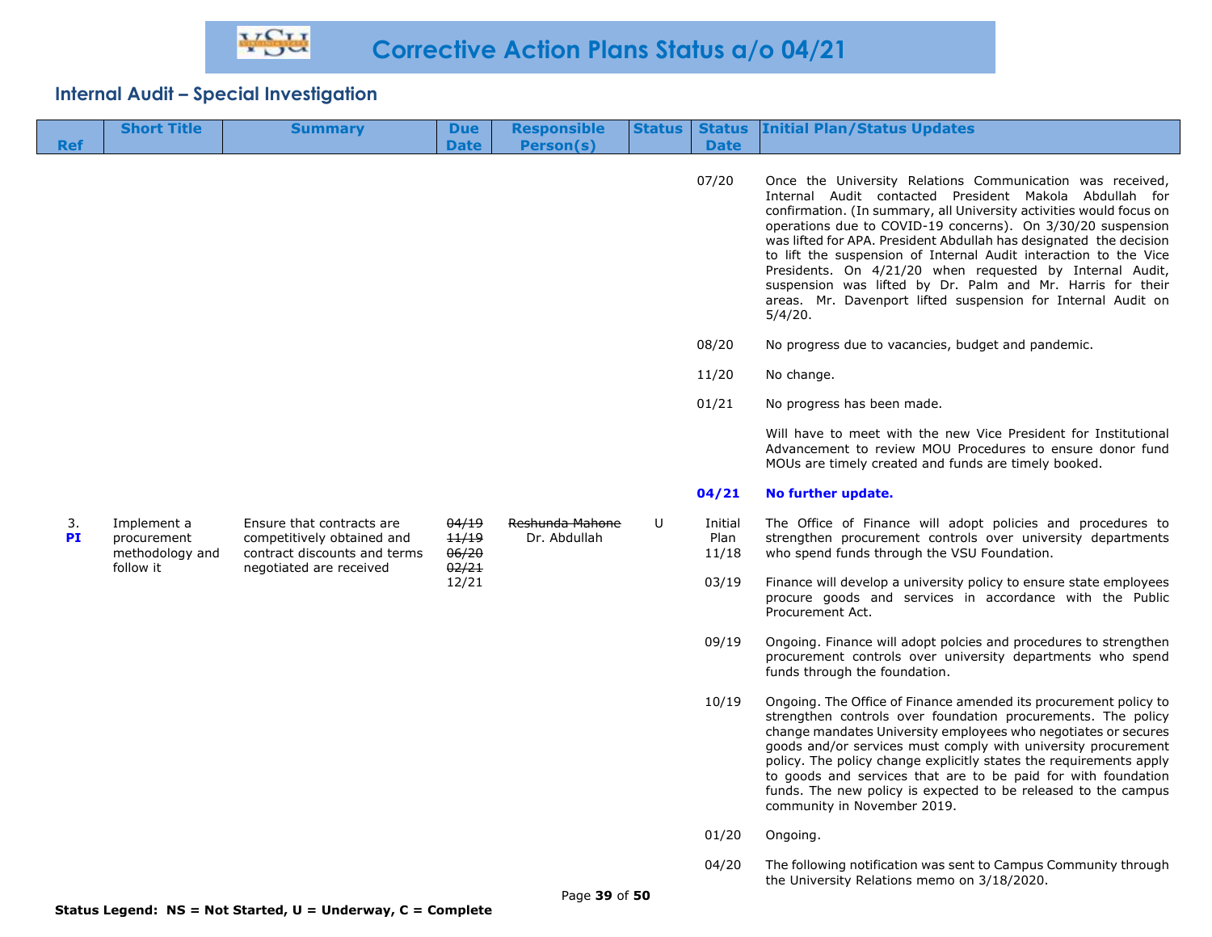# Corrective Action Plans Status a/o 04/21

## Internal Audit – Special Investigation

| Ref | Short Title | Summary | Due Date | Responsible Person(s) | Status | Status Date | Initial Plan/Status Updates |
|---|---|---|---|---|---|---|---|
| | | | | | | 07/20 | Once the University Relations Communication was received, Internal Audit contacted President Makola Abdullah for confirmation. (In summary, all University activities would focus on operations due to COVID-19 concerns). On 3/30/20 suspension was lifted for APA. President Abdullah has designated the decision to lift the suspension of Internal Audit interaction to the Vice Presidents. On 4/21/20 when requested by Internal Audit, suspension was lifted by Dr. Palm and Mr. Harris for their areas. Mr. Davenport lifted suspension for Internal Audit on 5/4/20. |
| | | | | | | 08/20 | No progress due to vacancies, budget and pandemic. |
| | | | | | | 11/20 | No change. |
| | | | | | | 01/21 | No progress has been made.<br><br>Will have to meet with the new Vice President for Institutional Advancement to review MOU Procedures to ensure donor fund MOUs are timely created and funds are timely booked. |
| | | | | | | **04/21** | **No further update.** |
| 3. **PI** | Implement a procurement methodology and follow it | Ensure that contracts are competitively obtained and contract discounts and terms negotiated are received | ~~04/19~~ ~~11/19~~ ~~06/20~~ ~~02/21~~ 12/21 | ~~Reshunda Mahone~~ Dr. Abdullah | U | Initial Plan 11/18 | The Office of Finance will adopt policies and procedures to strengthen procurement controls over university departments who spend funds through the VSU Foundation. |
| | | | | | | 03/19 | Finance will develop a university policy to ensure state employees procure goods and services in accordance with the Public Procurement Act. |
| | | | | | | 09/19 | Ongoing. Finance will adopt polcies and procedures to strengthen procurement controls over university departments who spend funds through the foundation. |
| | | | | | | 10/19 | Ongoing. The Office of Finance amended its procurement policy to strengthen controls over foundation procurements. The policy change mandates University employees who negotiates or secures goods and/or services must comply with university procurement policy. The policy change explicitly states the requirements apply to goods and services that are to be paid for with foundation funds. The new policy is expected to be released to the campus community in November 2019. |
| | | | | | | 01/20 | Ongoing. |
| | | | | | | 04/20 | The following notification was sent to Campus Community through the University Relations memo on 3/18/2020. |

**Status Legend: NS = Not Started, U = Underway, C = Complete**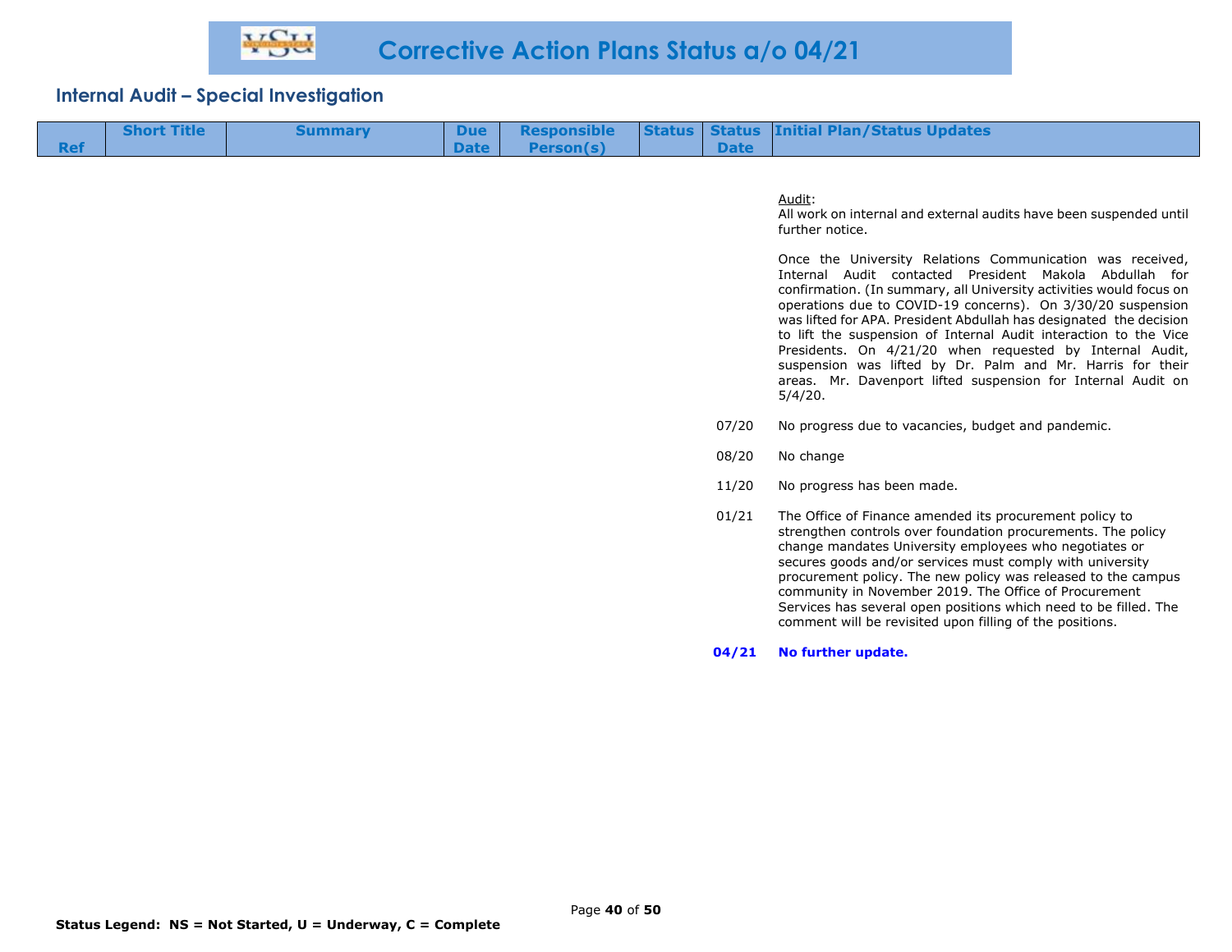# Corrective Action Plans Status a/o 04/21

## Internal Audit – Special Investigation

| Ref | Short Title | Summary | Due Date | Responsible Person(s) | Status | Status Date | Initial Plan/Status Updates |
|---|---|---|---|---|---|---|---|
| | | | | | | | Audit:<br>All work on internal and external audits have been suspended until further notice.<br><br>Once the University Relations Communication was received, Internal Audit contacted President Makola Abdullah for confirmation. (In summary, all University activities would focus on operations due to COVID-19 concerns). On 3/30/20 suspension was lifted for APA. President Abdullah has designated the decision to lift the suspension of Internal Audit interaction to the Vice Presidents. On 4/21/20 when requested by Internal Audit, suspension was lifted by Dr. Palm and Mr. Harris for their areas. Mr. Davenport lifted suspension for Internal Audit on 5/4/20. |
| | | | | | | 07/20 | No progress due to vacancies, budget and pandemic. |
| | | | | | | 08/20 | No change |
| | | | | | | 11/20 | No progress has been made. |
| | | | | | | 01/21 | The Office of Finance amended its procurement policy to strengthen controls over foundation procurements. The policy change mandates University employees who negotiates or secures goods and/or services must comply with university procurement policy. The new policy was released to the campus community in November 2019. The Office of Procurement Services has several open positions which need to be filled. The comment will be revisited upon filling of the positions. |
| | | | | | | **04/21** | **No further update.** |

**Status Legend: NS = Not Started, U = Underway, C = Complete**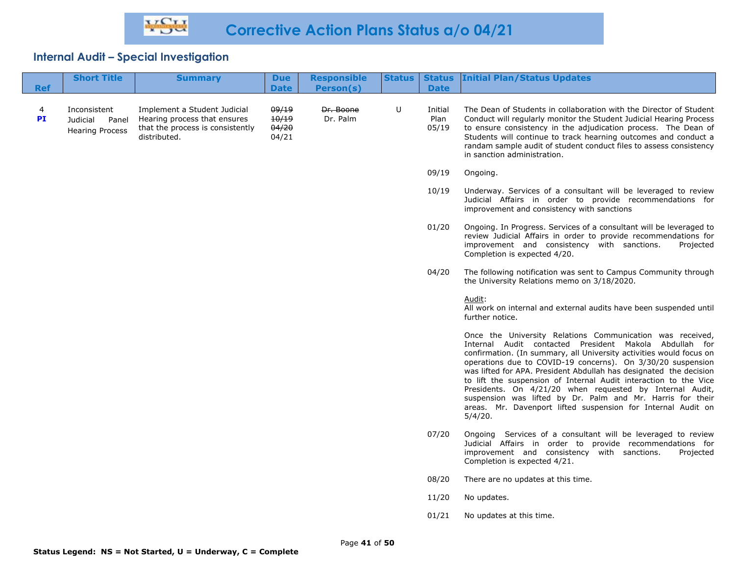# Corrective Action Plans Status a/o 04/21

## Internal Audit – Special Investigation

| Ref | Short Title | Summary | Due Date | Responsible Person(s) | Status | Status Date | Initial Plan/Status Updates |
|---|---|---|---|---|---|---|---|
| 4 **PI** | Inconsistent Judicial Panel Hearing Process | Implement a Student Judicial Hearing process that ensures that the process is consistently distributed. | ~~09/19~~ ~~10/19~~ ~~04/20~~ 04/21 | ~~Dr. Boone~~ Dr. Palm | U | Initial Plan 05/19 | The Dean of Students in collaboration with the Director of Student Conduct will regularly monitor the Student Judicial Hearing Process to ensure consistency in the adjudication process. The Dean of Students will continue to track hearning outcomes and conduct a randam sample audit of student conduct files to assess consistency in sanction administration. |
| | | | | | | 09/19 | Ongoing. |
| | | | | | | 10/19 | Underway. Services of a consultant will be leveraged to review Judicial Affairs in order to provide recommendations for improvement and consistency with sanctions |
| | | | | | | 01/20 | Ongoing. In Progress. Services of a consultant will be leveraged to review Judicial Affairs in order to provide recommendations for improvement and consistency with sanctions. Projected Completion is expected 4/20. |
| | | | | | | 04/20 | The following notification was sent to Campus Community through the University Relations memo on 3/18/2020.<br><br><u>Audit</u>:<br>All work on internal and external audits have been suspended until further notice.<br><br>Once the University Relations Communication was received, Internal Audit contacted President Makola Abdullah for confirmation. (In summary, all University activities would focus on operations due to COVID-19 concerns). On 3/30/20 suspension was lifted for APA. President Abdullah has designated the decision to lift the suspension of Internal Audit interaction to the Vice Presidents. On 4/21/20 when requested by Internal Audit, suspension was lifted by Dr. Palm and Mr. Harris for their areas. Mr. Davenport lifted suspension for Internal Audit on 5/4/20. |
| | | | | | | 07/20 | Ongoing Services of a consultant will be leveraged to review Judicial Affairs in order to provide recommendations for improvement and consistency with sanctions. Projected Completion is expected 4/21. |
| | | | | | | 08/20 | There are no updates at this time. |
| | | | | | | 11/20 | No updates. |
| | | | | | | 01/21 | No updates at this time. |

**Status Legend: NS = Not Started, U = Underway, C = Complete**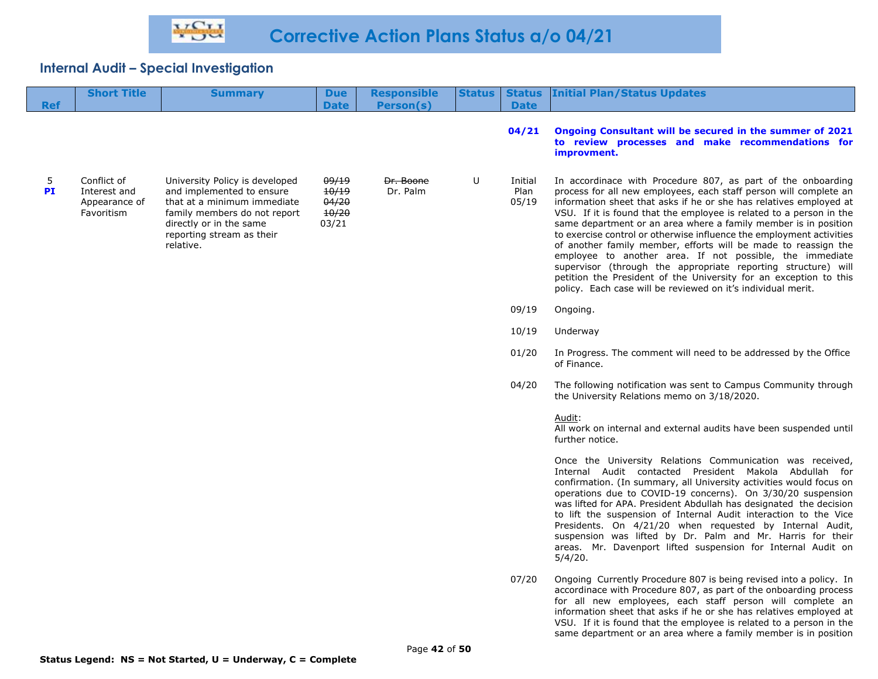# Corrective Action Plans Status a/o 04/21

## Internal Audit – Special Investigation

| Ref | Short Title | Summary | Due Date | Responsible Person(s) | Status | Status Date | Initial Plan/Status Updates |
|---|---|---|---|---|---|---|---|
| | | | | | | **04/21** | **Ongoing Consultant will be secured in the summer of 2021 to review processes and make recommendations for improvment.** |
| 5 **PI** | Conflict of Interest and Appearance of Favoritism | University Policy is developed and implemented to ensure that at a minimum immediate family members do not report directly or in the same reporting stream as their relative. | ~~09/19~~ ~~10/19~~ ~~04/20~~ ~~10/20~~ 03/21 | ~~Dr. Boone~~ Dr. Palm | U | Initial Plan 05/19 | In accordinace with Procedure 807, as part of the onboarding process for all new employees, each staff person will complete an information sheet that asks if he or she has relatives employed at VSU. If it is found that the employee is related to a person in the same department or an area where a family member is in position to exercise control or otherwise influence the employment activities of another family member, efforts will be made to reassign the employee to another area. If not possible, the immediate supervisor (through the appropriate reporting structure) will petition the President of the University for an exception to this policy. Each case will be reviewed on it's individual merit. |
| | | | | | | 09/19 | Ongoing. |
| | | | | | | 10/19 | Underway |
| | | | | | | 01/20 | In Progress. The comment will need to be addressed by the Office of Finance. |
| | | | | | | 04/20 | The following notification was sent to Campus Community through the University Relations memo on 3/18/2020.<br><br>Audit:<br>All work on internal and external audits have been suspended until further notice.<br><br>Once the University Relations Communication was received, Internal Audit contacted President Makola Abdullah for confirmation. (In summary, all University activities would focus on operations due to COVID-19 concerns). On 3/30/20 suspension was lifted for APA. President Abdullah has designated the decision to lift the suspension of Internal Audit interaction to the Vice Presidents. On 4/21/20 when requested by Internal Audit, suspension was lifted by Dr. Palm and Mr. Harris for their areas. Mr. Davenport lifted suspension for Internal Audit on 5/4/20. |
| | | | | | | 07/20 | Ongoing Currently Procedure 807 is being revised into a policy. In accordinace with Procedure 807, as part of the onboarding process for all new employees, each staff person will complete an information sheet that asks if he or she has relatives employed at VSU. If it is found that the employee is related to a person in the same department or an area where a family member is in position |

**Status Legend: NS = Not Started, U = Underway, C = Complete**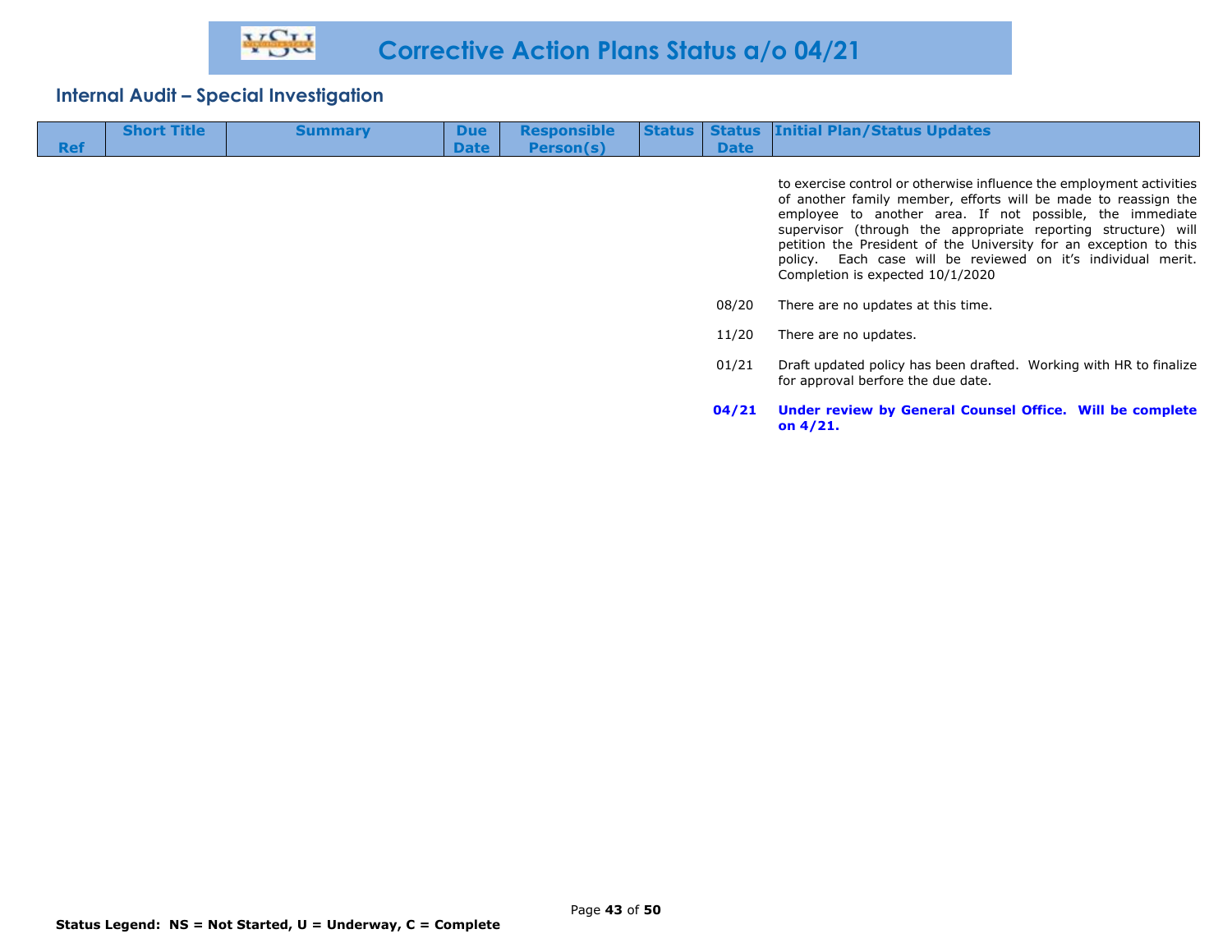# Corrective Action Plans Status a/o 04/21

## Internal Audit – Special Investigation

| Ref | Short Title | Summary | Due Date | Responsible Person(s) | Status | Status Date | Initial Plan/Status Updates |
|---|---|---|---|---|---|---|---|
| | | | | | | | to exercise control or otherwise influence the employment activities of another family member, efforts will be made to reassign the employee to another area. If not possible, the immediate supervisor (through the appropriate reporting structure) will petition the President of the University for an exception to this policy. Each case will be reviewed on it's individual merit. Completion is expected 10/1/2020 |
| | | | | | | 08/20 | There are no updates at this time. |
| | | | | | | 11/20 | There are no updates. |
| | | | | | | 01/21 | Draft updated policy has been drafted. Working with HR to finalize for approval berfore the due date. |
| | | | | | | **04/21** | **Under review by General Counsel Office. Will be complete on 4/21.** |

**Status Legend: NS = Not Started, U = Underway, C = Complete**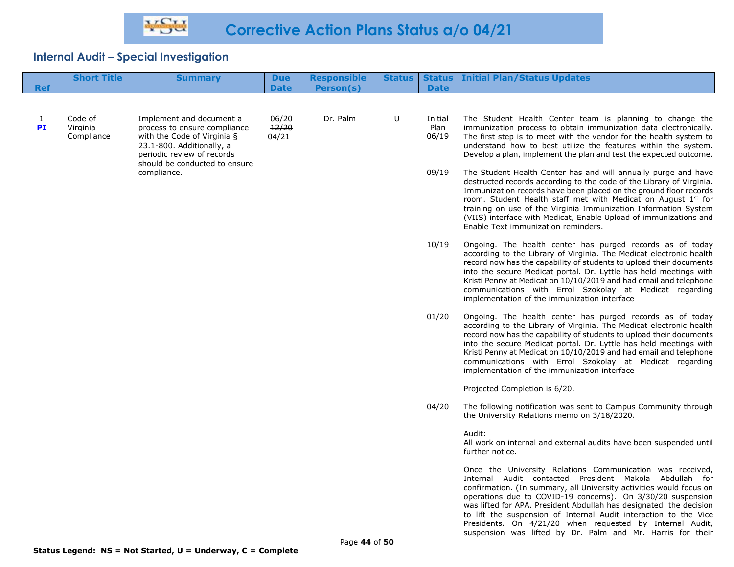# Corrective Action Plans Status a/o 04/21

## Internal Audit – Special Investigation

| Ref | Short Title | Summary | Due Date | Responsible Person(s) | Status | Status Date | Initial Plan/Status Updates |
|---|---|---|---|---|---|---|---|
| 1 **PI** | Code of Virginia Compliance | Implement and document a process to ensure compliance with the Code of Virginia § 23.1-800. Additionally, a periodic review of records should be conducted to ensure compliance. | ~~06/20~~ ~~12/20~~ 04/21 | Dr. Palm | U | Initial Plan 06/19 | The Student Health Center team is planning to change the immunization process to obtain immunization data electronically. The first step is to meet with the vendor for the health system to understand how to best utilize the features within the system. Develop a plan, implement the plan and test the expected outcome. |
| | | | | | | 09/19 | The Student Health Center has and will annually purge and have destructed records according to the code of the Library of Virginia. Immunization records have been placed on the ground floor records room. Student Health staff met with Medicat on August 1st for training on use of the Virginia Immunization Information System (VIIS) interface with Medicat, Enable Upload of immunizations and Enable Text immunization reminders. |
| | | | | | | 10/19 | Ongoing. The health center has purged records as of today according to the Library of Virginia. The Medicat electronic health record now has the capability of students to upload their documents into the secure Medicat portal. Dr. Lyttle has held meetings with Kristi Penny at Medicat on 10/10/2019 and had email and telephone communications with Errol Szokolay at Medicat regarding implementation of the immunization interface |
| | | | | | | 01/20 | Ongoing. The health center has purged records as of today according to the Library of Virginia. The Medicat electronic health record now has the capability of students to upload their documents into the secure Medicat portal. Dr. Lyttle has held meetings with Kristi Penny at Medicat on 10/10/2019 and had email and telephone communications with Errol Szokolay at Medicat regarding implementation of the immunization interface<br><br>Projected Completion is 6/20. |
| | | | | | | 04/20 | The following notification was sent to Campus Community through the University Relations memo on 3/18/2020.<br><br><u>Audit</u>:<br>All work on internal and external audits have been suspended until further notice.<br><br>Once the University Relations Communication was received, Internal Audit contacted President Makola Abdullah for confirmation. (In summary, all University activities would focus on operations due to COVID-19 concerns). On 3/30/20 suspension was lifted for APA. President Abdullah has designated the decision to lift the suspension of Internal Audit interaction to the Vice Presidents. On 4/21/20 when requested by Internal Audit, suspension was lifted by Dr. Palm and Mr. Harris for their |

**Status Legend: NS = Not Started, U = Underway, C = Complete**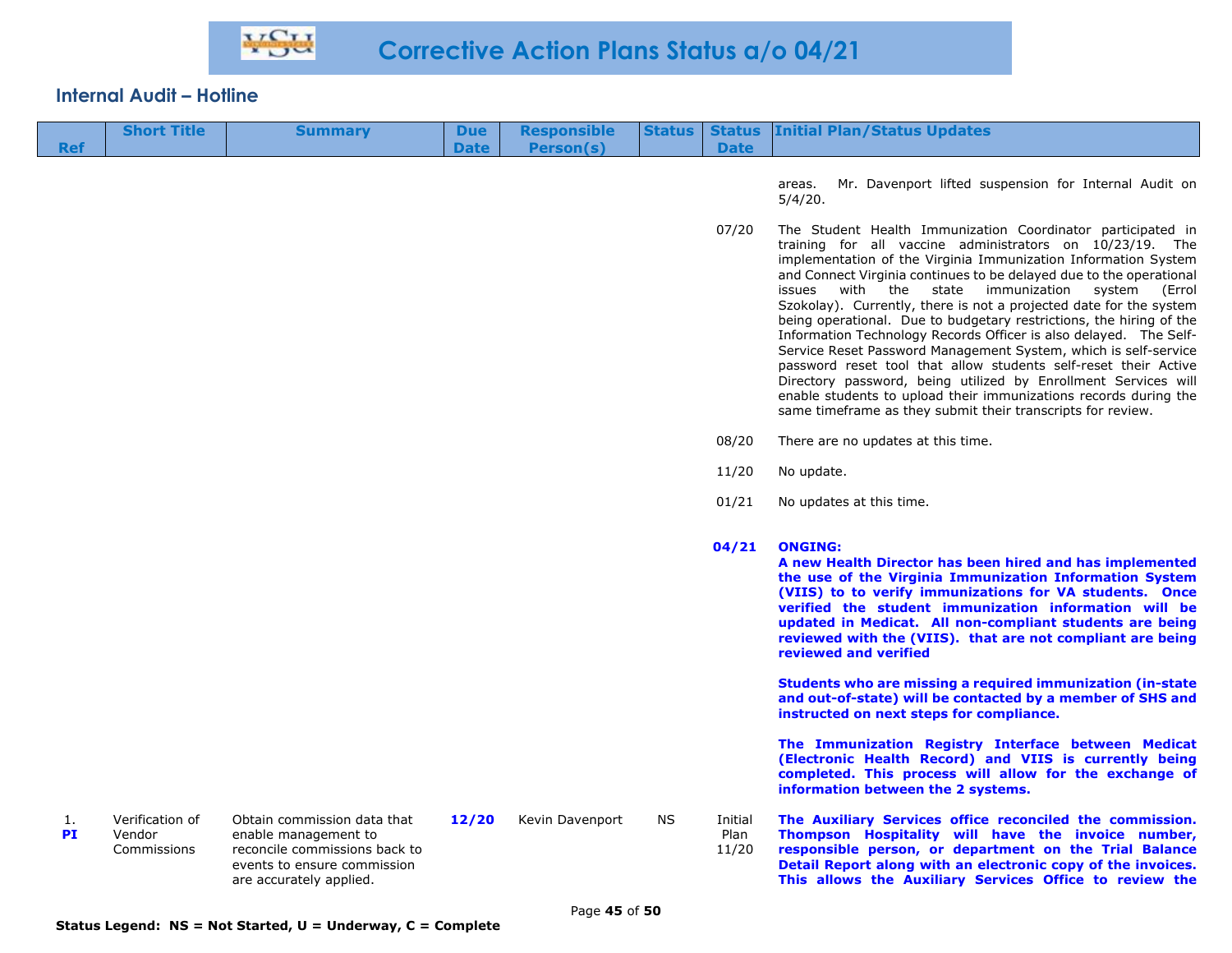## Internal Audit – Hotline

| Ref | Short Title | Summary | Due Date | Responsible Person(s) | Status | Status Date | Initial Plan/Status Updates |
|---|---|---|---|---|---|---|---|
| | | | | | | | areas. Mr. Davenport lifted suspension for Internal Audit on 5/4/20. |
| | | | | | | 07/20 | The Student Health Immunization Coordinator participated in training for all vaccine administrators on 10/23/19. The implementation of the Virginia Immunization Information System and Connect Virginia continues to be delayed due to the operational issues with the state immunization system (Errol Szokolay). Currently, there is not a projected date for the system being operational. Due to budgetary restrictions, the hiring of the Information Technology Records Officer is also delayed. The Self-Service Reset Password Management System, which is self-service password reset tool that allow students self-reset their Active Directory password, being utilized by Enrollment Services will enable students to upload their immunizations records during the same timeframe as they submit their transcripts for review. |
| | | | | | | 08/20 | There are no updates at this time. |
| | | | | | | 11/20 | No update. |
| | | | | | | 01/21 | No updates at this time. |
| | | | | | | **04/21** | **ONGING:** **A new Health Director has been hired and has implemented the use of the Virginia Immunization Information System (VIIS) to to verify immunizations for VA students. Once verified the student immunization information will be updated in Medicat. All non-compliant students are being reviewed with the (VIIS). that are not compliant are being reviewed and verified** <br><br> **Students who are missing a required immunization (in-state and out-of-state) will be contacted by a member of SHS and instructed on next steps for compliance.** <br><br> **The Immunization Registry Interface between Medicat (Electronic Health Record) and VIIS is currently being completed. This process will allow for the exchange of information between the 2 systems.** |
| 1. **PI** | Verification of Vendor Commissions | Obtain commission data that enable management to reconcile commissions back to events to ensure commission are accurately applied. | **12/20** | Kevin Davenport | NS | Initial Plan 11/20 | **The Auxiliary Services office reconciled the commission. Thompson Hospitality will have the invoice number, responsible person, or department on the Trial Balance Detail Report along with an electronic copy of the invoices. This allows the Auxiliary Services Office to review the** |

**Status Legend: NS = Not Started, U = Underway, C = Complete**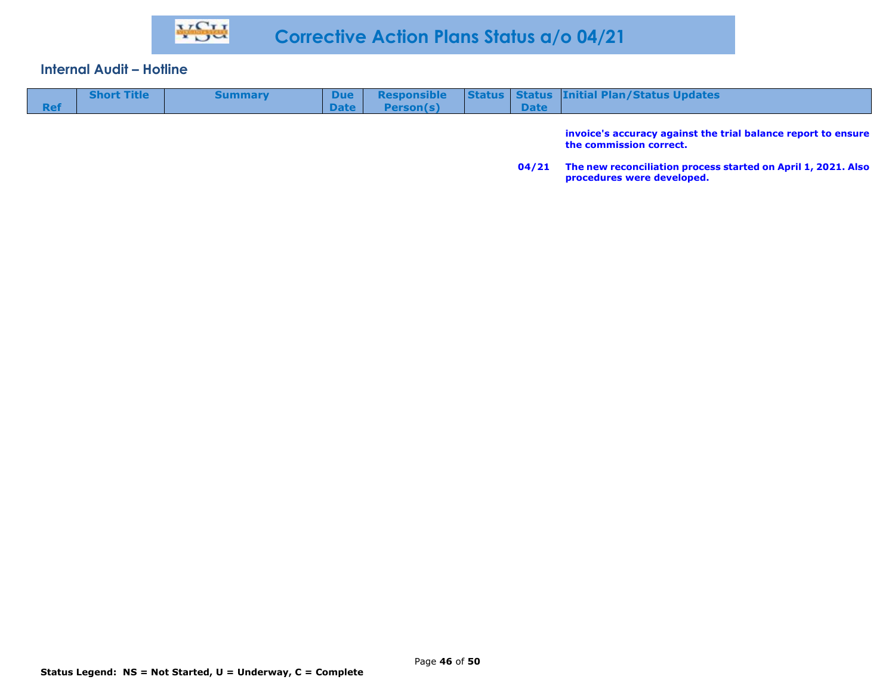## Corrective Action Plans Status a/o 04/21

### Internal Audit – Hotline

| Ref | Short Title | Summary | Due Date | Responsible Person(s) | Status | Status Date | Initial Plan/Status Updates |
|---|---|---|---|---|---|---|---|
| | | | | | | | **invoice's accuracy against the trial balance report to ensure the commission correct.** |
| | | | | | | **04/21** | **The new reconciliation process started on April 1, 2021. Also procedures were developed.** |

**Status Legend: NS = Not Started, U = Underway, C = Complete**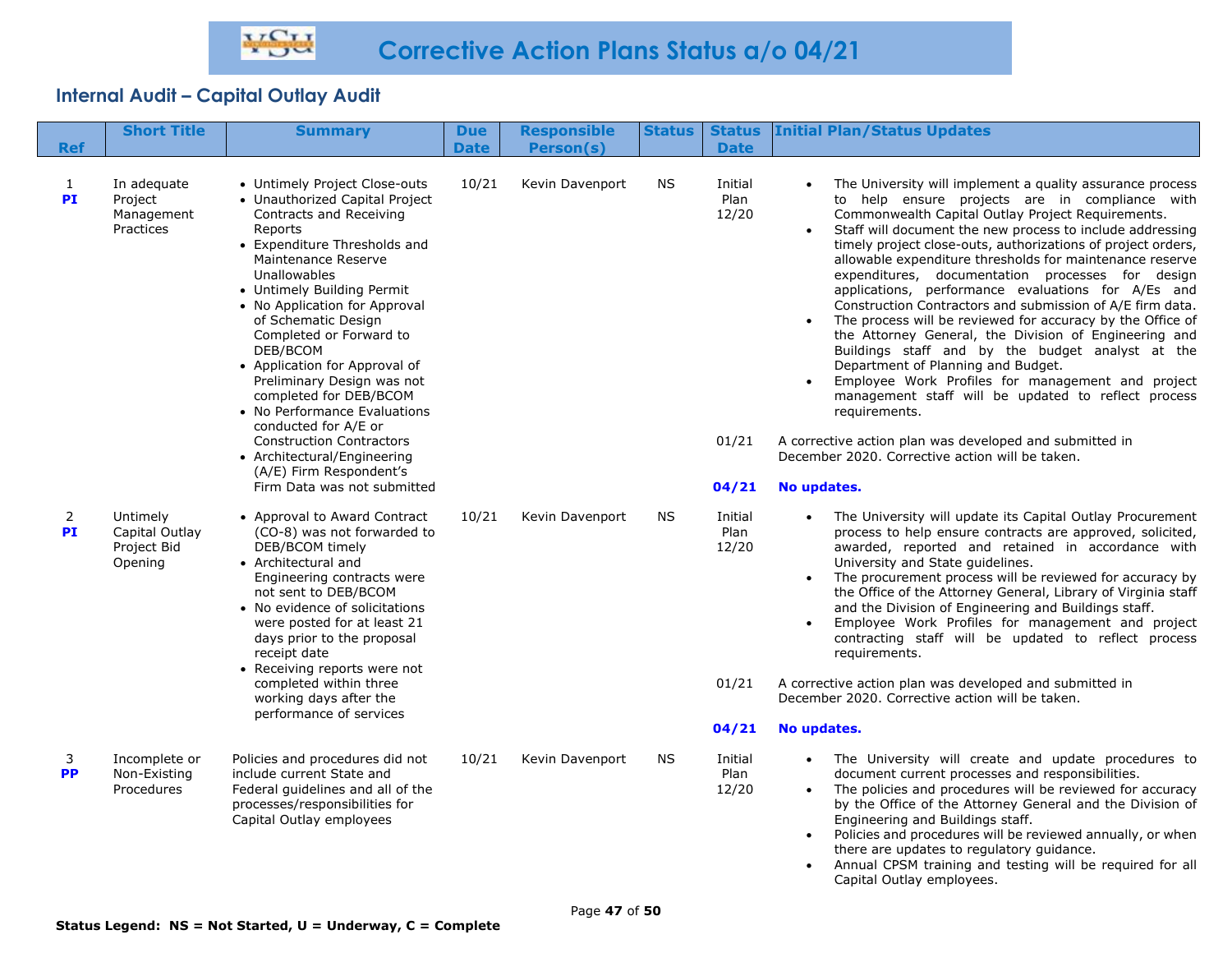# Corrective Action Plans Status a/o 04/21

## Internal Audit – Capital Outlay Audit

| Ref | Short Title | Summary | Due Date | Responsible Person(s) | Status | Status Date | Initial Plan/Status Updates |
|---|---|---|---|---|---|---|---|
| 1 **PI** | In adequate Project Management Practices | • Untimely Project Close-outs<br>• Unauthorized Capital Project Contracts and Receiving Reports<br>• Expenditure Thresholds and Maintenance Reserve Unallowables<br>• Untimely Building Permit<br>• No Application for Approval of Schematic Design Completed or Forward to DEB/BCOM<br>• Application for Approval of Preliminary Design was not completed for DEB/BCOM<br>• No Performance Evaluations conducted for A/E or Construction Contractors<br>• Architectural/Engineering (A/E) Firm Respondent's Firm Data was not submitted | 10/21 | Kevin Davenport | NS | Initial Plan 12/20 | • The University will implement a quality assurance process to help ensure projects are in compliance with Commonwealth Capital Outlay Project Requirements.<br>• Staff will document the new process to include addressing timely project close-outs, authorizations of project orders, allowable expenditure thresholds for maintenance reserve expenditures, documentation processes for design applications, performance evaluations for A/Es and Construction Contractors and submission of A/E firm data.<br>• The process will be reviewed for accuracy by the Office of the Attorney General, the Division of Engineering and Buildings staff and by the budget analyst at the Department of Planning and Budget.<br>• Employee Work Profiles for management and project management staff will be updated to reflect process requirements. |
| | | | | | | 01/21 | A corrective action plan was developed and submitted in December 2020. Corrective action will be taken. |
| | | | | | | **04/21** | **No updates.** |
| 2 **PI** | Untimely Capital Outlay Project Bid Opening | • Approval to Award Contract (CO-8) was not forwarded to DEB/BCOM timely<br>• Architectural and Engineering contracts were not sent to DEB/BCOM<br>• No evidence of solicitations were posted for at least 21 days prior to the proposal receipt date<br>• Receiving reports were not completed within three working days after the performance of services | 10/21 | Kevin Davenport | NS | Initial Plan 12/20 | • The University will update its Capital Outlay Procurement process to help ensure contracts are approved, solicited, awarded, reported and retained in accordance with University and State guidelines.<br>• The procurement process will be reviewed for accuracy by the Office of the Attorney General, Library of Virginia staff and the Division of Engineering and Buildings staff.<br>• Employee Work Profiles for management and project contracting staff will be updated to reflect process requirements. |
| | | | | | | 01/21 | A corrective action plan was developed and submitted in December 2020. Corrective action will be taken. |
| | | | | | | **04/21** | **No updates.** |
| 3 **PP** | Incomplete or Non-Existing Procedures | Policies and procedures did not include current State and Federal guidelines and all of the processes/responsibilities for Capital Outlay employees | 10/21 | Kevin Davenport | NS | Initial Plan 12/20 | • The University will create and update procedures to document current processes and responsibilities.<br>• The policies and procedures will be reviewed for accuracy by the Office of the Attorney General and the Division of Engineering and Buildings staff.<br>• Policies and procedures will be reviewed annually, or when there are updates to regulatory guidance.<br>• Annual CPSM training and testing will be required for all Capital Outlay employees. |

**Status Legend: NS = Not Started, U = Underway, C = Complete**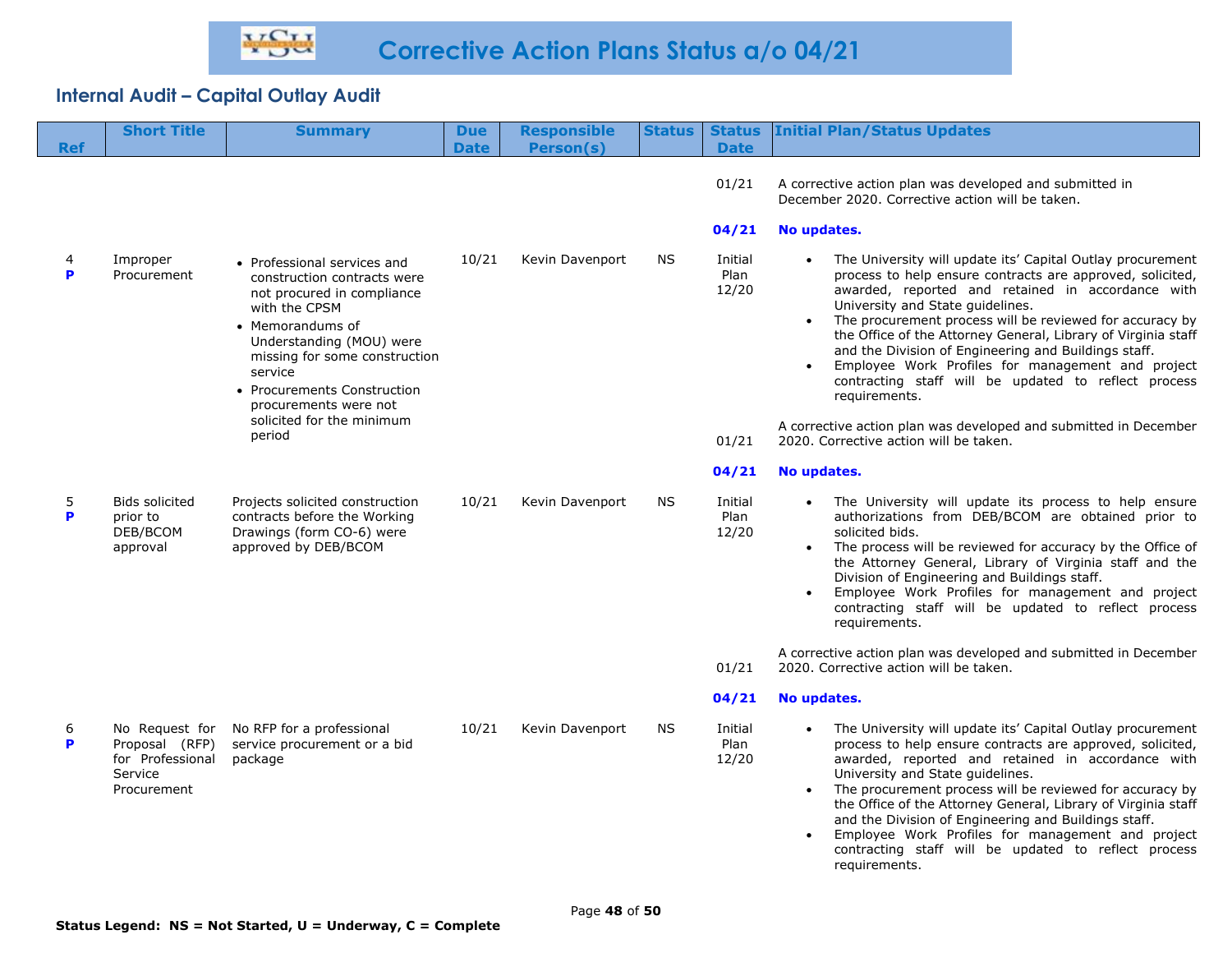# Corrective Action Plans Status a/o 04/21

## Internal Audit – Capital Outlay Audit

| Ref | Short Title | Summary | Due Date | Responsible Person(s) | Status | Status Date | Initial Plan/Status Updates |
|---|---|---|---|---|---|---|---|
| | | | | | | 01/21 | A corrective action plan was developed and submitted in December 2020. Corrective action will be taken. |
| | | | | | | **04/21** | **No updates.** |
| 4 **P** | Improper Procurement | • Professional services and construction contracts were not procured in compliance with the CPSM • Memorandums of Understanding (MOU) were missing for some construction service • Procurements Construction procurements were not solicited for the minimum period | 10/21 | Kevin Davenport | NS | Initial Plan 12/20 | • The University will update its' Capital Outlay procurement process to help ensure contracts are approved, solicited, awarded, reported and retained in accordance with University and State guidelines. • The procurement process will be reviewed for accuracy by the Office of the Attorney General, Library of Virginia staff and the Division of Engineering and Buildings staff. • Employee Work Profiles for management and project contracting staff will be updated to reflect process requirements. |
| | | | | | | 01/21 | A corrective action plan was developed and submitted in December 2020. Corrective action will be taken. |
| | | | | | | **04/21** | **No updates.** |
| 5 **P** | Bids solicited prior to DEB/BCOM approval | Projects solicited construction contracts before the Working Drawings (form CO-6) were approved by DEB/BCOM | 10/21 | Kevin Davenport | NS | Initial Plan 12/20 | • The University will update its process to help ensure authorizations from DEB/BCOM are obtained prior to solicited bids. • The process will be reviewed for accuracy by the Office of the Attorney General, Library of Virginia staff and the Division of Engineering and Buildings staff. • Employee Work Profiles for management and project contracting staff will be updated to reflect process requirements. |
| | | | | | | 01/21 | A corrective action plan was developed and submitted in December 2020. Corrective action will be taken. |
| | | | | | | **04/21** | **No updates.** |
| 6 **P** | No Request for Proposal (RFP) for Professional Service Procurement | No RFP for a professional service procurement or a bid package | 10/21 | Kevin Davenport | NS | Initial Plan 12/20 | • The University will update its' Capital Outlay procurement process to help ensure contracts are approved, solicited, awarded, reported and retained in accordance with University and State guidelines. • The procurement process will be reviewed for accuracy by the Office of the Attorney General, Library of Virginia staff and the Division of Engineering and Buildings staff. • Employee Work Profiles for management and project contracting staff will be updated to reflect process requirements. |

**Status Legend: NS = Not Started, U = Underway, C = Complete**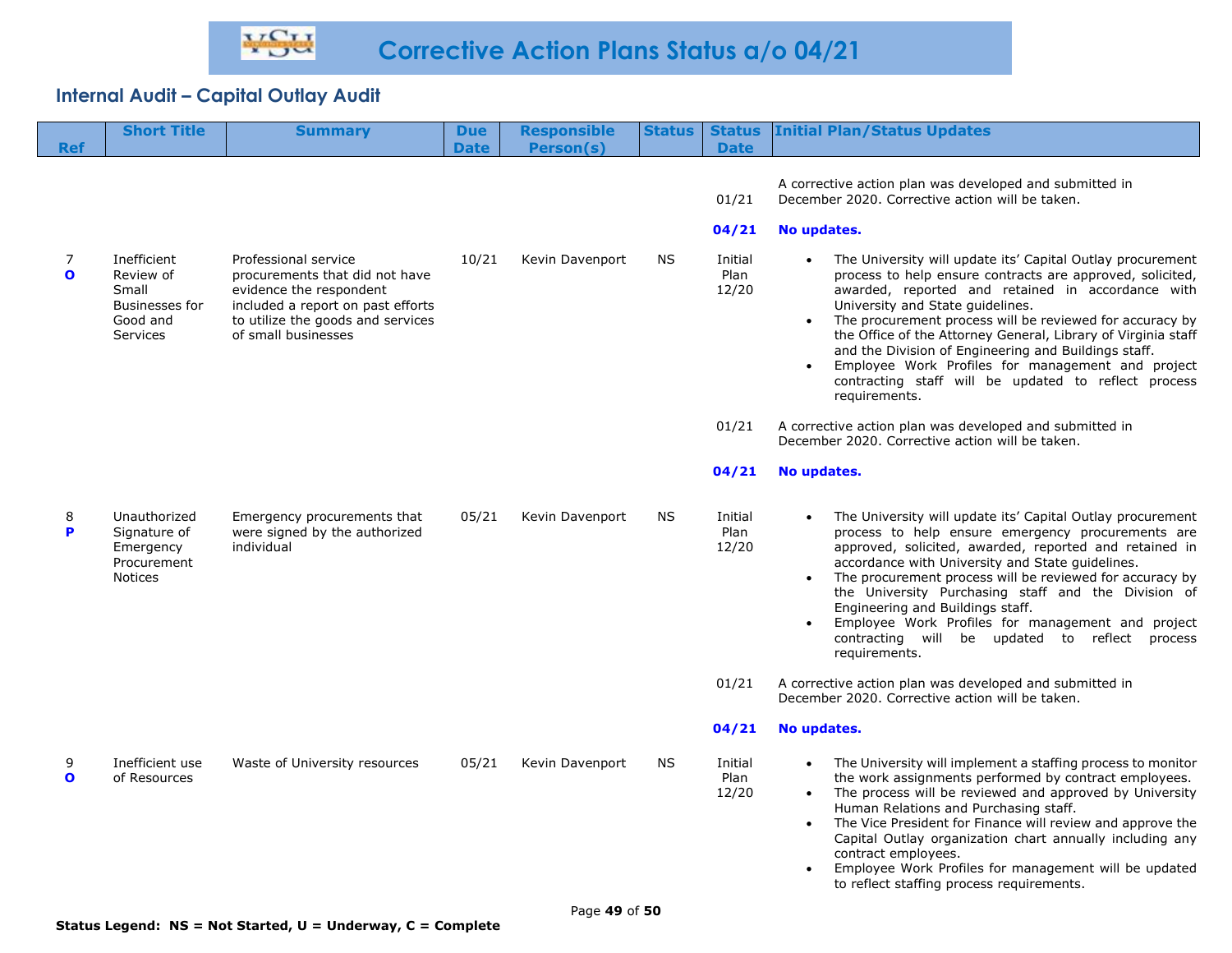# Corrective Action Plans Status a/o 04/21

## Internal Audit – Capital Outlay Audit

| Ref | Short Title | Summary | Due Date | Responsible Person(s) | Status | Status Date | Initial Plan/Status Updates |
|---|---|---|---|---|---|---|---|
| | | | | | | 01/21 | A corrective action plan was developed and submitted in December 2020. Corrective action will be taken. |
| | | | | | | **04/21** | **No updates.** |
| 7 **O** | Inefficient Review of Small Businesses for Good and Services | Professional service procurements that did not have evidence the respondent included a report on past efforts to utilize the goods and services of small businesses | 10/21 | Kevin Davenport | NS | Initial Plan 12/20 | • The University will update its' Capital Outlay procurement process to help ensure contracts are approved, solicited, awarded, reported and retained in accordance with University and State guidelines.<br>• The procurement process will be reviewed for accuracy by the Office of the Attorney General, Library of Virginia staff and the Division of Engineering and Buildings staff.<br>• Employee Work Profiles for management and project contracting staff will be updated to reflect process requirements. |
| | | | | | | 01/21 | A corrective action plan was developed and submitted in December 2020. Corrective action will be taken. |
| | | | | | | **04/21** | **No updates.** |
| 8 **P** | Unauthorized Signature of Emergency Procurement Notices | Emergency procurements that were signed by the authorized individual | 05/21 | Kevin Davenport | NS | Initial Plan 12/20 | • The University will update its' Capital Outlay procurement process to help ensure emergency procurements are approved, solicited, awarded, reported and retained in accordance with University and State guidelines.<br>• The procurement process will be reviewed for accuracy by the University Purchasing staff and the Division of Engineering and Buildings staff.<br>• Employee Work Profiles for management and project contracting will be updated to reflect process requirements. |
| | | | | | | 01/21 | A corrective action plan was developed and submitted in December 2020. Corrective action will be taken. |
| | | | | | | **04/21** | **No updates.** |
| 9 **O** | Inefficient use of Resources | Waste of University resources | 05/21 | Kevin Davenport | NS | Initial Plan 12/20 | • The University will implement a staffing process to monitor the work assignments performed by contract employees.<br>• The process will be reviewed and approved by University Human Relations and Purchasing staff.<br>• The Vice President for Finance will review and approve the Capital Outlay organization chart annually including any contract employees.<br>• Employee Work Profiles for management will be updated to reflect staffing process requirements. |

**Status Legend: NS = Not Started, U = Underway, C = Complete**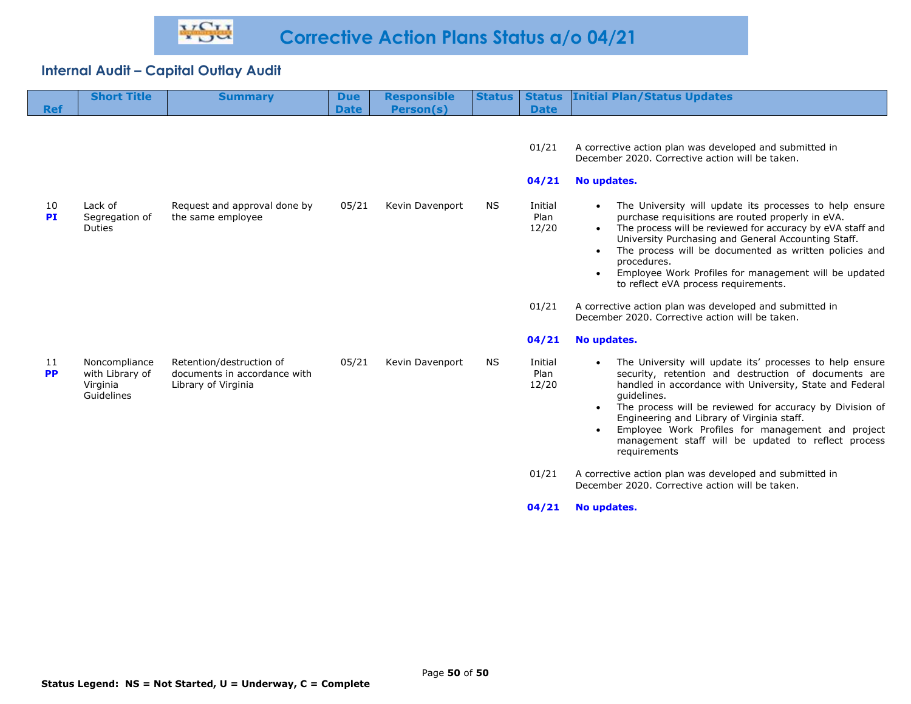# Corrective Action Plans Status a/o 04/21

## Internal Audit – Capital Outlay Audit

| Ref | Short Title | Summary | Due Date | Responsible Person(s) | Status | Status Date | Initial Plan/Status Updates |
|---|---|---|---|---|---|---|---|
| | | | | | | 01/21 | A corrective action plan was developed and submitted in December 2020. Corrective action will be taken. |
| | | | | | | **04/21** | **No updates.** |
| 10 **PI** | Lack of Segregation of Duties | Request and approval done by the same employee | 05/21 | Kevin Davenport | NS | Initial Plan 12/20 | • The University will update its processes to help ensure purchase requisitions are routed properly in eVA.<br>• The process will be reviewed for accuracy by eVA staff and University Purchasing and General Accounting Staff.<br>• The process will be documented as written policies and procedures.<br>• Employee Work Profiles for management will be updated to reflect eVA process requirements. |
| | | | | | | 01/21 | A corrective action plan was developed and submitted in December 2020. Corrective action will be taken. |
| | | | | | | **04/21** | **No updates.** |
| 11 **PP** | Noncompliance with Library of Virginia Guidelines | Retention/destruction of documents in accordance with Library of Virginia | 05/21 | Kevin Davenport | NS | Initial Plan 12/20 | • The University will update its' processes to help ensure security, retention and destruction of documents are handled in accordance with University, State and Federal guidelines.<br>• The process will be reviewed for accuracy by Division of Engineering and Library of Virginia staff.<br>• Employee Work Profiles for management and project management staff will be updated to reflect process requirements |
| | | | | | | 01/21 | A corrective action plan was developed and submitted in December 2020. Corrective action will be taken. |
| | | | | | | **04/21** | **No updates.** |

**Status Legend: NS = Not Started, U = Underway, C = Complete**